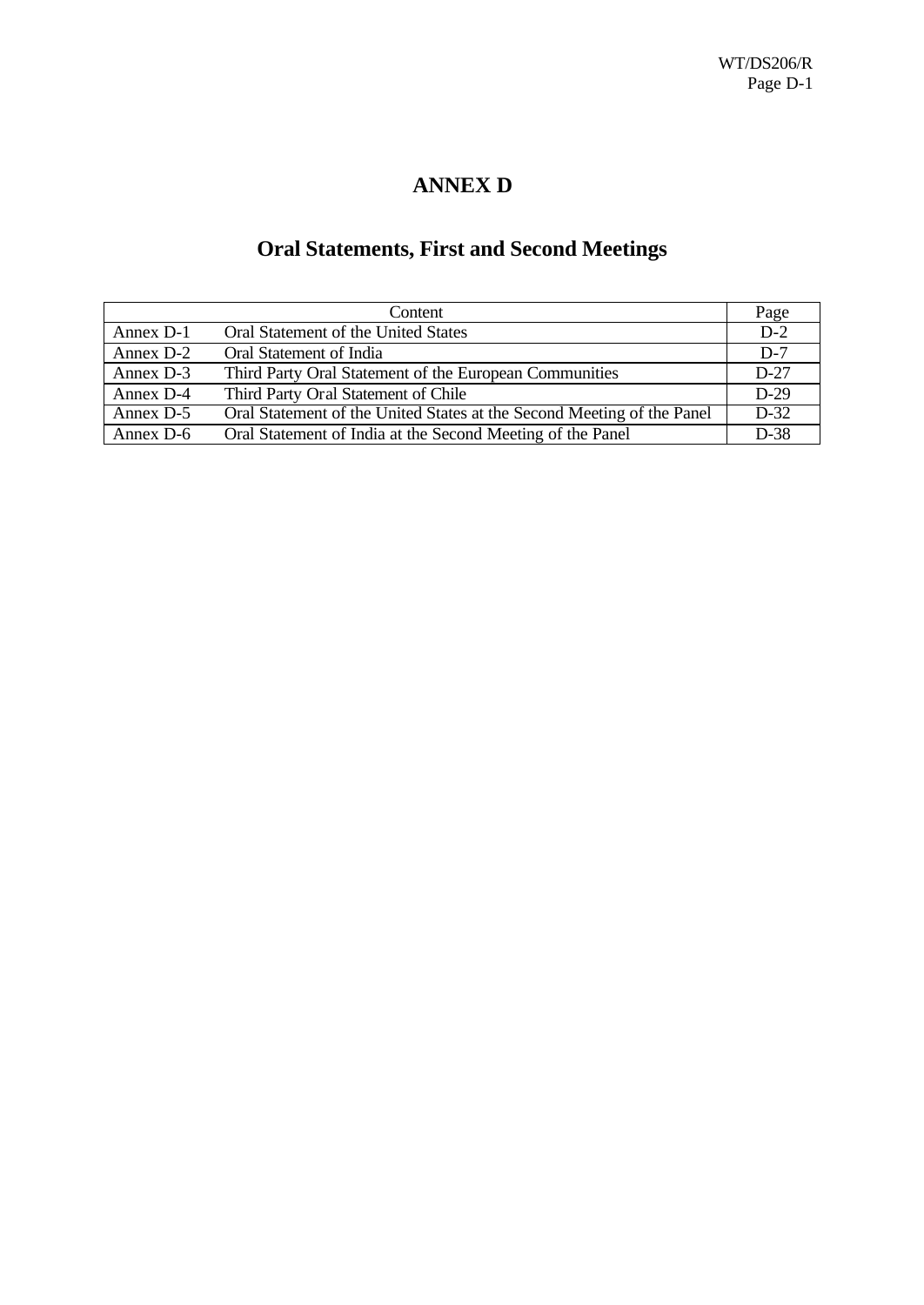# ANNEX D

## Oral Statements, First and Second Meetings

| Content | | Page |
| --- | --- | --- |
| Annex D-1 | Oral Statement of the United States | D-2 |
| Annex D-2 | Oral Statement of India | D-7 |
| Annex D-3 | Third Party Oral Statement of the European Communities | D-27 |
| Annex D-4 | Third Party Oral Statement of Chile | D-29 |
| Annex D-5 | Oral Statement of the United States at the Second Meeting of the Panel | D-32 |
| Annex D-6 | Oral Statement of India at the Second Meeting of the Panel | D-38 |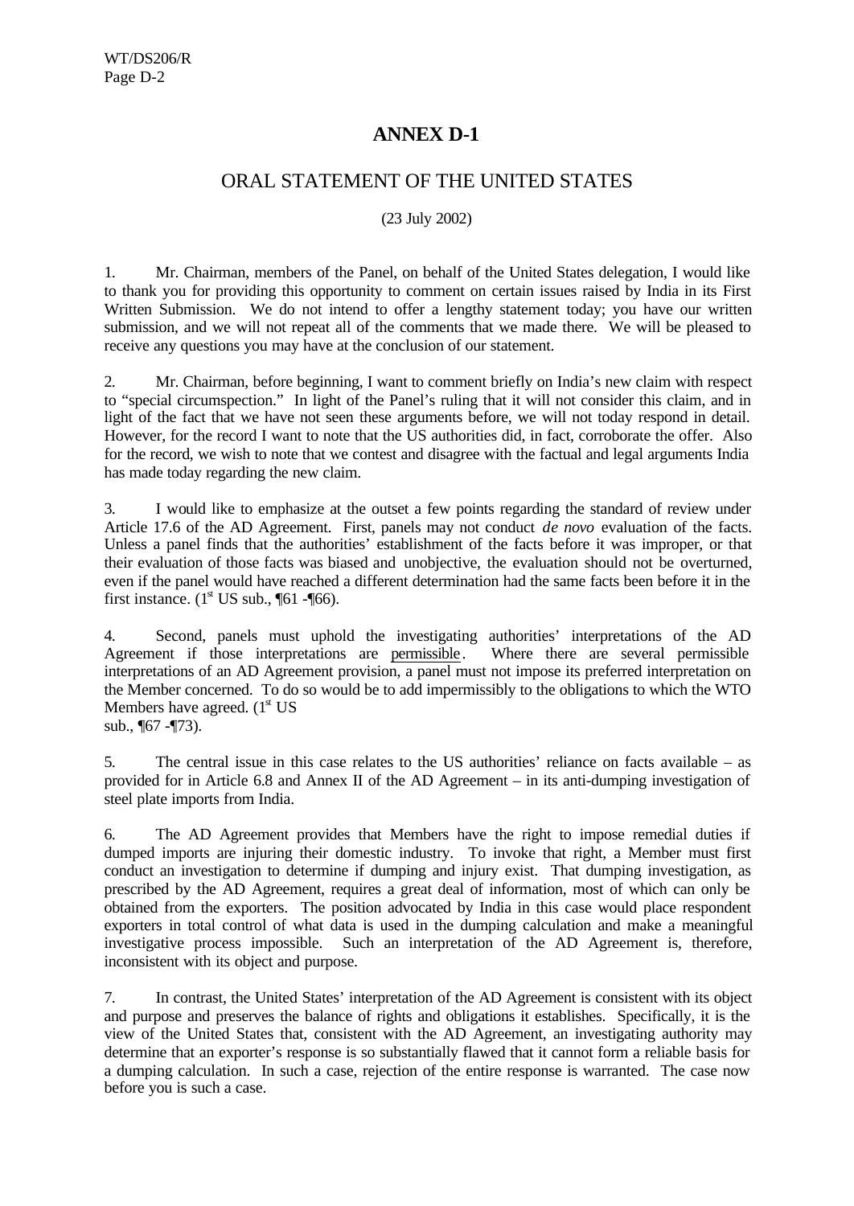# ANNEX D-1

## ORAL STATEMENT OF THE UNITED STATES

(23 July 2002)

1. Mr. Chairman, members of the Panel, on behalf of the United States delegation, I would like to thank you for providing this opportunity to comment on certain issues raised by India in its First Written Submission. We do not intend to offer a lengthy statement today; you have our written submission, and we will not repeat all of the comments that we made there. We will be pleased to receive any questions you may have at the conclusion of our statement.

2. Mr. Chairman, before beginning, I want to comment briefly on India's new claim with respect to "special circumspection." In light of the Panel's ruling that it will not consider this claim, and in light of the fact that we have not seen these arguments before, we will not today respond in detail. However, for the record I want to note that the US authorities did, in fact, corroborate the offer. Also for the record, we wish to note that we contest and disagree with the factual and legal arguments India has made today regarding the new claim.

3. I would like to emphasize at the outset a few points regarding the standard of review under Article 17.6 of the AD Agreement. First, panels may not conduct *de novo* evaluation of the facts. Unless a panel finds that the authorities' establishment of the facts before it was improper, or that their evaluation of those facts was biased and unobjective, the evaluation should not be overturned, even if the panel would have reached a different determination had the same facts been before it in the first instance. (1st US sub., ¶61 -¶66).

4. Second, panels must uphold the investigating authorities' interpretations of the AD Agreement if those interpretations are <u>permissible</u>. Where there are several permissible interpretations of an AD Agreement provision, a panel must not impose its preferred interpretation on the Member concerned. To do so would be to add impermissibly to the obligations to which the WTO Members have agreed. (1st US sub., ¶67 -¶73).

5. The central issue in this case relates to the US authorities' reliance on facts available – as provided for in Article 6.8 and Annex II of the AD Agreement – in its anti-dumping investigation of steel plate imports from India.

6. The AD Agreement provides that Members have the right to impose remedial duties if dumped imports are injuring their domestic industry. To invoke that right, a Member must first conduct an investigation to determine if dumping and injury exist. That dumping investigation, as prescribed by the AD Agreement, requires a great deal of information, most of which can only be obtained from the exporters. The position advocated by India in this case would place respondent exporters in total control of what data is used in the dumping calculation and make a meaningful investigative process impossible. Such an interpretation of the AD Agreement is, therefore, inconsistent with its object and purpose.

7. In contrast, the United States' interpretation of the AD Agreement is consistent with its object and purpose and preserves the balance of rights and obligations it establishes. Specifically, it is the view of the United States that, consistent with the AD Agreement, an investigating authority may determine that an exporter's response is so substantially flawed that it cannot form a reliable basis for a dumping calculation. In such a case, rejection of the entire response is warranted. The case now before you is such a case.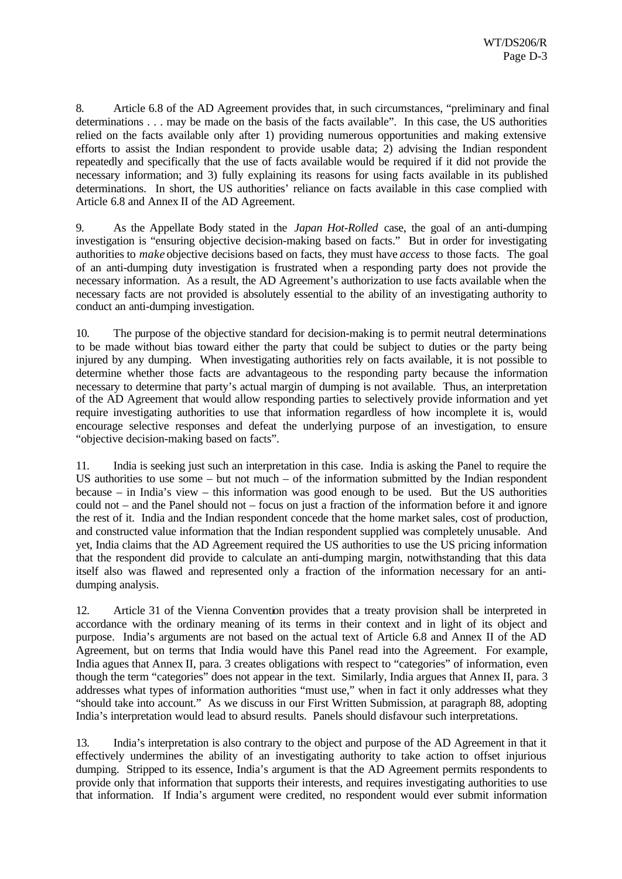8. Article 6.8 of the AD Agreement provides that, in such circumstances, "preliminary and final determinations . . . may be made on the basis of the facts available". In this case, the US authorities relied on the facts available only after 1) providing numerous opportunities and making extensive efforts to assist the Indian respondent to provide usable data; 2) advising the Indian respondent repeatedly and specifically that the use of facts available would be required if it did not provide the necessary information; and 3) fully explaining its reasons for using facts available in its published determinations. In short, the US authorities' reliance on facts available in this case complied with Article 6.8 and Annex II of the AD Agreement.

9. As the Appellate Body stated in the *Japan Hot-Rolled* case, the goal of an anti-dumping investigation is "ensuring objective decision-making based on facts." But in order for investigating authorities to *make* objective decisions based on facts, they must have *access* to those facts. The goal of an anti-dumping duty investigation is frustrated when a responding party does not provide the necessary information. As a result, the AD Agreement's authorization to use facts available when the necessary facts are not provided is absolutely essential to the ability of an investigating authority to conduct an anti-dumping investigation.

10. The purpose of the objective standard for decision-making is to permit neutral determinations to be made without bias toward either the party that could be subject to duties or the party being injured by any dumping. When investigating authorities rely on facts available, it is not possible to determine whether those facts are advantageous to the responding party because the information necessary to determine that party's actual margin of dumping is not available. Thus, an interpretation of the AD Agreement that would allow responding parties to selectively provide information and yet require investigating authorities to use that information regardless of how incomplete it is, would encourage selective responses and defeat the underlying purpose of an investigation, to ensure "objective decision-making based on facts".

11. India is seeking just such an interpretation in this case. India is asking the Panel to require the US authorities to use some – but not much – of the information submitted by the Indian respondent because – in India's view – this information was good enough to be used. But the US authorities could not – and the Panel should not – focus on just a fraction of the information before it and ignore the rest of it. India and the Indian respondent concede that the home market sales, cost of production, and constructed value information that the Indian respondent supplied was completely unusable. And yet, India claims that the AD Agreement required the US authorities to use the US pricing information that the respondent did provide to calculate an anti-dumping margin, notwithstanding that this data itself also was flawed and represented only a fraction of the information necessary for an anti-dumping analysis.

12. Article 31 of the Vienna Convention provides that a treaty provision shall be interpreted in accordance with the ordinary meaning of its terms in their context and in light of its object and purpose. India's arguments are not based on the actual text of Article 6.8 and Annex II of the AD Agreement, but on terms that India would have this Panel read into the Agreement. For example, India agues that Annex II, para. 3 creates obligations with respect to "categories" of information, even though the term "categories" does not appear in the text. Similarly, India argues that Annex II, para. 3 addresses what types of information authorities "must use," when in fact it only addresses what they "should take into account." As we discuss in our First Written Submission, at paragraph 88, adopting India's interpretation would lead to absurd results. Panels should disfavour such interpretations.

13. India's interpretation is also contrary to the object and purpose of the AD Agreement in that it effectively undermines the ability of an investigating authority to take action to offset injurious dumping. Stripped to its essence, India's argument is that the AD Agreement permits respondents to provide only that information that supports their interests, and requires investigating authorities to use that information. If India's argument were credited, no respondent would ever submit information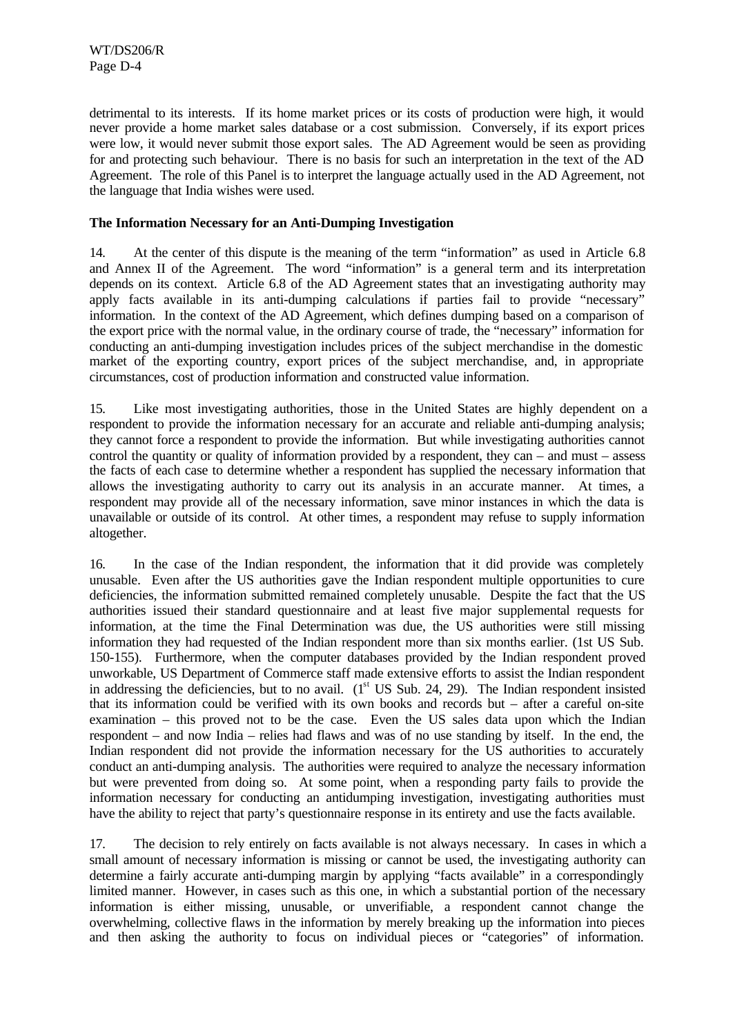detrimental to its interests. If its home market prices or its costs of production were high, it would never provide a home market sales database or a cost submission. Conversely, if its export prices were low, it would never submit those export sales. The AD Agreement would be seen as providing for and protecting such behaviour. There is no basis for such an interpretation in the text of the AD Agreement. The role of this Panel is to interpret the language actually used in the AD Agreement, not the language that India wishes were used.

**The Information Necessary for an Anti-Dumping Investigation**

14. At the center of this dispute is the meaning of the term "information" as used in Article 6.8 and Annex II of the Agreement. The word "information" is a general term and its interpretation depends on its context. Article 6.8 of the AD Agreement states that an investigating authority may apply facts available in its anti-dumping calculations if parties fail to provide "necessary" information. In the context of the AD Agreement, which defines dumping based on a comparison of the export price with the normal value, in the ordinary course of trade, the "necessary" information for conducting an anti-dumping investigation includes prices of the subject merchandise in the domestic market of the exporting country, export prices of the subject merchandise, and, in appropriate circumstances, cost of production information and constructed value information.

15. Like most investigating authorities, those in the United States are highly dependent on a respondent to provide the information necessary for an accurate and reliable anti-dumping analysis; they cannot force a respondent to provide the information. But while investigating authorities cannot control the quantity or quality of information provided by a respondent, they can – and must – assess the facts of each case to determine whether a respondent has supplied the necessary information that allows the investigating authority to carry out its analysis in an accurate manner. At times, a respondent may provide all of the necessary information, save minor instances in which the data is unavailable or outside of its control. At other times, a respondent may refuse to supply information altogether.

16. In the case of the Indian respondent, the information that it did provide was completely unusable. Even after the US authorities gave the Indian respondent multiple opportunities to cure deficiencies, the information submitted remained completely unusable. Despite the fact that the US authorities issued their standard questionnaire and at least five major supplemental requests for information, at the time the Final Determination was due, the US authorities were still missing information they had requested of the Indian respondent more than six months earlier. (1st US Sub. 150-155). Furthermore, when the computer databases provided by the Indian respondent proved unworkable, US Department of Commerce staff made extensive efforts to assist the Indian respondent in addressing the deficiencies, but to no avail. (1st US Sub. 24, 29). The Indian respondent insisted that its information could be verified with its own books and records but – after a careful on-site examination – this proved not to be the case. Even the US sales data upon which the Indian respondent – and now India – relies had flaws and was of no use standing by itself. In the end, the Indian respondent did not provide the information necessary for the US authorities to accurately conduct an anti-dumping analysis. The authorities were required to analyze the necessary information but were prevented from doing so. At some point, when a responding party fails to provide the information necessary for conducting an antidumping investigation, investigating authorities must have the ability to reject that party's questionnaire response in its entirety and use the facts available.

17. The decision to rely entirely on facts available is not always necessary. In cases in which a small amount of necessary information is missing or cannot be used, the investigating authority can determine a fairly accurate anti-dumping margin by applying "facts available" in a correspondingly limited manner. However, in cases such as this one, in which a substantial portion of the necessary information is either missing, unusable, or unverifiable, a respondent cannot change the overwhelming, collective flaws in the information by merely breaking up the information into pieces and then asking the authority to focus on individual pieces or "categories" of information.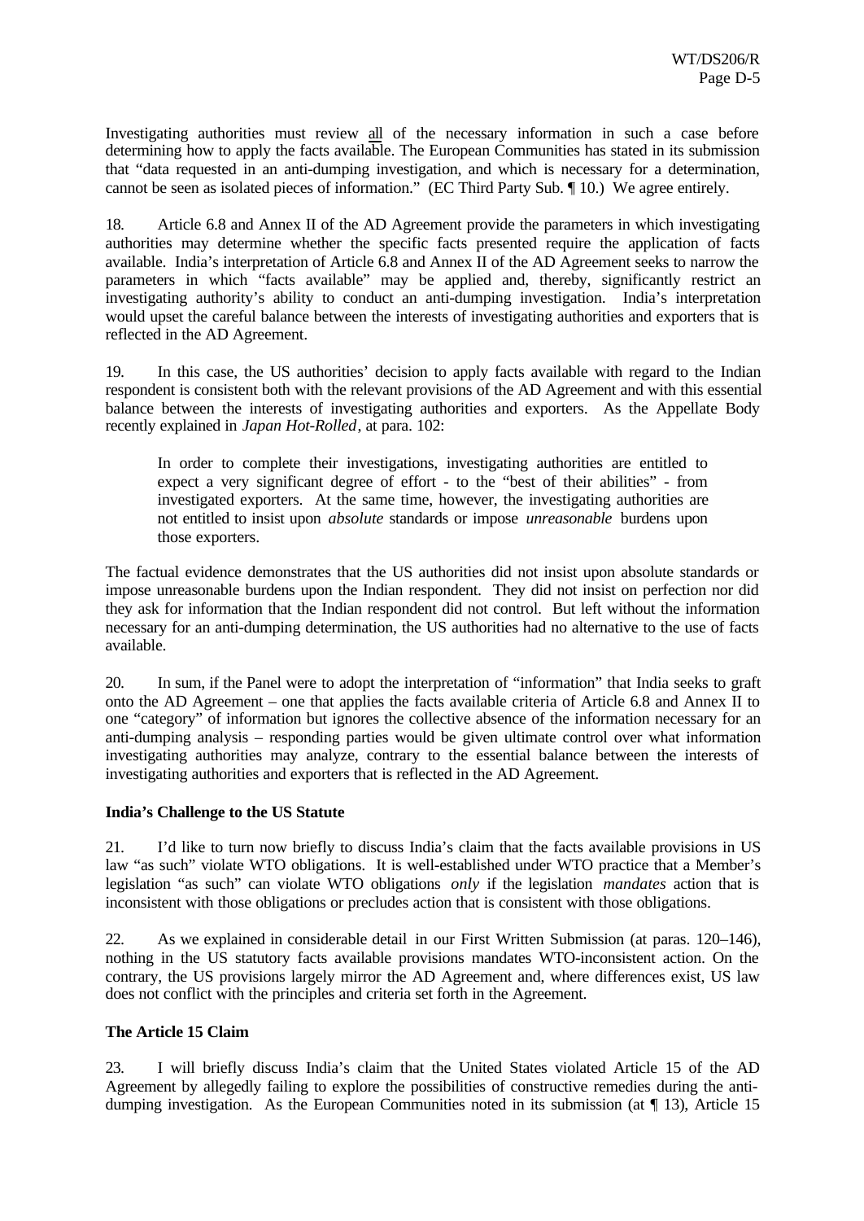Investigating authorities must review all of the necessary information in such a case before determining how to apply the facts available. The European Communities has stated in its submission that "data requested in an anti-dumping investigation, and which is necessary for a determination, cannot be seen as isolated pieces of information." (EC Third Party Sub. ¶ 10.) We agree entirely.

18. Article 6.8 and Annex II of the AD Agreement provide the parameters in which investigating authorities may determine whether the specific facts presented require the application of facts available. India's interpretation of Article 6.8 and Annex II of the AD Agreement seeks to narrow the parameters in which "facts available" may be applied and, thereby, significantly restrict an investigating authority's ability to conduct an anti-dumping investigation. India's interpretation would upset the careful balance between the interests of investigating authorities and exporters that is reflected in the AD Agreement.

19. In this case, the US authorities' decision to apply facts available with regard to the Indian respondent is consistent both with the relevant provisions of the AD Agreement and with this essential balance between the interests of investigating authorities and exporters. As the Appellate Body recently explained in *Japan Hot-Rolled*, at para. 102:

> In order to complete their investigations, investigating authorities are entitled to expect a very significant degree of effort - to the "best of their abilities" - from investigated exporters. At the same time, however, the investigating authorities are not entitled to insist upon *absolute* standards or impose *unreasonable* burdens upon those exporters.

The factual evidence demonstrates that the US authorities did not insist upon absolute standards or impose unreasonable burdens upon the Indian respondent. They did not insist on perfection nor did they ask for information that the Indian respondent did not control. But left without the information necessary for an anti-dumping determination, the US authorities had no alternative to the use of facts available.

20. In sum, if the Panel were to adopt the interpretation of "information" that India seeks to graft onto the AD Agreement – one that applies the facts available criteria of Article 6.8 and Annex II to one "category" of information but ignores the collective absence of the information necessary for an anti-dumping analysis – responding parties would be given ultimate control over what information investigating authorities may analyze, contrary to the essential balance between the interests of investigating authorities and exporters that is reflected in the AD Agreement.

**India's Challenge to the US Statute**

21. I'd like to turn now briefly to discuss India's claim that the facts available provisions in US law "as such" violate WTO obligations. It is well-established under WTO practice that a Member's legislation "as such" can violate WTO obligations *only* if the legislation *mandates* action that is inconsistent with those obligations or precludes action that is consistent with those obligations.

22. As we explained in considerable detail in our First Written Submission (at paras. 120–146), nothing in the US statutory facts available provisions mandates WTO-inconsistent action. On the contrary, the US provisions largely mirror the AD Agreement and, where differences exist, US law does not conflict with the principles and criteria set forth in the Agreement.

**The Article 15 Claim**

23. I will briefly discuss India's claim that the United States violated Article 15 of the AD Agreement by allegedly failing to explore the possibilities of constructive remedies during the anti-dumping investigation. As the European Communities noted in its submission (at ¶ 13), Article 15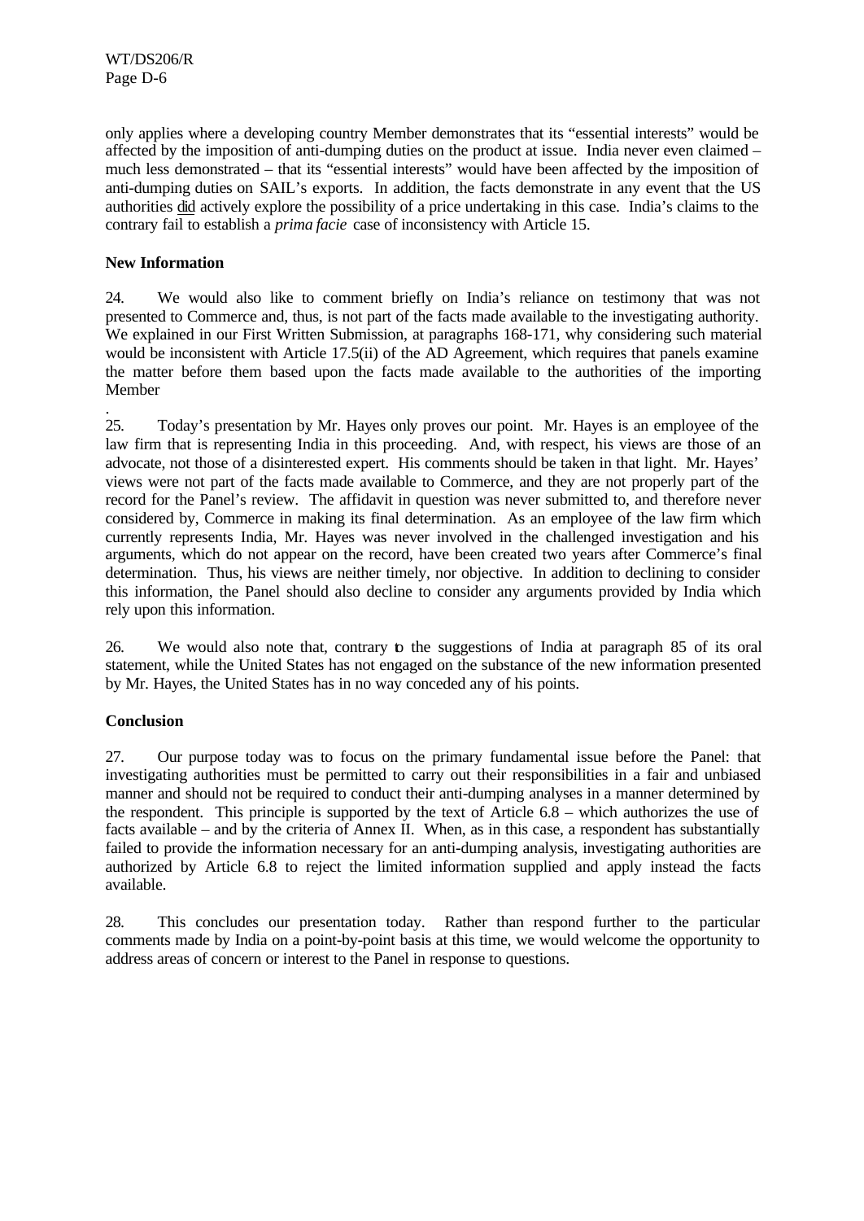only applies where a developing country Member demonstrates that its "essential interests" would be affected by the imposition of anti-dumping duties on the product at issue. India never even claimed – much less demonstrated – that its "essential interests" would have been affected by the imposition of anti-dumping duties on SAIL's exports. In addition, the facts demonstrate in any event that the US authorities did actively explore the possibility of a price undertaking in this case. India's claims to the contrary fail to establish a *prima facie* case of inconsistency with Article 15.

**New Information**

24. We would also like to comment briefly on India's reliance on testimony that was not presented to Commerce and, thus, is not part of the facts made available to the investigating authority. We explained in our First Written Submission, at paragraphs 168-171, why considering such material would be inconsistent with Article 17.5(ii) of the AD Agreement, which requires that panels examine the matter before them based upon the facts made available to the authorities of the importing Member
.

25. Today's presentation by Mr. Hayes only proves our point. Mr. Hayes is an employee of the law firm that is representing India in this proceeding. And, with respect, his views are those of an advocate, not those of a disinterested expert. His comments should be taken in that light. Mr. Hayes' views were not part of the facts made available to Commerce, and they are not properly part of the record for the Panel's review. The affidavit in question was never submitted to, and therefore never considered by, Commerce in making its final determination. As an employee of the law firm which currently represents India, Mr. Hayes was never involved in the challenged investigation and his arguments, which do not appear on the record, have been created two years after Commerce's final determination. Thus, his views are neither timely, nor objective. In addition to declining to consider this information, the Panel should also decline to consider any arguments provided by India which rely upon this information.

26. We would also note that, contrary to the suggestions of India at paragraph 85 of its oral statement, while the United States has not engaged on the substance of the new information presented by Mr. Hayes, the United States has in no way conceded any of his points.

**Conclusion**

27. Our purpose today was to focus on the primary fundamental issue before the Panel: that investigating authorities must be permitted to carry out their responsibilities in a fair and unbiased manner and should not be required to conduct their anti-dumping analyses in a manner determined by the respondent. This principle is supported by the text of Article 6.8 – which authorizes the use of facts available – and by the criteria of Annex II. When, as in this case, a respondent has substantially failed to provide the information necessary for an anti-dumping analysis, investigating authorities are authorized by Article 6.8 to reject the limited information supplied and apply instead the facts available.

28. This concludes our presentation today. Rather than respond further to the particular comments made by India on a point-by-point basis at this time, we would welcome the opportunity to address areas of concern or interest to the Panel in response to questions.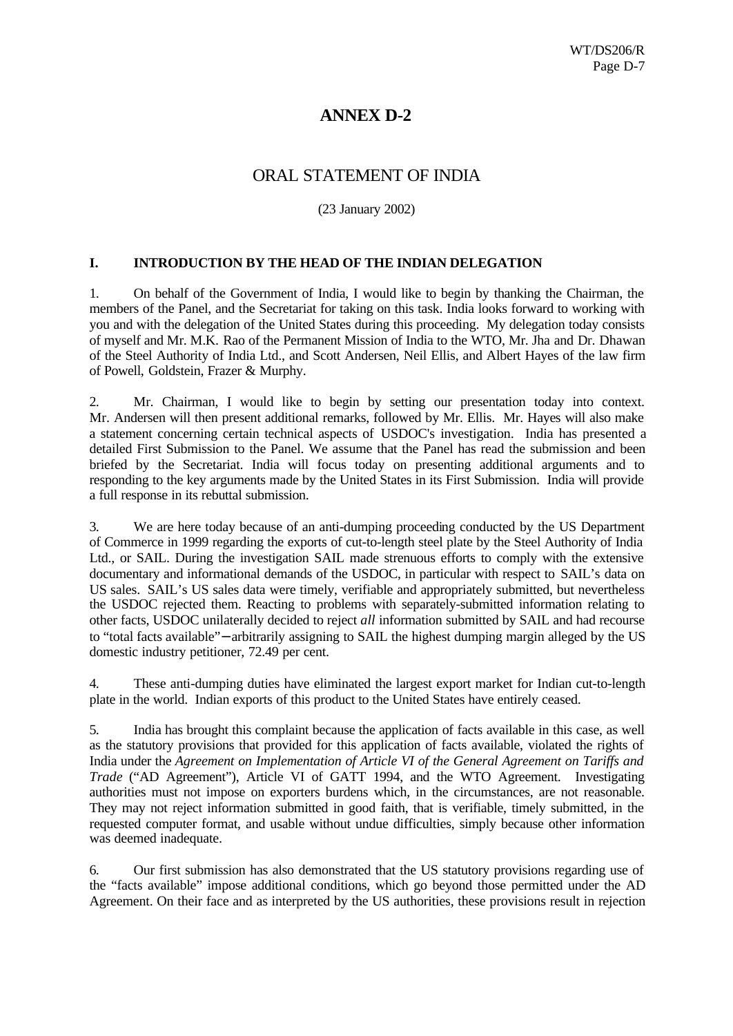# ANNEX D-2

## ORAL STATEMENT OF INDIA

(23 January 2002)

### I. INTRODUCTION BY THE HEAD OF THE INDIAN DELEGATION

1. On behalf of the Government of India, I would like to begin by thanking the Chairman, the members of the Panel, and the Secretariat for taking on this task. India looks forward to working with you and with the delegation of the United States during this proceeding. My delegation today consists of myself and Mr. M.K. Rao of the Permanent Mission of India to the WTO, Mr. Jha and Dr. Dhawan of the Steel Authority of India Ltd., and Scott Andersen, Neil Ellis, and Albert Hayes of the law firm of Powell, Goldstein, Frazer & Murphy.

2. Mr. Chairman, I would like to begin by setting our presentation today into context. Mr. Andersen will then present additional remarks, followed by Mr. Ellis. Mr. Hayes will also make a statement concerning certain technical aspects of USDOC's investigation. India has presented a detailed First Submission to the Panel. We assume that the Panel has read the submission and been briefed by the Secretariat. India will focus today on presenting additional arguments and to responding to the key arguments made by the United States in its First Submission. India will provide a full response in its rebuttal submission.

3. We are here today because of an anti-dumping proceeding conducted by the US Department of Commerce in 1999 regarding the exports of cut-to-length steel plate by the Steel Authority of India Ltd., or SAIL. During the investigation SAIL made strenuous efforts to comply with the extensive documentary and informational demands of the USDOC, in particular with respect to SAIL's data on US sales. SAIL's US sales data were timely, verifiable and appropriately submitted, but nevertheless the USDOC rejected them. Reacting to problems with separately-submitted information relating to other facts, USDOC unilaterally decided to reject *all* information submitted by SAIL and had recourse to "total facts available"—arbitrarily assigning to SAIL the highest dumping margin alleged by the US domestic industry petitioner, 72.49 per cent.

4. These anti-dumping duties have eliminated the largest export market for Indian cut-to-length plate in the world. Indian exports of this product to the United States have entirely ceased.

5. India has brought this complaint because the application of facts available in this case, as well as the statutory provisions that provided for this application of facts available, violated the rights of India under the *Agreement on Implementation of Article VI of the General Agreement on Tariffs and Trade* ("AD Agreement"), Article VI of GATT 1994, and the WTO Agreement. Investigating authorities must not impose on exporters burdens which, in the circumstances, are not reasonable. They may not reject information submitted in good faith, that is verifiable, timely submitted, in the requested computer format, and usable without undue difficulties, simply because other information was deemed inadequate.

6. Our first submission has also demonstrated that the US statutory provisions regarding use of the "facts available" impose additional conditions, which go beyond those permitted under the AD Agreement. On their face and as interpreted by the US authorities, these provisions result in rejection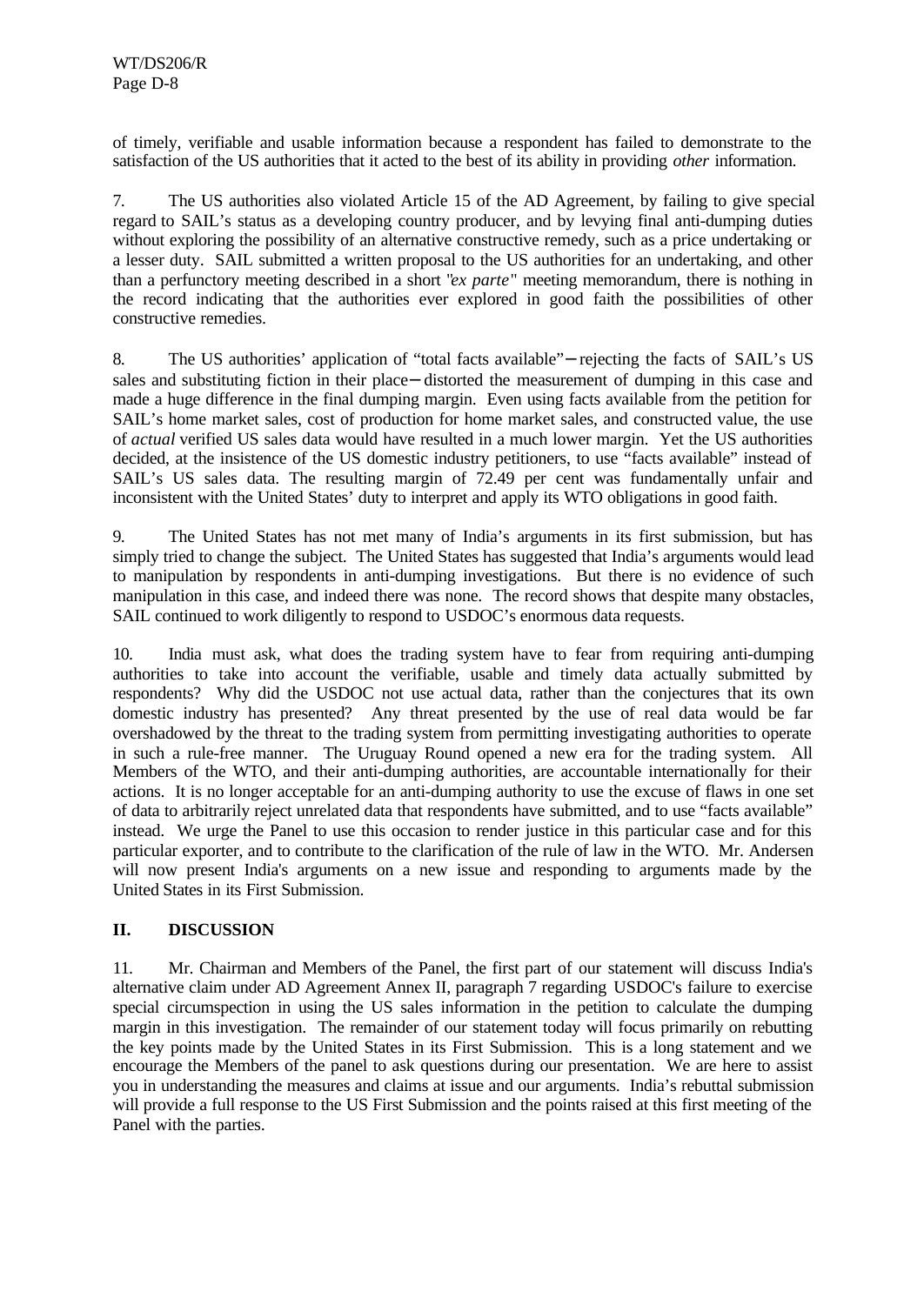of timely, verifiable and usable information because a respondent has failed to demonstrate to the satisfaction of the US authorities that it acted to the best of its ability in providing *other* information.

7. The US authorities also violated Article 15 of the AD Agreement, by failing to give special regard to SAIL's status as a developing country producer, and by levying final anti-dumping duties without exploring the possibility of an alternative constructive remedy, such as a price undertaking or a lesser duty. SAIL submitted a written proposal to the US authorities for an undertaking, and other than a perfunctory meeting described in a short "*ex parte*" meeting memorandum, there is nothing in the record indicating that the authorities ever explored in good faith the possibilities of other constructive remedies.

8. The US authorities' application of "total facts available" – rejecting the facts of SAIL's US sales and substituting fiction in their place – distorted the measurement of dumping in this case and made a huge difference in the final dumping margin. Even using facts available from the petition for SAIL's home market sales, cost of production for home market sales, and constructed value, the use of *actual* verified US sales data would have resulted in a much lower margin. Yet the US authorities decided, at the insistence of the US domestic industry petitioners, to use "facts available" instead of SAIL's US sales data. The resulting margin of 72.49 per cent was fundamentally unfair and inconsistent with the United States' duty to interpret and apply its WTO obligations in good faith.

9. The United States has not met many of India's arguments in its first submission, but has simply tried to change the subject. The United States has suggested that India's arguments would lead to manipulation by respondents in anti-dumping investigations. But there is no evidence of such manipulation in this case, and indeed there was none. The record shows that despite many obstacles, SAIL continued to work diligently to respond to USDOC's enormous data requests.

10. India must ask, what does the trading system have to fear from requiring anti-dumping authorities to take into account the verifiable, usable and timely data actually submitted by respondents? Why did the USDOC not use actual data, rather than the conjectures that its own domestic industry has presented? Any threat presented by the use of real data would be far overshadowed by the threat to the trading system from permitting investigating authorities to operate in such a rule-free manner. The Uruguay Round opened a new era for the trading system. All Members of the WTO, and their anti-dumping authorities, are accountable internationally for their actions. It is no longer acceptable for an anti-dumping authority to use the excuse of flaws in one set of data to arbitrarily reject unrelated data that respondents have submitted, and to use "facts available" instead. We urge the Panel to use this occasion to render justice in this particular case and for this particular exporter, and to contribute to the clarification of the rule of law in the WTO. Mr. Andersen will now present India's arguments on a new issue and responding to arguments made by the United States in its First Submission.

## II. DISCUSSION

11. Mr. Chairman and Members of the Panel, the first part of our statement will discuss India's alternative claim under AD Agreement Annex II, paragraph 7 regarding USDOC's failure to exercise special circumspection in using the US sales information in the petition to calculate the dumping margin in this investigation. The remainder of our statement today will focus primarily on rebutting the key points made by the United States in its First Submission. This is a long statement and we encourage the Members of the panel to ask questions during our presentation. We are here to assist you in understanding the measures and claims at issue and our arguments. India's rebuttal submission will provide a full response to the US First Submission and the points raised at this first meeting of the Panel with the parties.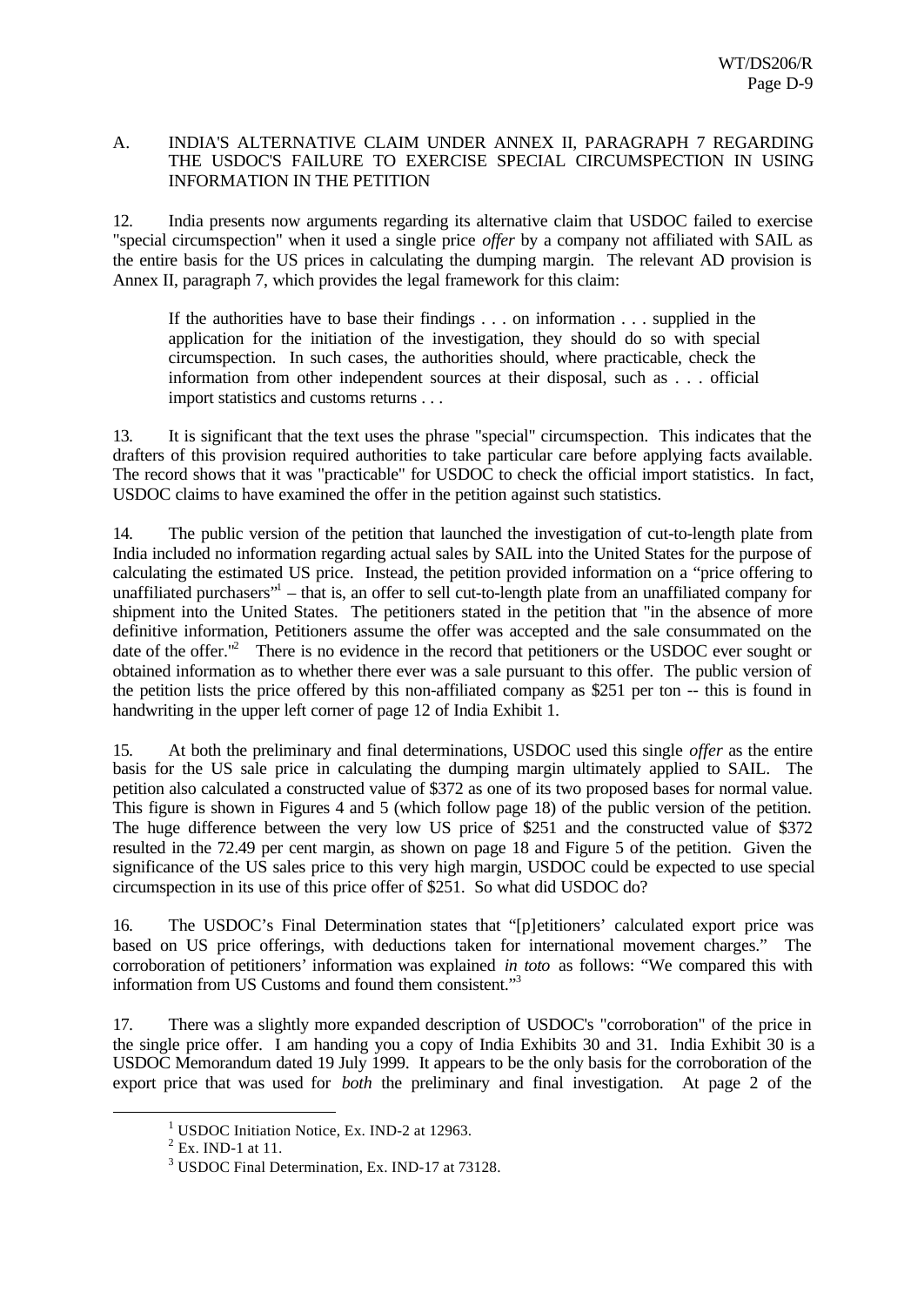## A. INDIA'S ALTERNATIVE CLAIM UNDER ANNEX II, PARAGRAPH 7 REGARDING THE USDOC'S FAILURE TO EXERCISE SPECIAL CIRCUMSPECTION IN USING INFORMATION IN THE PETITION

12. India presents now arguments regarding its alternative claim that USDOC failed to exercise "special circumspection" when it used a single price *offer* by a company not affiliated with SAIL as the entire basis for the US prices in calculating the dumping margin. The relevant AD provision is Annex II, paragraph 7, which provides the legal framework for this claim:

> If the authorities have to base their findings . . . on information . . . supplied in the application for the initiation of the investigation, they should do so with special circumspection. In such cases, the authorities should, where practicable, check the information from other independent sources at their disposal, such as . . . official import statistics and customs returns . . .

13. It is significant that the text uses the phrase "special" circumspection. This indicates that the drafters of this provision required authorities to take particular care before applying facts available. The record shows that it was "practicable" for USDOC to check the official import statistics. In fact, USDOC claims to have examined the offer in the petition against such statistics.

14. The public version of the petition that launched the investigation of cut-to-length plate from India included no information regarding actual sales by SAIL into the United States for the purpose of calculating the estimated US price. Instead, the petition provided information on a "price offering to unaffiliated purchasers"[1] – that is, an offer to sell cut-to-length plate from an unaffiliated company for shipment into the United States. The petitioners stated in the petition that "in the absence of more definitive information, Petitioners assume the offer was accepted and the sale consummated on the date of the offer."[2] There is no evidence in the record that petitioners or the USDOC ever sought or obtained information as to whether there ever was a sale pursuant to this offer. The public version of the petition lists the price offered by this non-affiliated company as \$251 per ton -- this is found in handwriting in the upper left corner of page 12 of India Exhibit 1.

15. At both the preliminary and final determinations, USDOC used this single *offer* as the entire basis for the US sale price in calculating the dumping margin ultimately applied to SAIL. The petition also calculated a constructed value of \$372 as one of its two proposed bases for normal value. This figure is shown in Figures 4 and 5 (which follow page 18) of the public version of the petition. The huge difference between the very low US price of \$251 and the constructed value of \$372 resulted in the 72.49 per cent margin, as shown on page 18 and Figure 5 of the petition. Given the significance of the US sales price to this very high margin, USDOC could be expected to use special circumspection in its use of this price offer of \$251. So what did USDOC do?

16. The USDOC's Final Determination states that "[p]etitioners' calculated export price was based on US price offerings, with deductions taken for international movement charges." The corroboration of petitioners' information was explained *in toto* as follows: "We compared this with information from US Customs and found them consistent."[3]

17. There was a slightly more expanded description of USDOC's "corroboration" of the price in the single price offer. I am handing you a copy of India Exhibits 30 and 31. India Exhibit 30 is a USDOC Memorandum dated 19 July 1999. It appears to be the only basis for the corroboration of the export price that was used for *both* the preliminary and final investigation. At page 2 of the

---

[1] USDOC Initiation Notice, Ex. IND-2 at 12963.

[2] Ex. IND-1 at 11.

[3] USDOC Final Determination, Ex. IND-17 at 73128.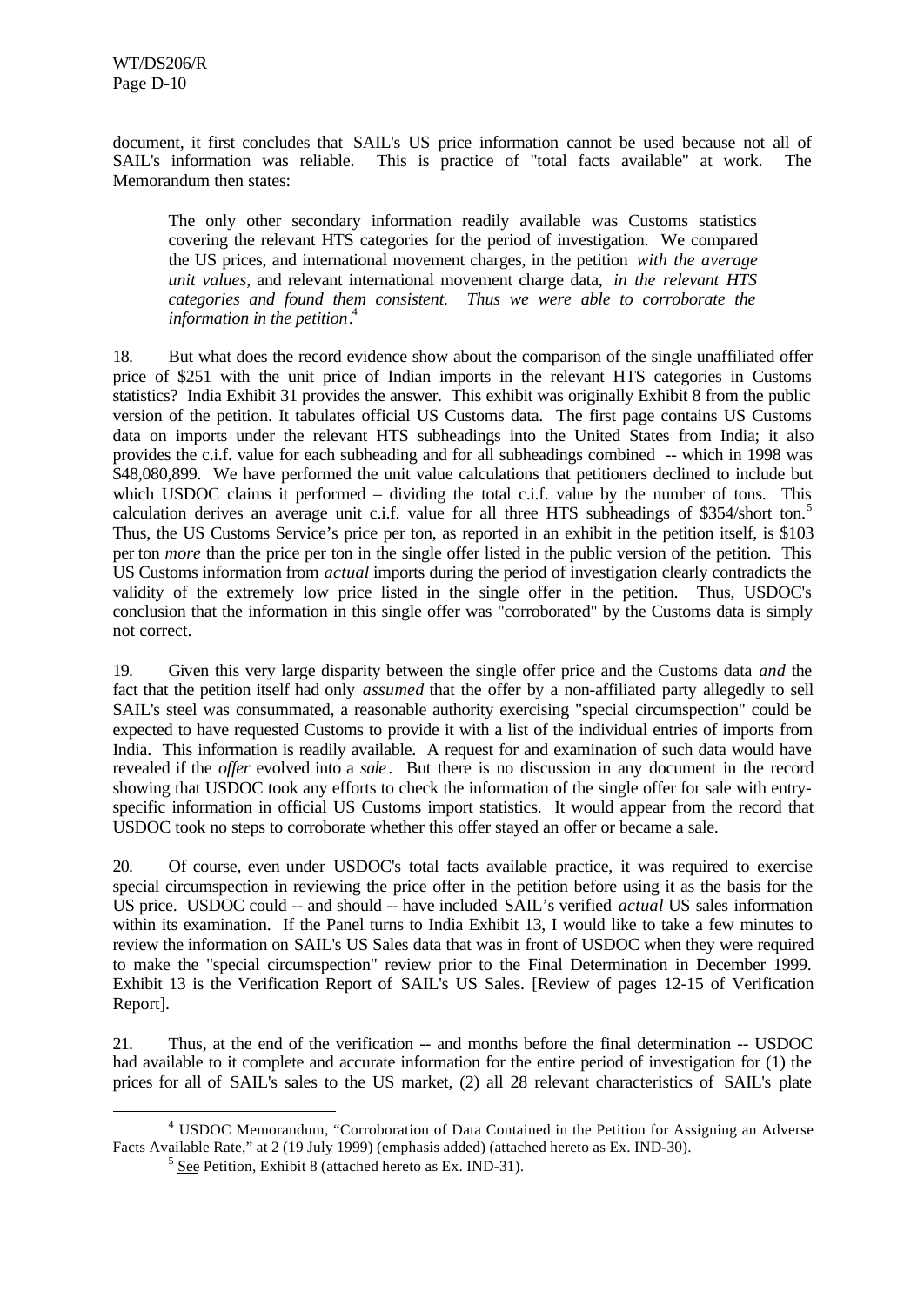document, it first concludes that SAIL's US price information cannot be used because not all of SAIL's information was reliable. This is practice of "total facts available" at work. The Memorandum then states:

> The only other secondary information readily available was Customs statistics covering the relevant HTS categories for the period of investigation. We compared the US prices, and international movement charges, in the petition *with the average unit values*, and relevant international movement charge data, *in the relevant HTS categories and found them consistent. Thus we were able to corroborate the information in the petition*.[4]

18. But what does the record evidence show about the comparison of the single unaffiliated offer price of \$251 with the unit price of Indian imports in the relevant HTS categories in Customs statistics? India Exhibit 31 provides the answer. This exhibit was originally Exhibit 8 from the public version of the petition. It tabulates official US Customs data. The first page contains US Customs data on imports under the relevant HTS subheadings into the United States from India; it also provides the c.i.f. value for each subheading and for all subheadings combined -- which in 1998 was \$48,080,899. We have performed the unit value calculations that petitioners declined to include but which USDOC claims it performed – dividing the total c.i.f. value by the number of tons. This calculation derives an average unit c.i.f. value for all three HTS subheadings of \$354/short ton.[5] Thus, the US Customs Service's price per ton, as reported in an exhibit in the petition itself, is \$103 per ton *more* than the price per ton in the single offer listed in the public version of the petition. This US Customs information from *actual* imports during the period of investigation clearly contradicts the validity of the extremely low price listed in the single offer in the petition. Thus, USDOC's conclusion that the information in this single offer was "corroborated" by the Customs data is simply not correct.

19. Given this very large disparity between the single offer price and the Customs data *and* the fact that the petition itself had only *assumed* that the offer by a non-affiliated party allegedly to sell SAIL's steel was consummated, a reasonable authority exercising "special circumspection" could be expected to have requested Customs to provide it with a list of the individual entries of imports from India. This information is readily available. A request for and examination of such data would have revealed if the *offer* evolved into a *sale*. But there is no discussion in any document in the record showing that USDOC took any efforts to check the information of the single offer for sale with entry-specific information in official US Customs import statistics. It would appear from the record that USDOC took no steps to corroborate whether this offer stayed an offer or became a sale.

20. Of course, even under USDOC's total facts available practice, it was required to exercise special circumspection in reviewing the price offer in the petition before using it as the basis for the US price. USDOC could -- and should -- have included SAIL's verified *actual* US sales information within its examination. If the Panel turns to India Exhibit 13, I would like to take a few minutes to review the information on SAIL's US Sales data that was in front of USDOC when they were required to make the "special circumspection" review prior to the Final Determination in December 1999. Exhibit 13 is the Verification Report of SAIL's US Sales. [Review of pages 12-15 of Verification Report].

21. Thus, at the end of the verification -- and months before the final determination -- USDOC had available to it complete and accurate information for the entire period of investigation for (1) the prices for all of SAIL's sales to the US market, (2) all 28 relevant characteristics of SAIL's plate

---

[4] USDOC Memorandum, "Corroboration of Data Contained in the Petition for Assigning an Adverse Facts Available Rate," at 2 (19 July 1999) (emphasis added) (attached hereto as Ex. IND-30).

[5] See Petition, Exhibit 8 (attached hereto as Ex. IND-31).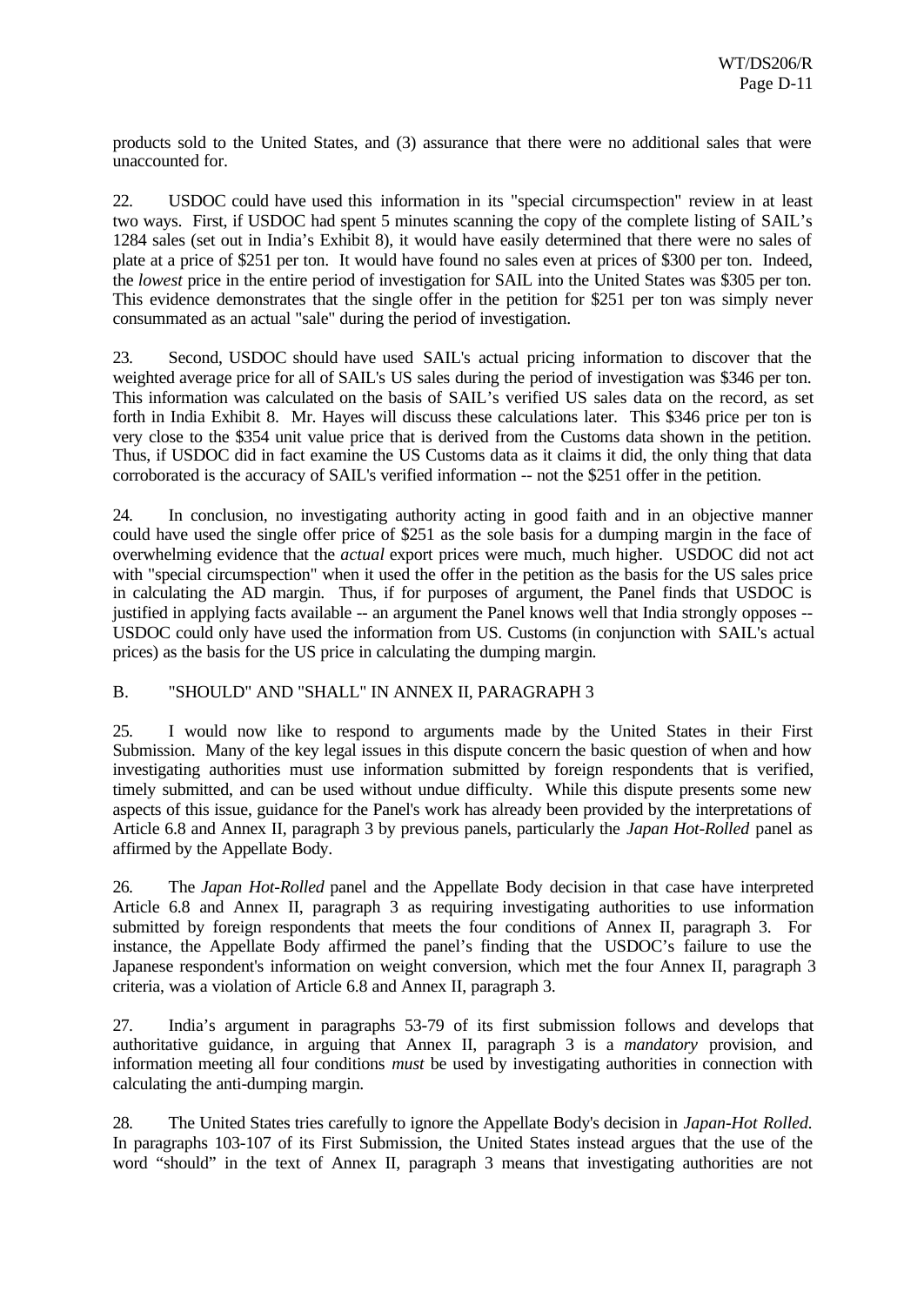products sold to the United States, and (3) assurance that there were no additional sales that were unaccounted for.

22. USDOC could have used this information in its "special circumspection" review in at least two ways. First, if USDOC had spent 5 minutes scanning the copy of the complete listing of SAIL's 1284 sales (set out in India's Exhibit 8), it would have easily determined that there were no sales of plate at a price of $251 per ton. It would have found no sales even at prices of $300 per ton. Indeed, the *lowest* price in the entire period of investigation for SAIL into the United States was $305 per ton. This evidence demonstrates that the single offer in the petition for $251 per ton was simply never consummated as an actual "sale" during the period of investigation.

23. Second, USDOC should have used SAIL's actual pricing information to discover that the weighted average price for all of SAIL's US sales during the period of investigation was $346 per ton. This information was calculated on the basis of SAIL's verified US sales data on the record, as set forth in India Exhibit 8. Mr. Hayes will discuss these calculations later. This $346 price per ton is very close to the $354 unit value price that is derived from the Customs data shown in the petition. Thus, if USDOC did in fact examine the US Customs data as it claims it did, the only thing that data corroborated is the accuracy of SAIL's verified information -- not the $251 offer in the petition.

24. In conclusion, no investigating authority acting in good faith and in an objective manner could have used the single offer price of $251 as the sole basis for a dumping margin in the face of overwhelming evidence that the *actual* export prices were much, much higher. USDOC did not act with "special circumspection" when it used the offer in the petition as the basis for the US sales price in calculating the AD margin. Thus, if for purposes of argument, the Panel finds that USDOC is justified in applying facts available -- an argument the Panel knows well that India strongly opposes -- USDOC could only have used the information from US. Customs (in conjunction with SAIL's actual prices) as the basis for the US price in calculating the dumping margin.

B. "SHOULD" AND "SHALL" IN ANNEX II, PARAGRAPH 3

25. I would now like to respond to arguments made by the United States in their First Submission. Many of the key legal issues in this dispute concern the basic question of when and how investigating authorities must use information submitted by foreign respondents that is verified, timely submitted, and can be used without undue difficulty. While this dispute presents some new aspects of this issue, guidance for the Panel's work has already been provided by the interpretations of Article 6.8 and Annex II, paragraph 3 by previous panels, particularly the *Japan Hot-Rolled* panel as affirmed by the Appellate Body.

26. The *Japan Hot-Rolled* panel and the Appellate Body decision in that case have interpreted Article 6.8 and Annex II, paragraph 3 as requiring investigating authorities to use information submitted by foreign respondents that meets the four conditions of Annex II, paragraph 3. For instance, the Appellate Body affirmed the panel's finding that the USDOC's failure to use the Japanese respondent's information on weight conversion, which met the four Annex II, paragraph 3 criteria, was a violation of Article 6.8 and Annex II, paragraph 3.

27. India's argument in paragraphs 53-79 of its first submission follows and develops that authoritative guidance, in arguing that Annex II, paragraph 3 is a *mandatory* provision, and information meeting all four conditions *must* be used by investigating authorities in connection with calculating the anti-dumping margin.

28. The United States tries carefully to ignore the Appellate Body's decision in *Japan-Hot Rolled.* In paragraphs 103-107 of its First Submission, the United States instead argues that the use of the word "should" in the text of Annex II, paragraph 3 means that investigating authorities are not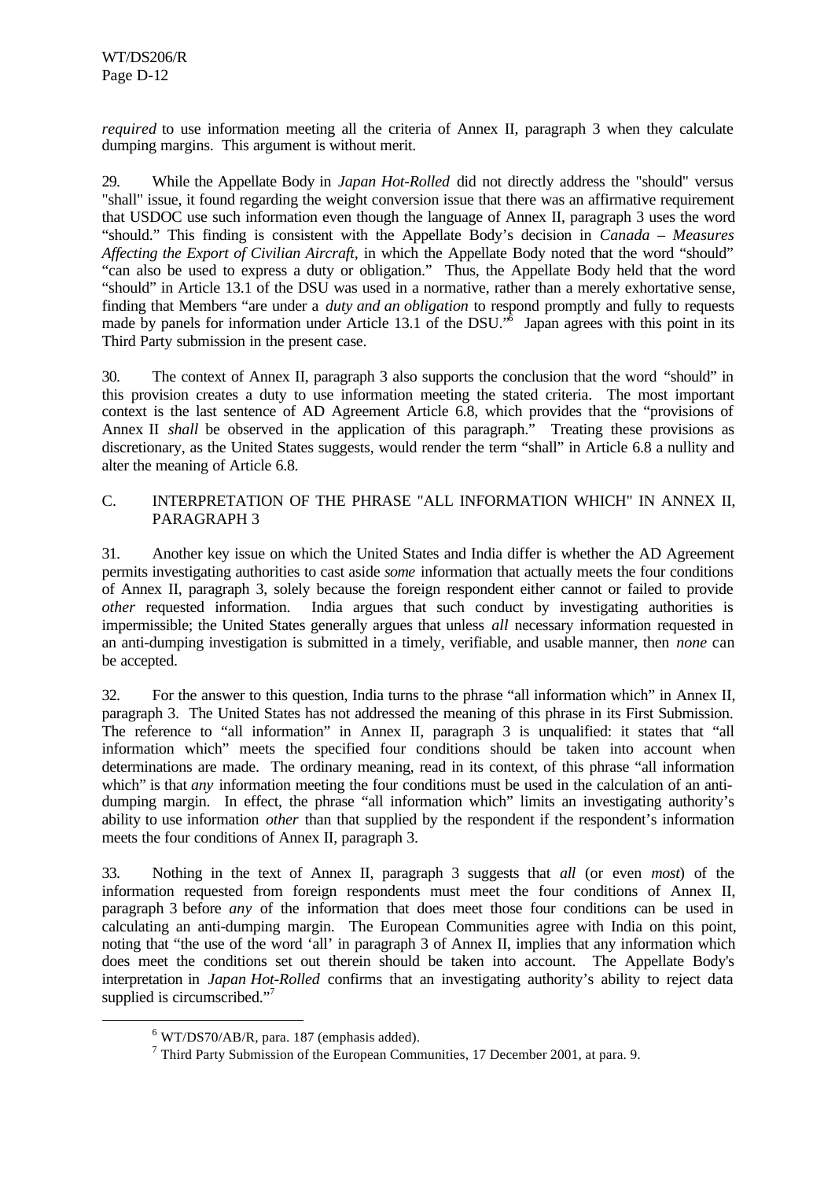*required* to use information meeting all the criteria of Annex II, paragraph 3 when they calculate dumping margins. This argument is without merit.

29. While the Appellate Body in *Japan Hot-Rolled* did not directly address the "should" versus "shall" issue, it found regarding the weight conversion issue that there was an affirmative requirement that USDOC use such information even though the language of Annex II, paragraph 3 uses the word "should." This finding is consistent with the Appellate Body's decision in *Canada – Measures Affecting the Export of Civilian Aircraft*, in which the Appellate Body noted that the word "should" "can also be used to express a duty or obligation." Thus, the Appellate Body held that the word "should" in Article 13.1 of the DSU was used in a normative, rather than a merely exhortative sense, finding that Members "are under a *duty and an obligation* to respond promptly and fully to requests made by panels for information under Article 13.1 of the DSU."[6] Japan agrees with this point in its Third Party submission in the present case.

30. The context of Annex II, paragraph 3 also supports the conclusion that the word "should" in this provision creates a duty to use information meeting the stated criteria. The most important context is the last sentence of AD Agreement Article 6.8, which provides that the "provisions of Annex II *shall* be observed in the application of this paragraph." Treating these provisions as discretionary, as the United States suggests, would render the term "shall" in Article 6.8 a nullity and alter the meaning of Article 6.8.

C. INTERPRETATION OF THE PHRASE "ALL INFORMATION WHICH" IN ANNEX II, PARAGRAPH 3

31. Another key issue on which the United States and India differ is whether the AD Agreement permits investigating authorities to cast aside *some* information that actually meets the four conditions of Annex II, paragraph 3, solely because the foreign respondent either cannot or failed to provide *other* requested information. India argues that such conduct by investigating authorities is impermissible; the United States generally argues that unless *all* necessary information requested in an anti-dumping investigation is submitted in a timely, verifiable, and usable manner, then *none* can be accepted.

32. For the answer to this question, India turns to the phrase "all information which" in Annex II, paragraph 3. The United States has not addressed the meaning of this phrase in its First Submission. The reference to "all information" in Annex II, paragraph 3 is unqualified: it states that "all information which" meets the specified four conditions should be taken into account when determinations are made. The ordinary meaning, read in its context, of this phrase "all information which" is that *any* information meeting the four conditions must be used in the calculation of an anti-dumping margin. In effect, the phrase "all information which" limits an investigating authority's ability to use information *other* than that supplied by the respondent if the respondent's information meets the four conditions of Annex II, paragraph 3.

33. Nothing in the text of Annex II, paragraph 3 suggests that *all* (or even *most*) of the information requested from foreign respondents must meet the four conditions of Annex II, paragraph 3 before *any* of the information that does meet those four conditions can be used in calculating an anti-dumping margin. The European Communities agree with India on this point, noting that "the use of the word 'all' in paragraph 3 of Annex II, implies that any information which does meet the conditions set out therein should be taken into account. The Appellate Body's interpretation in *Japan Hot-Rolled* confirms that an investigating authority's ability to reject data supplied is circumscribed."[7]

---

[6] WT/DS70/AB/R, para. 187 (emphasis added).

[7] Third Party Submission of the European Communities, 17 December 2001, at para. 9.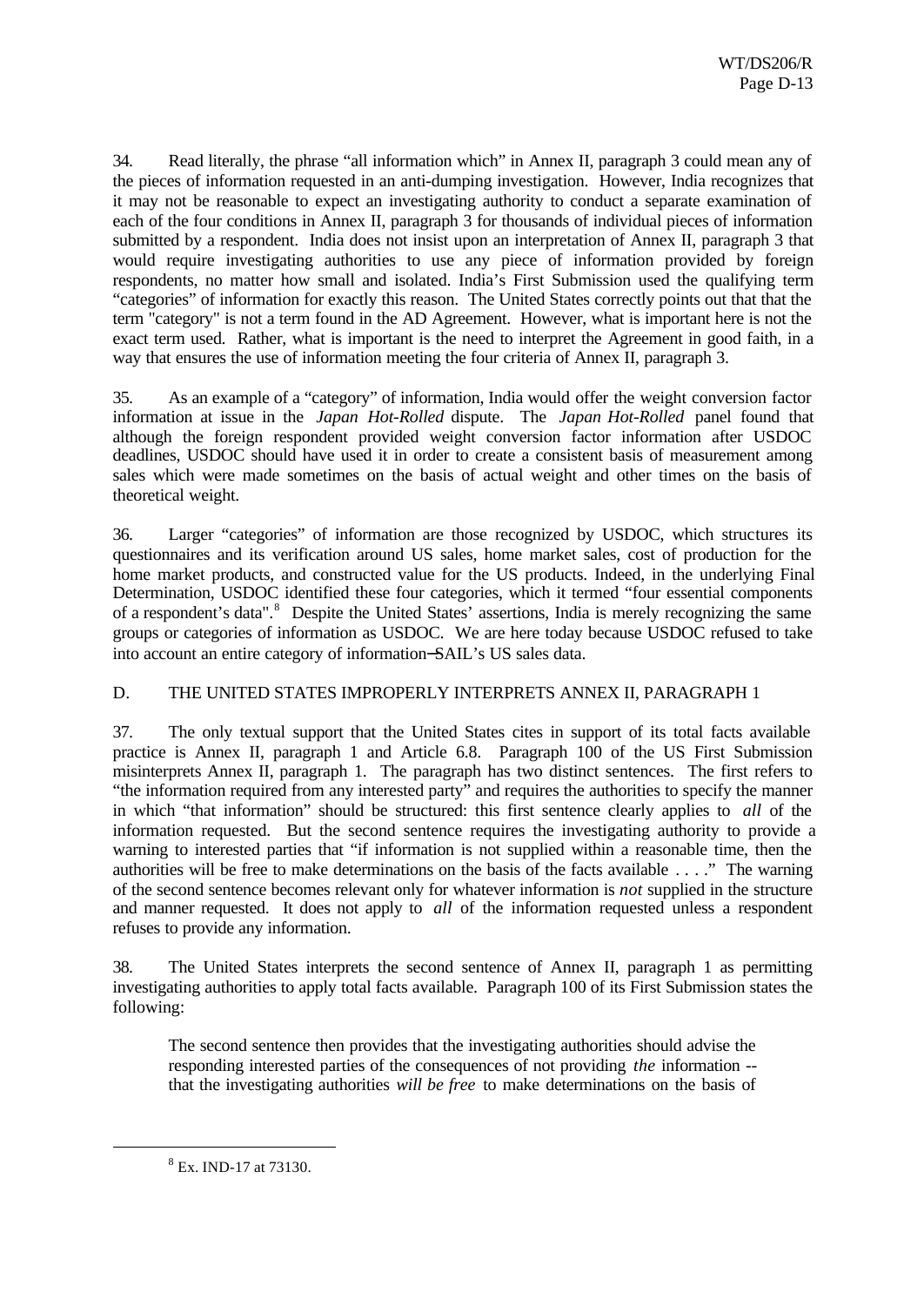34. Read literally, the phrase "all information which" in Annex II, paragraph 3 could mean any of the pieces of information requested in an anti-dumping investigation. However, India recognizes that it may not be reasonable to expect an investigating authority to conduct a separate examination of each of the four conditions in Annex II, paragraph 3 for thousands of individual pieces of information submitted by a respondent. India does not insist upon an interpretation of Annex II, paragraph 3 that would require investigating authorities to use any piece of information provided by foreign respondents, no matter how small and isolated. India's First Submission used the qualifying term "categories" of information for exactly this reason. The United States correctly points out that that the term "category" is not a term found in the AD Agreement. However, what is important here is not the exact term used. Rather, what is important is the need to interpret the Agreement in good faith, in a way that ensures the use of information meeting the four criteria of Annex II, paragraph 3.

35. As an example of a "category" of information, India would offer the weight conversion factor information at issue in the *Japan Hot-Rolled* dispute. The *Japan Hot-Rolled* panel found that although the foreign respondent provided weight conversion factor information after USDOC deadlines, USDOC should have used it in order to create a consistent basis of measurement among sales which were made sometimes on the basis of actual weight and other times on the basis of theoretical weight.

36. Larger "categories" of information are those recognized by USDOC, which structures its questionnaires and its verification around US sales, home market sales, cost of production for the home market products, and constructed value for the US products. Indeed, in the underlying Final Determination, USDOC identified these four categories, which it termed "four essential components of a respondent's data".[8] Despite the United States' assertions, India is merely recognizing the same groups or categories of information as USDOC. We are here today because USDOC refused to take into account an entire category of information—SAIL's US sales data.

## D. THE UNITED STATES IMPROPERLY INTERPRETS ANNEX II, PARAGRAPH 1

37. The only textual support that the United States cites in support of its total facts available practice is Annex II, paragraph 1 and Article 6.8. Paragraph 100 of the US First Submission misinterprets Annex II, paragraph 1. The paragraph has two distinct sentences. The first refers to "the information required from any interested party" and requires the authorities to specify the manner in which "that information" should be structured: this first sentence clearly applies to *all* of the information requested. But the second sentence requires the investigating authority to provide a warning to interested parties that "if information is not supplied within a reasonable time, then the authorities will be free to make determinations on the basis of the facts available . . . ." The warning of the second sentence becomes relevant only for whatever information is *not* supplied in the structure and manner requested. It does not apply to *all* of the information requested unless a respondent refuses to provide any information.

38. The United States interprets the second sentence of Annex II, paragraph 1 as permitting investigating authorities to apply total facts available. Paragraph 100 of its First Submission states the following:

> The second sentence then provides that the investigating authorities should advise the responding interested parties of the consequences of not providing *the* information -- that the investigating authorities *will be free* to make determinations on the basis of

---

[8] Ex. IND-17 at 73130.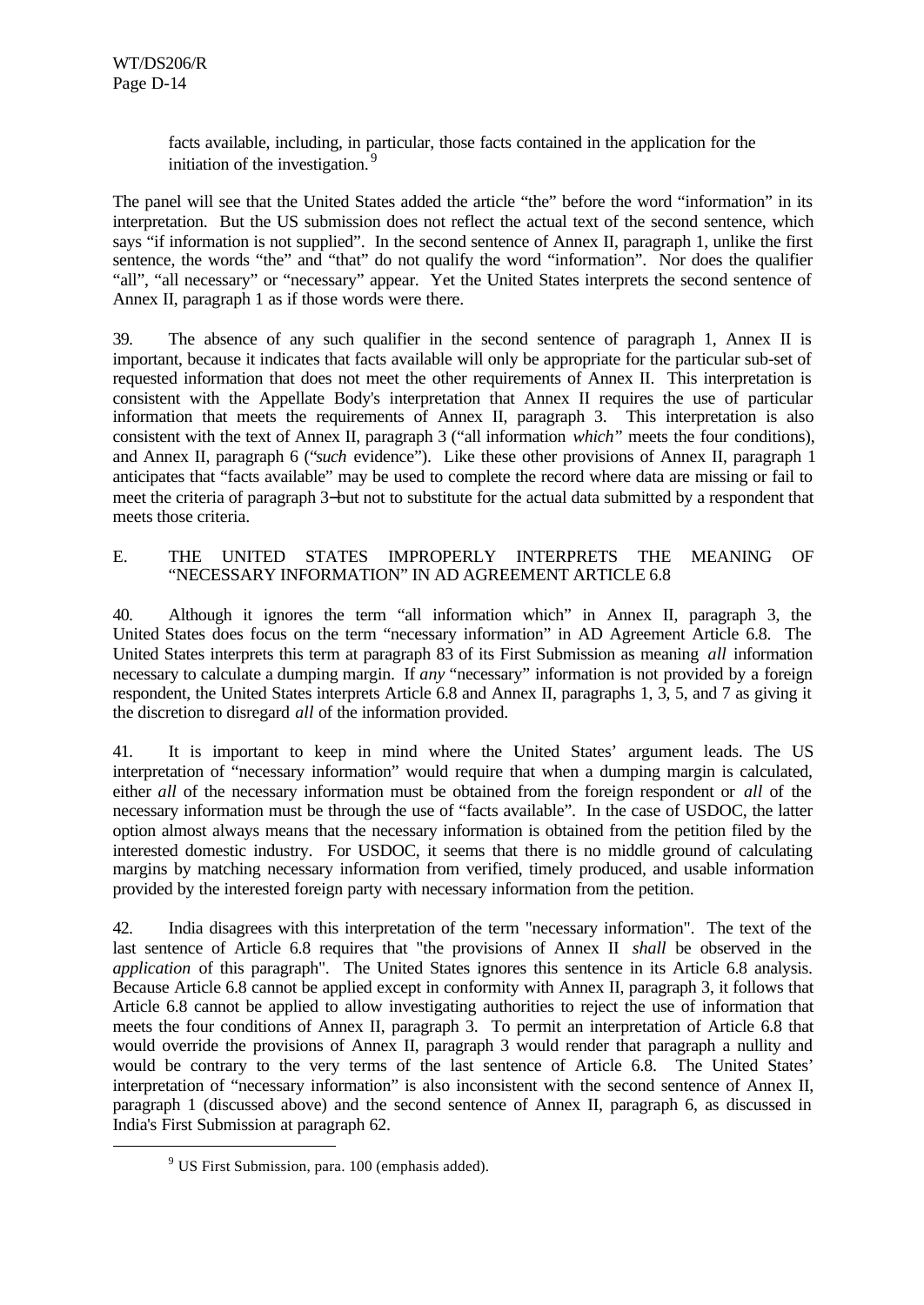> facts available, including, in particular, those facts contained in the application for the initiation of the investigation.[9]

The panel will see that the United States added the article "the" before the word "information" in its interpretation. But the US submission does not reflect the actual text of the second sentence, which says "if information is not supplied". In the second sentence of Annex II, paragraph 1, unlike the first sentence, the words "the" and "that" do not qualify the word "information". Nor does the qualifier "all", "all necessary" or "necessary" appear. Yet the United States interprets the second sentence of Annex II, paragraph 1 as if those words were there.

39. The absence of any such qualifier in the second sentence of paragraph 1, Annex II is important, because it indicates that facts available will only be appropriate for the particular sub-set of requested information that does not meet the other requirements of Annex II. This interpretation is consistent with the Appellate Body's interpretation that Annex II requires the use of particular information that meets the requirements of Annex II, paragraph 3. This interpretation is also consistent with the text of Annex II, paragraph 3 ("all information *which*" meets the four conditions), and Annex II, paragraph 6 ("*such* evidence"). Like these other provisions of Annex II, paragraph 1 anticipates that "facts available" may be used to complete the record where data are missing or fail to meet the criteria of paragraph 3—but not to substitute for the actual data submitted by a respondent that meets those criteria.

## E. THE UNITED STATES IMPROPERLY INTERPRETS THE MEANING OF "NECESSARY INFORMATION" IN AD AGREEMENT ARTICLE 6.8

40. Although it ignores the term "all information which" in Annex II, paragraph 3, the United States does focus on the term "necessary information" in AD Agreement Article 6.8. The United States interprets this term at paragraph 83 of its First Submission as meaning *all* information necessary to calculate a dumping margin. If *any* "necessary" information is not provided by a foreign respondent, the United States interprets Article 6.8 and Annex II, paragraphs 1, 3, 5, and 7 as giving it the discretion to disregard *all* of the information provided.

41. It is important to keep in mind where the United States' argument leads. The US interpretation of "necessary information" would require that when a dumping margin is calculated, either *all* of the necessary information must be obtained from the foreign respondent or *all* of the necessary information must be through the use of "facts available". In the case of USDOC, the latter option almost always means that the necessary information is obtained from the petition filed by the interested domestic industry. For USDOC, it seems that there is no middle ground of calculating margins by matching necessary information from verified, timely produced, and usable information provided by the interested foreign party with necessary information from the petition.

42. India disagrees with this interpretation of the term "necessary information". The text of the last sentence of Article 6.8 requires that "the provisions of Annex II *shall* be observed in the *application* of this paragraph". The United States ignores this sentence in its Article 6.8 analysis. Because Article 6.8 cannot be applied except in conformity with Annex II, paragraph 3, it follows that Article 6.8 cannot be applied to allow investigating authorities to reject the use of information that meets the four conditions of Annex II, paragraph 3. To permit an interpretation of Article 6.8 that would override the provisions of Annex II, paragraph 3 would render that paragraph a nullity and would be contrary to the very terms of the last sentence of Article 6.8. The United States' interpretation of "necessary information" is also inconsistent with the second sentence of Annex II, paragraph 1 (discussed above) and the second sentence of Annex II, paragraph 6, as discussed in India's First Submission at paragraph 62.

[9] US First Submission, para. 100 (emphasis added).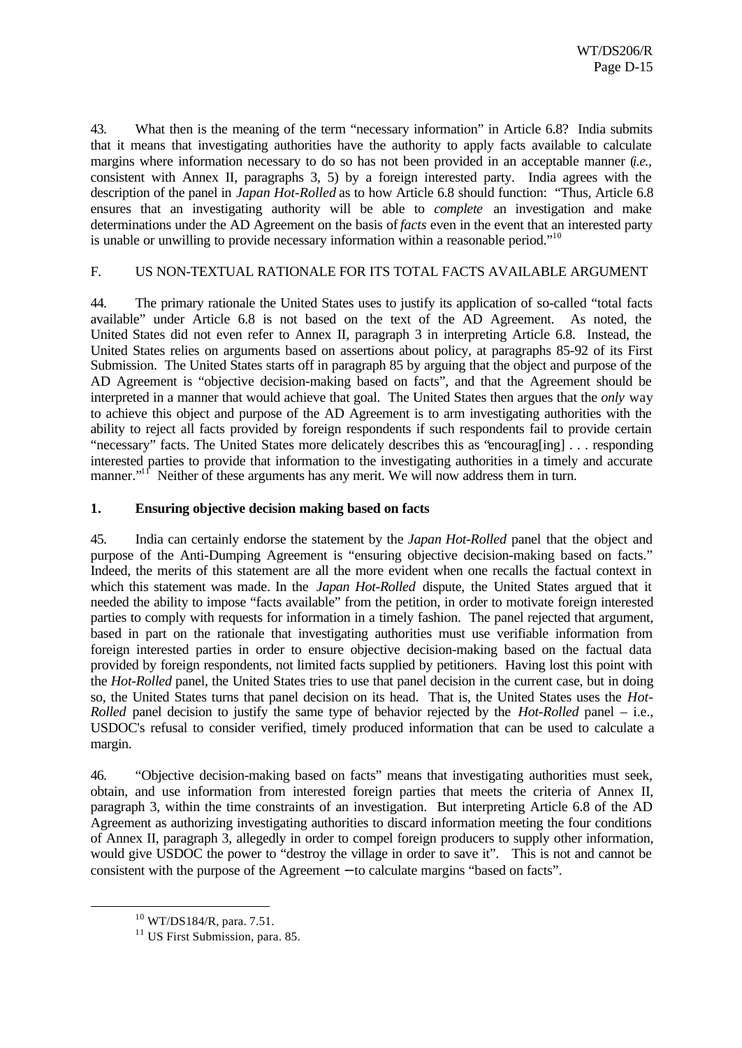43. What then is the meaning of the term "necessary information" in Article 6.8? India submits that it means that investigating authorities have the authority to apply facts available to calculate margins where information necessary to do so has not been provided in an acceptable manner (*i.e.*, consistent with Annex II, paragraphs 3, 5) by a foreign interested party. India agrees with the description of the panel in *Japan Hot-Rolled* as to how Article 6.8 should function: "Thus, Article 6.8 ensures that an investigating authority will be able to *complete* an investigation and make determinations under the AD Agreement on the basis of *facts* even in the event that an interested party is unable or unwilling to provide necessary information within a reasonable period."[10]

F. US NON-TEXTUAL RATIONALE FOR ITS TOTAL FACTS AVAILABLE ARGUMENT

44. The primary rationale the United States uses to justify its application of so-called "total facts available" under Article 6.8 is not based on the text of the AD Agreement. As noted, the United States did not even refer to Annex II, paragraph 3 in interpreting Article 6.8. Instead, the United States relies on arguments based on assertions about policy, at paragraphs 85-92 of its First Submission. The United States starts off in paragraph 85 by arguing that the object and purpose of the AD Agreement is "objective decision-making based on facts", and that the Agreement should be interpreted in a manner that would achieve that goal. The United States then argues that the *only* way to achieve this object and purpose of the AD Agreement is to arm investigating authorities with the ability to reject all facts provided by foreign respondents if such respondents fail to provide certain "necessary" facts. The United States more delicately describes this as "encourag[ing] . . . responding interested parties to provide that information to the investigating authorities in a timely and accurate manner."[11] Neither of these arguments has any merit. We will now address them in turn.

**1. Ensuring objective decision making based on facts**

45. India can certainly endorse the statement by the *Japan Hot-Rolled* panel that the object and purpose of the Anti-Dumping Agreement is "ensuring objective decision-making based on facts." Indeed, the merits of this statement are all the more evident when one recalls the factual context in which this statement was made. In the *Japan Hot-Rolled* dispute, the United States argued that it needed the ability to impose "facts available" from the petition, in order to motivate foreign interested parties to comply with requests for information in a timely fashion. The panel rejected that argument, based in part on the rationale that investigating authorities must use verifiable information from foreign interested parties in order to ensure objective decision-making based on the factual data provided by foreign respondents, not limited facts supplied by petitioners. Having lost this point with the *Hot-Rolled* panel, the United States tries to use that panel decision in the current case, but in doing so, the United States turns that panel decision on its head. That is, the United States uses the *Hot-Rolled* panel decision to justify the same type of behavior rejected by the *Hot-Rolled* panel – i.e., USDOC's refusal to consider verified, timely produced information that can be used to calculate a margin.

46. "Objective decision-making based on facts" means that investigating authorities must seek, obtain, and use information from interested foreign parties that meets the criteria of Annex II, paragraph 3, within the time constraints of an investigation. But interpreting Article 6.8 of the AD Agreement as authorizing investigating authorities to discard information meeting the four conditions of Annex II, paragraph 3, allegedly in order to compel foreign producers to supply other information, would give USDOC the power to "destroy the village in order to save it". This is not and cannot be consistent with the purpose of the Agreement – to calculate margins "based on facts".

[10] WT/DS184/R, para. 7.51.

[11] US First Submission, para. 85.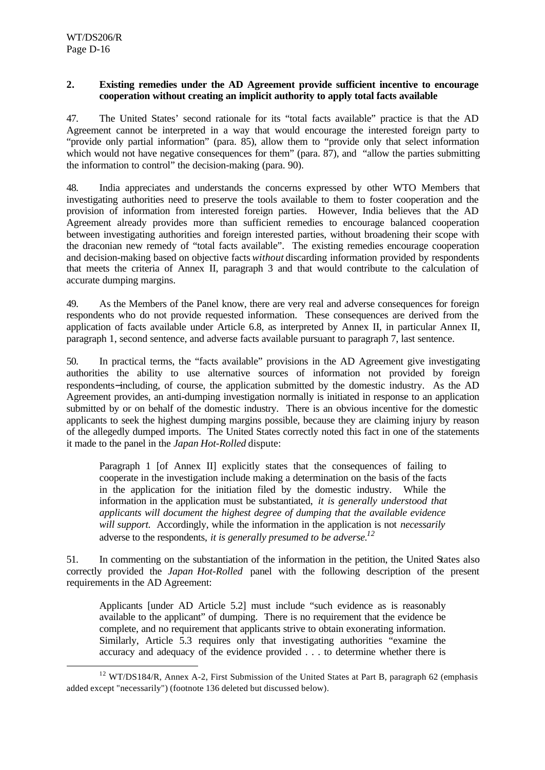## 2. Existing remedies under the AD Agreement provide sufficient incentive to encourage cooperation without creating an implicit authority to apply total facts available

47. The United States' second rationale for its "total facts available" practice is that the AD Agreement cannot be interpreted in a way that would encourage the interested foreign party to "provide only partial information" (para. 85), allow them to "provide only that select information which would not have negative consequences for them" (para. 87), and "allow the parties submitting the information to control" the decision-making (para. 90).

48. India appreciates and understands the concerns expressed by other WTO Members that investigating authorities need to preserve the tools available to them to foster cooperation and the provision of information from interested foreign parties. However, India believes that the AD Agreement already provides more than sufficient remedies to encourage balanced cooperation between investigating authorities and foreign interested parties, without broadening their scope with the draconian new remedy of "total facts available". The existing remedies encourage cooperation and decision-making based on objective facts *without* discarding information provided by respondents that meets the criteria of Annex II, paragraph 3 and that would contribute to the calculation of accurate dumping margins.

49. As the Members of the Panel know, there are very real and adverse consequences for foreign respondents who do not provide requested information. These consequences are derived from the application of facts available under Article 6.8, as interpreted by Annex II, in particular Annex II, paragraph 1, second sentence, and adverse facts available pursuant to paragraph 7, last sentence.

50. In practical terms, the "facts available" provisions in the AD Agreement give investigating authorities the ability to use alternative sources of information not provided by foreign respondents—including, of course, the application submitted by the domestic industry. As the AD Agreement provides, an anti-dumping investigation normally is initiated in response to an application submitted by or on behalf of the domestic industry. There is an obvious incentive for the domestic applicants to seek the highest dumping margins possible, because they are claiming injury by reason of the allegedly dumped imports. The United States correctly noted this fact in one of the statements it made to the panel in the *Japan Hot-Rolled* dispute:

> Paragraph 1 [of Annex II] explicitly states that the consequences of failing to cooperate in the investigation include making a determination on the basis of the facts in the application for the initiation filed by the domestic industry. While the information in the application must be substantiated, *it is generally understood that applicants will document the highest degree of dumping that the available evidence will support.* Accordingly, while the information in the application is not *necessarily* adverse to the respondents, *it is generally presumed to be adverse.*[12]

51. In commenting on the substantiation of the information in the petition, the United States also correctly provided the *Japan Hot-Rolled* panel with the following description of the present requirements in the AD Agreement:

> Applicants [under AD Article 5.2] must include "such evidence as is reasonably available to the applicant" of dumping. There is no requirement that the evidence be complete, and no requirement that applicants strive to obtain exonerating information. Similarly, Article 5.3 requires only that investigating authorities "examine the accuracy and adequacy of the evidence provided . . . to determine whether there is

---

[12] WT/DS184/R, Annex A-2, First Submission of the United States at Part B, paragraph 62 (emphasis added except "necessarily") (footnote 136 deleted but discussed below).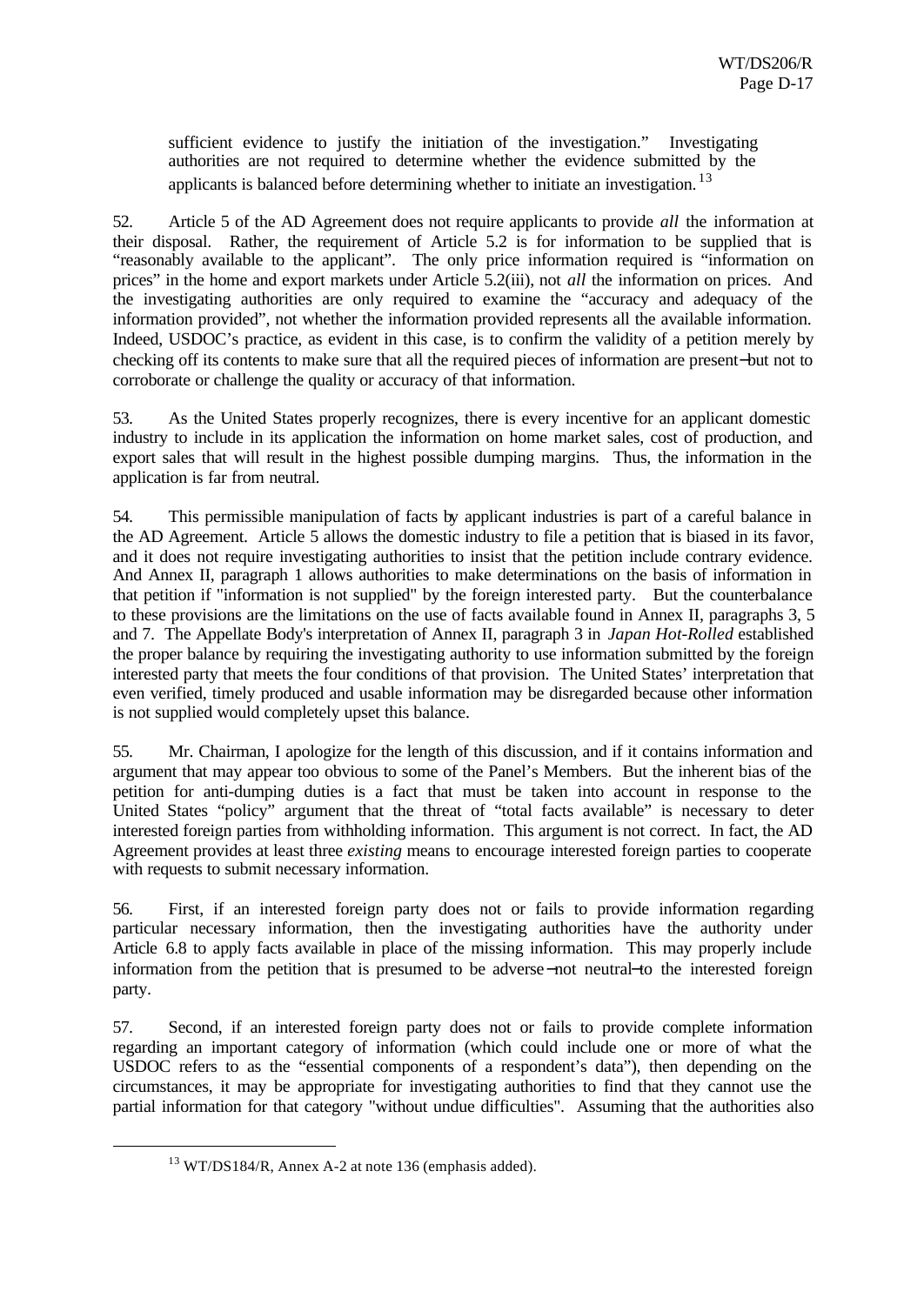sufficient evidence to justify the initiation of the investigation." Investigating authorities are not required to determine whether the evidence submitted by the applicants is balanced before determining whether to initiate an investigation.[13]

52. Article 5 of the AD Agreement does not require applicants to provide *all* the information at their disposal. Rather, the requirement of Article 5.2 is for information to be supplied that is "reasonably available to the applicant". The only price information required is "information on prices" in the home and export markets under Article 5.2(iii), not *all* the information on prices. And the investigating authorities are only required to examine the "accuracy and adequacy of the information provided", not whether the information provided represents all the available information. Indeed, USDOC's practice, as evident in this case, is to confirm the validity of a petition merely by checking off its contents to make sure that all the required pieces of information are present−but not to corroborate or challenge the quality or accuracy of that information.

53. As the United States properly recognizes, there is every incentive for an applicant domestic industry to include in its application the information on home market sales, cost of production, and export sales that will result in the highest possible dumping margins. Thus, the information in the application is far from neutral.

54. This permissible manipulation of facts by applicant industries is part of a careful balance in the AD Agreement. Article 5 allows the domestic industry to file a petition that is biased in its favor, and it does not require investigating authorities to insist that the petition include contrary evidence. And Annex II, paragraph 1 allows authorities to make determinations on the basis of information in that petition if "information is not supplied" by the foreign interested party. But the counterbalance to these provisions are the limitations on the use of facts available found in Annex II, paragraphs 3, 5 and 7. The Appellate Body's interpretation of Annex II, paragraph 3 in *Japan Hot-Rolled* established the proper balance by requiring the investigating authority to use information submitted by the foreign interested party that meets the four conditions of that provision. The United States' interpretation that even verified, timely produced and usable information may be disregarded because other information is not supplied would completely upset this balance.

55. Mr. Chairman, I apologize for the length of this discussion, and if it contains information and argument that may appear too obvious to some of the Panel's Members. But the inherent bias of the petition for anti-dumping duties is a fact that must be taken into account in response to the United States "policy" argument that the threat of "total facts available" is necessary to deter interested foreign parties from withholding information. This argument is not correct. In fact, the AD Agreement provides at least three *existing* means to encourage interested foreign parties to cooperate with requests to submit necessary information.

56. First, if an interested foreign party does not or fails to provide information regarding particular necessary information, then the investigating authorities have the authority under Article 6.8 to apply facts available in place of the missing information. This may properly include information from the petition that is presumed to be adverse−not neutral−to the interested foreign party.

57. Second, if an interested foreign party does not or fails to provide complete information regarding an important category of information (which could include one or more of what the USDOC refers to as the "essential components of a respondent's data"), then depending on the circumstances, it may be appropriate for investigating authorities to find that they cannot use the partial information for that category "without undue difficulties". Assuming that the authorities also

[13] WT/DS184/R, Annex A-2 at note 136 (emphasis added).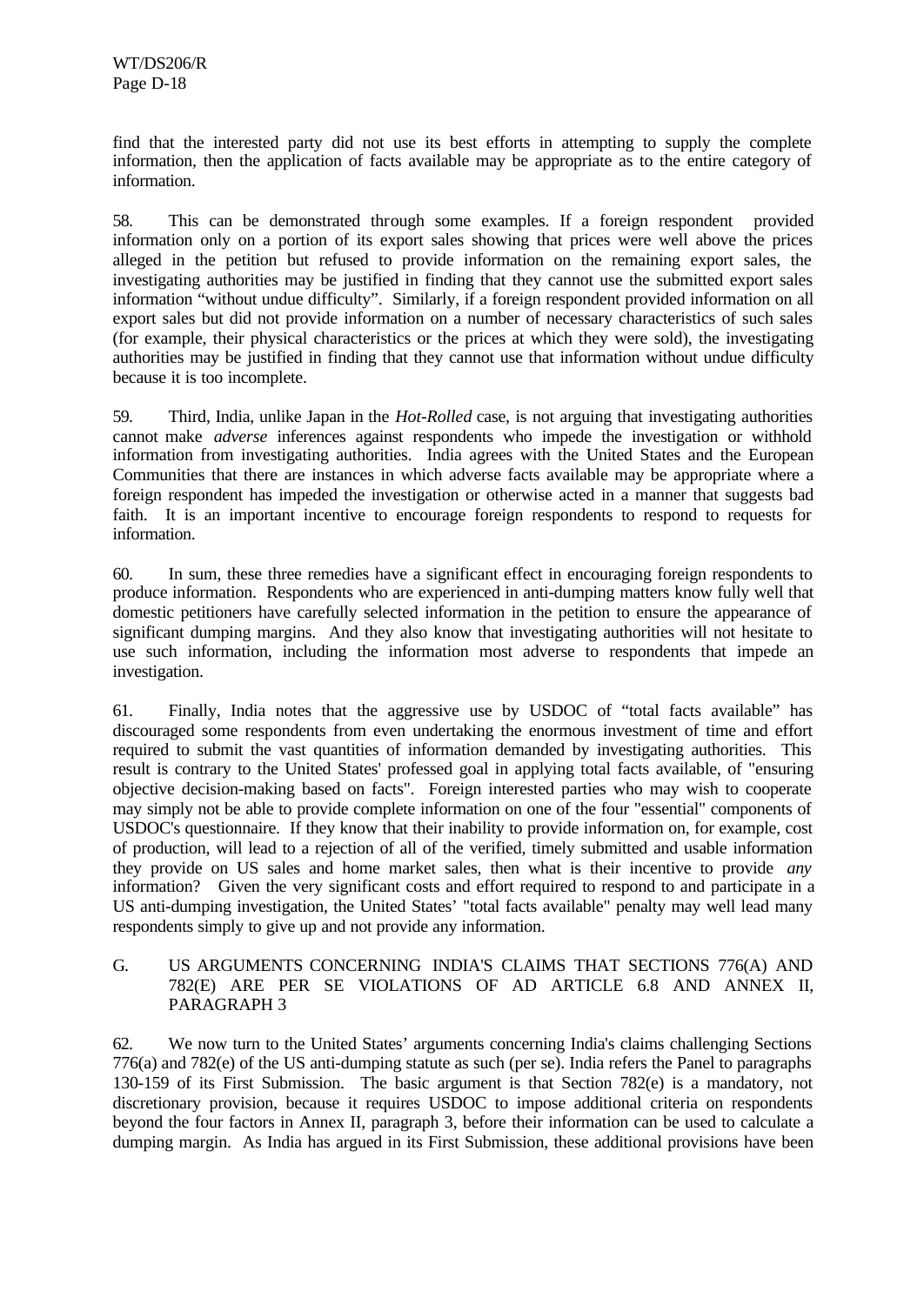find that the interested party did not use its best efforts in attempting to supply the complete information, then the application of facts available may be appropriate as to the entire category of information.

58. This can be demonstrated through some examples. If a foreign respondent provided information only on a portion of its export sales showing that prices were well above the prices alleged in the petition but refused to provide information on the remaining export sales, the investigating authorities may be justified in finding that they cannot use the submitted export sales information "without undue difficulty". Similarly, if a foreign respondent provided information on all export sales but did not provide information on a number of necessary characteristics of such sales (for example, their physical characteristics or the prices at which they were sold), the investigating authorities may be justified in finding that they cannot use that information without undue difficulty because it is too incomplete.

59. Third, India, unlike Japan in the *Hot-Rolled* case, is not arguing that investigating authorities cannot make *adverse* inferences against respondents who impede the investigation or withhold information from investigating authorities. India agrees with the United States and the European Communities that there are instances in which adverse facts available may be appropriate where a foreign respondent has impeded the investigation or otherwise acted in a manner that suggests bad faith. It is an important incentive to encourage foreign respondents to respond to requests for information.

60. In sum, these three remedies have a significant effect in encouraging foreign respondents to produce information. Respondents who are experienced in anti-dumping matters know fully well that domestic petitioners have carefully selected information in the petition to ensure the appearance of significant dumping margins. And they also know that investigating authorities will not hesitate to use such information, including the information most adverse to respondents that impede an investigation.

61. Finally, India notes that the aggressive use by USDOC of "total facts available" has discouraged some respondents from even undertaking the enormous investment of time and effort required to submit the vast quantities of information demanded by investigating authorities. This result is contrary to the United States' professed goal in applying total facts available, of "ensuring objective decision-making based on facts". Foreign interested parties who may wish to cooperate may simply not be able to provide complete information on one of the four "essential" components of USDOC's questionnaire. If they know that their inability to provide information on, for example, cost of production, will lead to a rejection of all of the verified, timely submitted and usable information they provide on US sales and home market sales, then what is their incentive to provide *any* information? Given the very significant costs and effort required to respond to and participate in a US anti-dumping investigation, the United States' "total facts available" penalty may well lead many respondents simply to give up and not provide any information.

## G. US ARGUMENTS CONCERNING INDIA'S CLAIMS THAT SECTIONS 776(A) AND 782(E) ARE PER SE VIOLATIONS OF AD ARTICLE 6.8 AND ANNEX II, PARAGRAPH 3

62. We now turn to the United States' arguments concerning India's claims challenging Sections 776(a) and 782(e) of the US anti-dumping statute as such (per se). India refers the Panel to paragraphs 130-159 of its First Submission. The basic argument is that Section 782(e) is a mandatory, not discretionary provision, because it requires USDOC to impose additional criteria on respondents beyond the four factors in Annex II, paragraph 3, before their information can be used to calculate a dumping margin. As India has argued in its First Submission, these additional provisions have been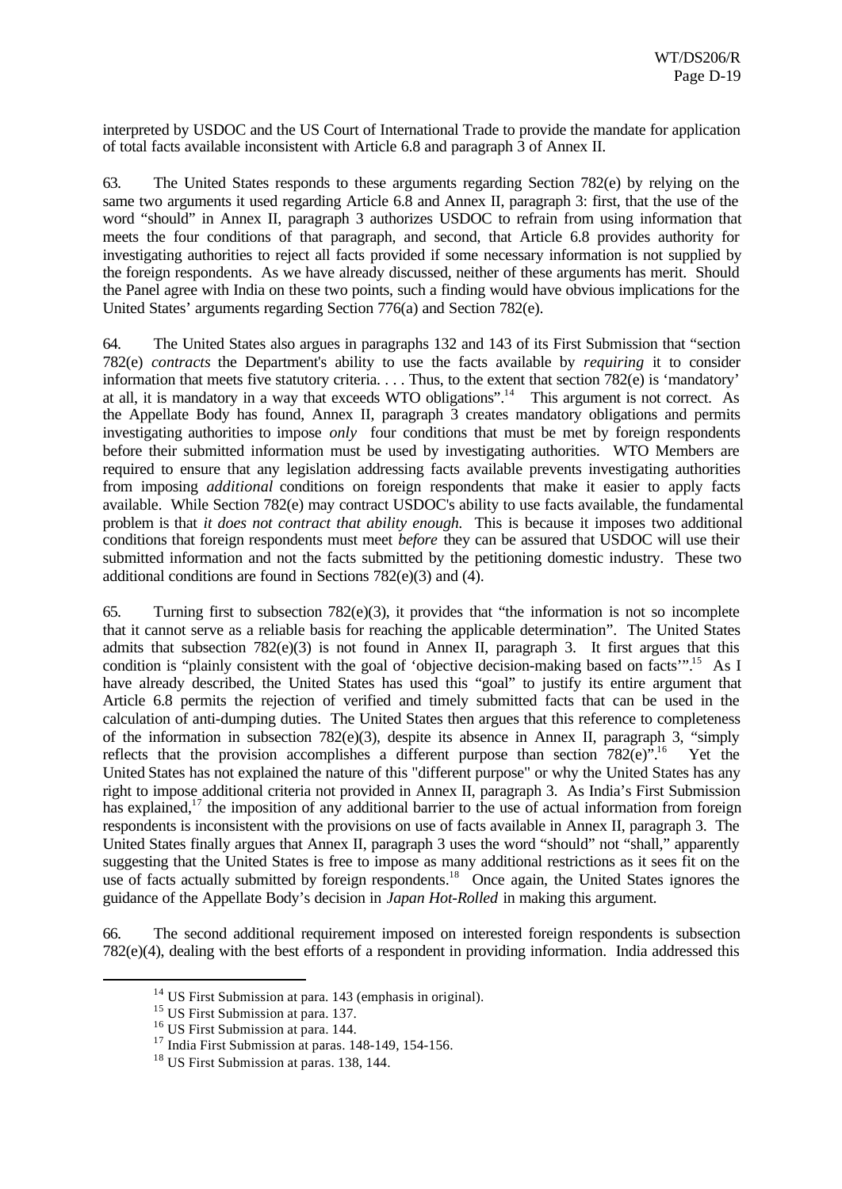interpreted by USDOC and the US Court of International Trade to provide the mandate for application of total facts available inconsistent with Article 6.8 and paragraph 3 of Annex II.

63. The United States responds to these arguments regarding Section 782(e) by relying on the same two arguments it used regarding Article 6.8 and Annex II, paragraph 3: first, that the use of the word "should" in Annex II, paragraph 3 authorizes USDOC to refrain from using information that meets the four conditions of that paragraph, and second, that Article 6.8 provides authority for investigating authorities to reject all facts provided if some necessary information is not supplied by the foreign respondents. As we have already discussed, neither of these arguments has merit. Should the Panel agree with India on these two points, such a finding would have obvious implications for the United States' arguments regarding Section 776(a) and Section 782(e).

64. The United States also argues in paragraphs 132 and 143 of its First Submission that "section 782(e) *contracts* the Department's ability to use the facts available by *requiring* it to consider information that meets five statutory criteria. . . . Thus, to the extent that section 782(e) is 'mandatory' at all, it is mandatory in a way that exceeds WTO obligations".[14] This argument is not correct. As the Appellate Body has found, Annex II, paragraph 3 creates mandatory obligations and permits investigating authorities to impose *only* four conditions that must be met by foreign respondents before their submitted information must be used by investigating authorities. WTO Members are required to ensure that any legislation addressing facts available prevents investigating authorities from imposing *additional* conditions on foreign respondents that make it easier to apply facts available. While Section 782(e) may contract USDOC's ability to use facts available, the fundamental problem is that *it does not contract that ability enough.* This is because it imposes two additional conditions that foreign respondents must meet *before* they can be assured that USDOC will use their submitted information and not the facts submitted by the petitioning domestic industry. These two additional conditions are found in Sections 782(e)(3) and (4).

65. Turning first to subsection 782(e)(3), it provides that "the information is not so incomplete that it cannot serve as a reliable basis for reaching the applicable determination". The United States admits that subsection 782(e)(3) is not found in Annex II, paragraph 3. It first argues that this condition is "plainly consistent with the goal of 'objective decision-making based on facts'".[15] As I have already described, the United States has used this "goal" to justify its entire argument that Article 6.8 permits the rejection of verified and timely submitted facts that can be used in the calculation of anti-dumping duties. The United States then argues that this reference to completeness of the information in subsection 782(e)(3), despite its absence in Annex II, paragraph 3, "simply reflects that the provision accomplishes a different purpose than section 782(e)".[16] Yet the United States has not explained the nature of this "different purpose" or why the United States has any right to impose additional criteria not provided in Annex II, paragraph 3. As India's First Submission has explained,[17] the imposition of any additional barrier to the use of actual information from foreign respondents is inconsistent with the provisions on use of facts available in Annex II, paragraph 3. The United States finally argues that Annex II, paragraph 3 uses the word "should" not "shall," apparently suggesting that the United States is free to impose as many additional restrictions as it sees fit on the use of facts actually submitted by foreign respondents.[18] Once again, the United States ignores the guidance of the Appellate Body's decision in *Japan Hot-Rolled* in making this argument.

66. The second additional requirement imposed on interested foreign respondents is subsection 782(e)(4), dealing with the best efforts of a respondent in providing information. India addressed this

---

[14] US First Submission at para. 143 (emphasis in original).

[15] US First Submission at para. 137.

[16] US First Submission at para. 144.

[17] India First Submission at paras. 148-149, 154-156.

[18] US First Submission at paras. 138, 144.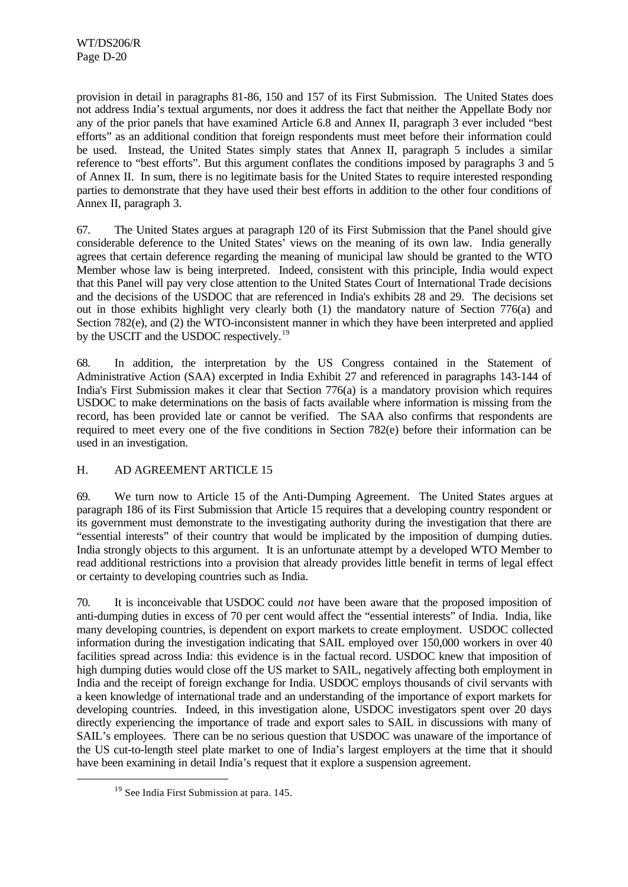provision in detail in paragraphs 81-86, 150 and 157 of its First Submission. The United States does not address India's textual arguments, nor does it address the fact that neither the Appellate Body nor any of the prior panels that have examined Article 6.8 and Annex II, paragraph 3 ever included "best efforts" as an additional condition that foreign respondents must meet before their information could be used. Instead, the United States simply states that Annex II, paragraph 5 includes a similar reference to "best efforts". But this argument conflates the conditions imposed by paragraphs 3 and 5 of Annex II. In sum, there is no legitimate basis for the United States to require interested responding parties to demonstrate that they have used their best efforts in addition to the other four conditions of Annex II, paragraph 3.

67. The United States argues at paragraph 120 of its First Submission that the Panel should give considerable deference to the United States' views on the meaning of its own law. India generally agrees that certain deference regarding the meaning of municipal law should be granted to the WTO Member whose law is being interpreted. Indeed, consistent with this principle, India would expect that this Panel will pay very close attention to the United States Court of International Trade decisions and the decisions of the USDOC that are referenced in India's exhibits 28 and 29. The decisions set out in those exhibits highlight very clearly both (1) the mandatory nature of Section 776(a) and Section 782(e), and (2) the WTO-inconsistent manner in which they have been interpreted and applied by the USCIT and the USDOC respectively.[19]

68. In addition, the interpretation by the US Congress contained in the Statement of Administrative Action (SAA) excerpted in India Exhibit 27 and referenced in paragraphs 143-144 of India's First Submission makes it clear that Section 776(a) is a mandatory provision which requires USDOC to make determinations on the basis of facts available where information is missing from the record, has been provided late or cannot be verified. The SAA also confirms that respondents are required to meet every one of the five conditions in Section 782(e) before their information can be used in an investigation.

## H. AD AGREEMENT ARTICLE 15

69. We turn now to Article 15 of the Anti-Dumping Agreement. The United States argues at paragraph 186 of its First Submission that Article 15 requires that a developing country respondent or its government must demonstrate to the investigating authority during the investigation that there are "essential interests" of their country that would be implicated by the imposition of dumping duties. India strongly objects to this argument. It is an unfortunate attempt by a developed WTO Member to read additional restrictions into a provision that already provides little benefit in terms of legal effect or certainty to developing countries such as India.

70. It is inconceivable that USDOC could *not* have been aware that the proposed imposition of anti-dumping duties in excess of 70 per cent would affect the "essential interests" of India. India, like many developing countries, is dependent on export markets to create employment. USDOC collected information during the investigation indicating that SAIL employed over 150,000 workers in over 40 facilities spread across India: this evidence is in the factual record. USDOC knew that imposition of high dumping duties would close off the US market to SAIL, negatively affecting both employment in India and the receipt of foreign exchange for India. USDOC employs thousands of civil servants with a keen knowledge of international trade and an understanding of the importance of export markets for developing countries. Indeed, in this investigation alone, USDOC investigators spent over 20 days directly experiencing the importance of trade and export sales to SAIL in discussions with many of SAIL's employees. There can be no serious question that USDOC was unaware of the importance of the US cut-to-length steel plate market to one of India's largest employers at the time that it should have been examining in detail India's request that it explore a suspension agreement.

[19] See India First Submission at para. 145.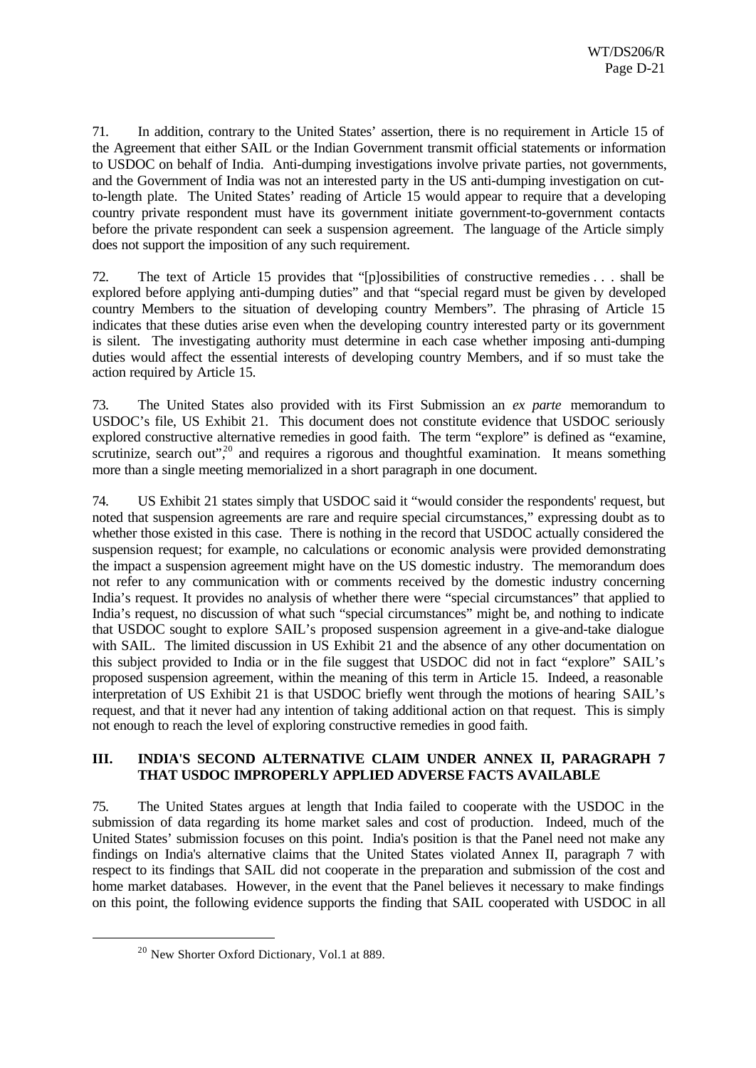71. In addition, contrary to the United States' assertion, there is no requirement in Article 15 of the Agreement that either SAIL or the Indian Government transmit official statements or information to USDOC on behalf of India. Anti-dumping investigations involve private parties, not governments, and the Government of India was not an interested party in the US anti-dumping investigation on cut-to-length plate. The United States' reading of Article 15 would appear to require that a developing country private respondent must have its government initiate government-to-government contacts before the private respondent can seek a suspension agreement. The language of the Article simply does not support the imposition of any such requirement.

72. The text of Article 15 provides that "[p]ossibilities of constructive remedies . . . shall be explored before applying anti-dumping duties" and that "special regard must be given by developed country Members to the situation of developing country Members". The phrasing of Article 15 indicates that these duties arise even when the developing country interested party or its government is silent. The investigating authority must determine in each case whether imposing anti-dumping duties would affect the essential interests of developing country Members, and if so must take the action required by Article 15.

73. The United States also provided with its First Submission an *ex parte* memorandum to USDOC's file, US Exhibit 21. This document does not constitute evidence that USDOC seriously explored constructive alternative remedies in good faith. The term "explore" is defined as "examine, scrutinize, search out",[20] and requires a rigorous and thoughtful examination. It means something more than a single meeting memorialized in a short paragraph in one document.

74. US Exhibit 21 states simply that USDOC said it "would consider the respondents' request, but noted that suspension agreements are rare and require special circumstances," expressing doubt as to whether those existed in this case. There is nothing in the record that USDOC actually considered the suspension request; for example, no calculations or economic analysis were provided demonstrating the impact a suspension agreement might have on the US domestic industry. The memorandum does not refer to any communication with or comments received by the domestic industry concerning India's request. It provides no analysis of whether there were "special circumstances" that applied to India's request, no discussion of what such "special circumstances" might be, and nothing to indicate that USDOC sought to explore SAIL's proposed suspension agreement in a give-and-take dialogue with SAIL. The limited discussion in US Exhibit 21 and the absence of any other documentation on this subject provided to India or in the file suggest that USDOC did not in fact "explore" SAIL's proposed suspension agreement, within the meaning of this term in Article 15. Indeed, a reasonable interpretation of US Exhibit 21 is that USDOC briefly went through the motions of hearing SAIL's request, and that it never had any intention of taking additional action on that request. This is simply not enough to reach the level of exploring constructive remedies in good faith.

## III. INDIA'S SECOND ALTERNATIVE CLAIM UNDER ANNEX II, PARAGRAPH 7 THAT USDOC IMPROPERLY APPLIED ADVERSE FACTS AVAILABLE

75. The United States argues at length that India failed to cooperate with the USDOC in the submission of data regarding its home market sales and cost of production. Indeed, much of the United States' submission focuses on this point. India's position is that the Panel need not make any findings on India's alternative claims that the United States violated Annex II, paragraph 7 with respect to its findings that SAIL did not cooperate in the preparation and submission of the cost and home market databases. However, in the event that the Panel believes it necessary to make findings on this point, the following evidence supports the finding that SAIL cooperated with USDOC in all

[20] New Shorter Oxford Dictionary, Vol.1 at 889.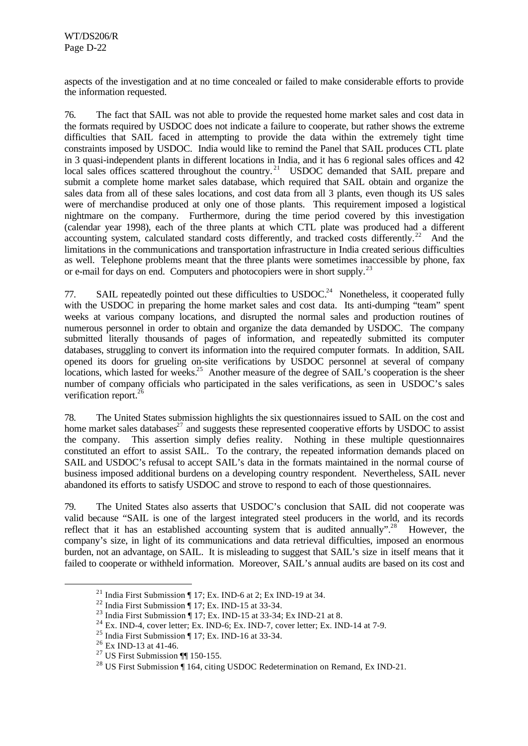aspects of the investigation and at no time concealed or failed to make considerable efforts to provide the information requested.

76. The fact that SAIL was not able to provide the requested home market sales and cost data in the formats required by USDOC does not indicate a failure to cooperate, but rather shows the extreme difficulties that SAIL faced in attempting to provide the data within the extremely tight time constraints imposed by USDOC. India would like to remind the Panel that SAIL produces CTL plate in 3 quasi-independent plants in different locations in India, and it has 6 regional sales offices and 42 local sales offices scattered throughout the country.[21] USDOC demanded that SAIL prepare and submit a complete home market sales database, which required that SAIL obtain and organize the sales data from all of these sales locations, and cost data from all 3 plants, even though its US sales were of merchandise produced at only one of those plants. This requirement imposed a logistical nightmare on the company. Furthermore, during the time period covered by this investigation (calendar year 1998), each of the three plants at which CTL plate was produced had a different accounting system, calculated standard costs differently, and tracked costs differently.[22] And the limitations in the communications and transportation infrastructure in India created serious difficulties as well. Telephone problems meant that the three plants were sometimes inaccessible by phone, fax or e-mail for days on end. Computers and photocopiers were in short supply.[23]

77. SAIL repeatedly pointed out these difficulties to USDOC.[24] Nonetheless, it cooperated fully with the USDOC in preparing the home market sales and cost data. Its anti-dumping "team" spent weeks at various company locations, and disrupted the normal sales and production routines of numerous personnel in order to obtain and organize the data demanded by USDOC. The company submitted literally thousands of pages of information, and repeatedly submitted its computer databases, struggling to convert its information into the required computer formats. In addition, SAIL opened its doors for grueling on-site verifications by USDOC personnel at several of company locations, which lasted for weeks.[25] Another measure of the degree of SAIL's cooperation is the sheer number of company officials who participated in the sales verifications, as seen in USDOC's sales verification report.[26]

78. The United States submission highlights the six questionnaires issued to SAIL on the cost and home market sales databases[27] and suggests these represented cooperative efforts by USDOC to assist the company. This assertion simply defies reality. Nothing in these multiple questionnaires constituted an effort to assist SAIL. To the contrary, the repeated information demands placed on SAIL and USDOC's refusal to accept SAIL's data in the formats maintained in the normal course of business imposed additional burdens on a developing country respondent. Nevertheless, SAIL never abandoned its efforts to satisfy USDOC and strove to respond to each of those questionnaires.

79. The United States also asserts that USDOC's conclusion that SAIL did not cooperate was valid because "SAIL is one of the largest integrated steel producers in the world, and its records reflect that it has an established accounting system that is audited annually".[28] However, the company's size, in light of its communications and data retrieval difficulties, imposed an enormous burden, not an advantage, on SAIL. It is misleading to suggest that SAIL's size in itself means that it failed to cooperate or withheld information. Moreover, SAIL's annual audits are based on its cost and

---

[21] India First Submission ¶ 17; Ex. IND-6 at 2; Ex IND-19 at 34.

[22] India First Submission ¶ 17; Ex. IND-15 at 33-34.

[23] India First Submission ¶ 17; Ex. IND-15 at 33-34; Ex IND-21 at 8.

[24] Ex. IND-4, cover letter; Ex. IND-6; Ex. IND-7, cover letter; Ex. IND-14 at 7-9.

[25] India First Submission ¶ 17; Ex. IND-16 at 33-34.

[26] Ex IND-13 at 41-46.

[27] US First Submission ¶¶ 150-155.

[28] US First Submission ¶ 164, citing USDOC Redetermination on Remand, Ex IND-21.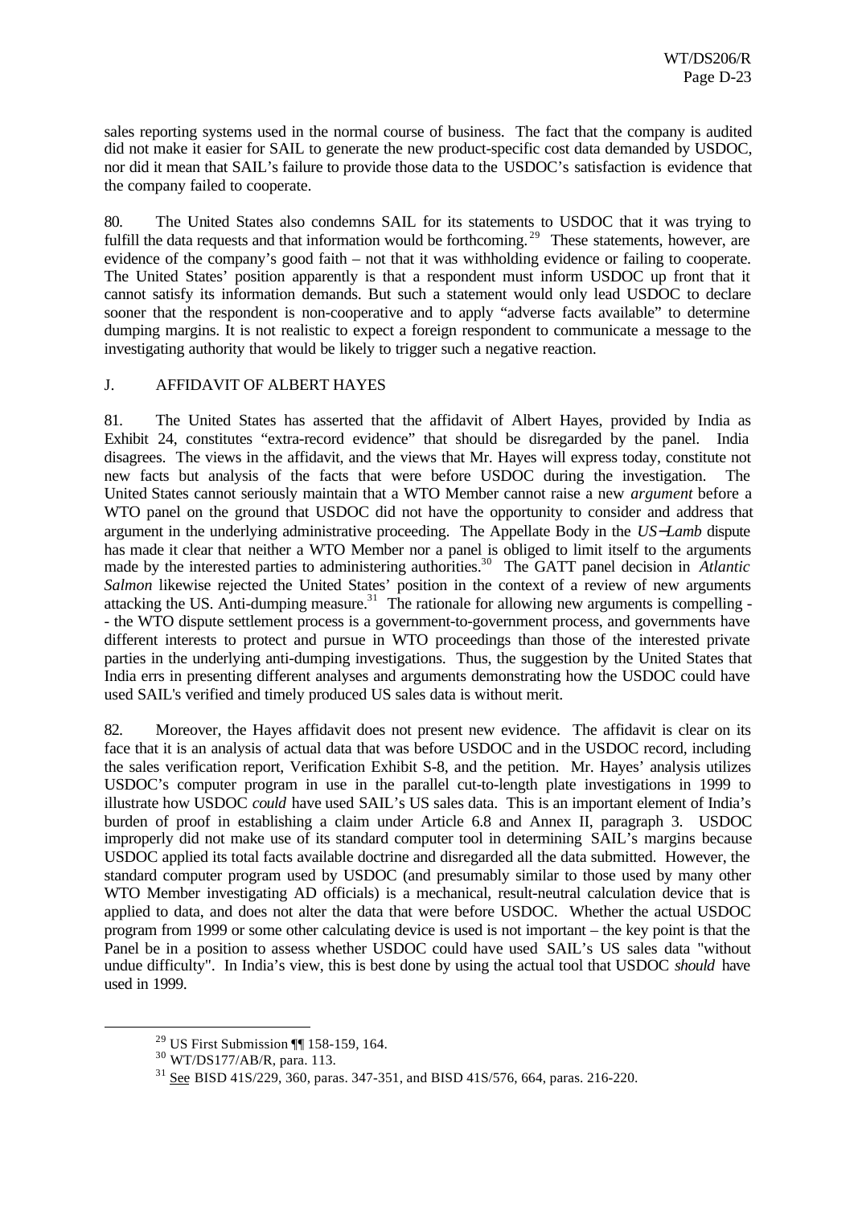sales reporting systems used in the normal course of business. The fact that the company is audited did not make it easier for SAIL to generate the new product-specific cost data demanded by USDOC, nor did it mean that SAIL's failure to provide those data to the USDOC's satisfaction is evidence that the company failed to cooperate.

80. The United States also condemns SAIL for its statements to USDOC that it was trying to fulfill the data requests and that information would be forthcoming.[29] These statements, however, are evidence of the company's good faith – not that it was withholding evidence or failing to cooperate. The United States' position apparently is that a respondent must inform USDOC up front that it cannot satisfy its information demands. But such a statement would only lead USDOC to declare sooner that the respondent is non-cooperative and to apply "adverse facts available" to determine dumping margins. It is not realistic to expect a foreign respondent to communicate a message to the investigating authority that would be likely to trigger such a negative reaction.

## J. AFFIDAVIT OF ALBERT HAYES

81. The United States has asserted that the affidavit of Albert Hayes, provided by India as Exhibit 24, constitutes "extra-record evidence" that should be disregarded by the panel. India disagrees. The views in the affidavit, and the views that Mr. Hayes will express today, constitute not new facts but analysis of the facts that were before USDOC during the investigation. The United States cannot seriously maintain that a WTO Member cannot raise a new *argument* before a WTO panel on the ground that USDOC did not have the opportunity to consider and address that argument in the underlying administrative proceeding. The Appellate Body in the *US−Lamb* dispute has made it clear that neither a WTO Member nor a panel is obliged to limit itself to the arguments made by the interested parties to administering authorities.[30] The GATT panel decision in *Atlantic Salmon* likewise rejected the United States' position in the context of a review of new arguments attacking the US. Anti-dumping measure.[31] The rationale for allowing new arguments is compelling -- the WTO dispute settlement process is a government-to-government process, and governments have different interests to protect and pursue in WTO proceedings than those of the interested private parties in the underlying anti-dumping investigations. Thus, the suggestion by the United States that India errs in presenting different analyses and arguments demonstrating how the USDOC could have used SAIL's verified and timely produced US sales data is without merit.

82. Moreover, the Hayes affidavit does not present new evidence. The affidavit is clear on its face that it is an analysis of actual data that was before USDOC and in the USDOC record, including the sales verification report, Verification Exhibit S-8, and the petition. Mr. Hayes' analysis utilizes USDOC's computer program in use in the parallel cut-to-length plate investigations in 1999 to illustrate how USDOC *could* have used SAIL's US sales data. This is an important element of India's burden of proof in establishing a claim under Article 6.8 and Annex II, paragraph 3. USDOC improperly did not make use of its standard computer tool in determining SAIL's margins because USDOC applied its total facts available doctrine and disregarded all the data submitted. However, the standard computer program used by USDOC (and presumably similar to those used by many other WTO Member investigating AD officials) is a mechanical, result-neutral calculation device that is applied to data, and does not alter the data that were before USDOC. Whether the actual USDOC program from 1999 or some other calculating device is used is not important – the key point is that the Panel be in a position to assess whether USDOC could have used SAIL's US sales data "without undue difficulty". In India's view, this is best done by using the actual tool that USDOC *should* have used in 1999.

---

[29] US First Submission ¶¶ 158-159, 164.

[30] WT/DS177/AB/R, para. 113.

[31] See BISD 41S/229, 360, paras. 347-351, and BISD 41S/576, 664, paras. 216-220.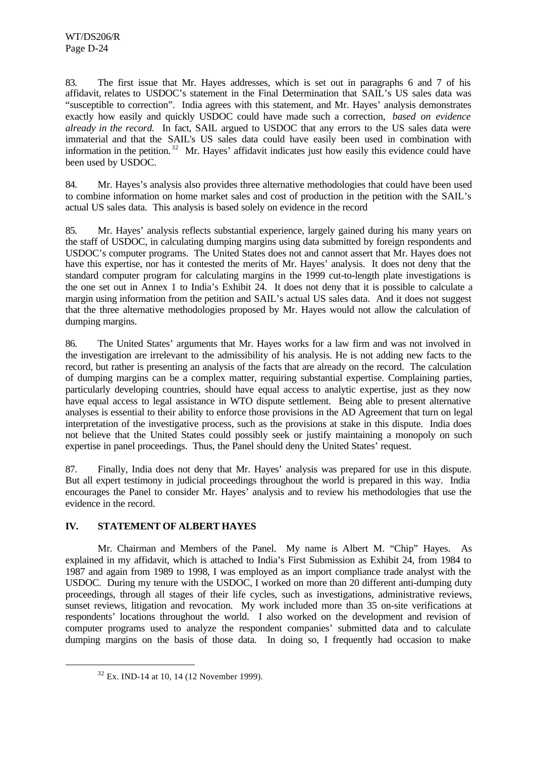83. The first issue that Mr. Hayes addresses, which is set out in paragraphs 6 and 7 of his affidavit, relates to USDOC's statement in the Final Determination that SAIL's US sales data was "susceptible to correction". India agrees with this statement, and Mr. Hayes' analysis demonstrates exactly how easily and quickly USDOC could have made such a correction, *based on evidence already in the record.* In fact, SAIL argued to USDOC that any errors to the US sales data were immaterial and that the SAIL's US sales data could have easily been used in combination with information in the petition.[32] Mr. Hayes' affidavit indicates just how easily this evidence could have been used by USDOC.

84. Mr. Hayes's analysis also provides three alternative methodologies that could have been used to combine information on home market sales and cost of production in the petition with the SAIL's actual US sales data. This analysis is based solely on evidence in the record

85. Mr. Hayes' analysis reflects substantial experience, largely gained during his many years on the staff of USDOC, in calculating dumping margins using data submitted by foreign respondents and USDOC's computer programs. The United States does not and cannot assert that Mr. Hayes does not have this expertise, nor has it contested the merits of Mr. Hayes' analysis. It does not deny that the standard computer program for calculating margins in the 1999 cut-to-length plate investigations is the one set out in Annex 1 to India's Exhibit 24. It does not deny that it is possible to calculate a margin using information from the petition and SAIL's actual US sales data. And it does not suggest that the three alternative methodologies proposed by Mr. Hayes would not allow the calculation of dumping margins.

86. The United States' arguments that Mr. Hayes works for a law firm and was not involved in the investigation are irrelevant to the admissibility of his analysis. He is not adding new facts to the record, but rather is presenting an analysis of the facts that are already on the record. The calculation of dumping margins can be a complex matter, requiring substantial expertise. Complaining parties, particularly developing countries, should have equal access to analytic expertise, just as they now have equal access to legal assistance in WTO dispute settlement. Being able to present alternative analyses is essential to their ability to enforce those provisions in the AD Agreement that turn on legal interpretation of the investigative process, such as the provisions at stake in this dispute. India does not believe that the United States could possibly seek or justify maintaining a monopoly on such expertise in panel proceedings. Thus, the Panel should deny the United States' request.

87. Finally, India does not deny that Mr. Hayes' analysis was prepared for use in this dispute. But all expert testimony in judicial proceedings throughout the world is prepared in this way. India encourages the Panel to consider Mr. Hayes' analysis and to review his methodologies that use the evidence in the record.

## IV. STATEMENT OF ALBERT HAYES

Mr. Chairman and Members of the Panel. My name is Albert M. "Chip" Hayes. As explained in my affidavit, which is attached to India's First Submission as Exhibit 24, from 1984 to 1987 and again from 1989 to 1998, I was employed as an import compliance trade analyst with the USDOC. During my tenure with the USDOC, I worked on more than 20 different anti-dumping duty proceedings, through all stages of their life cycles, such as investigations, administrative reviews, sunset reviews, litigation and revocation. My work included more than 35 on-site verifications at respondents' locations throughout the world. I also worked on the development and revision of computer programs used to analyze the respondent companies' submitted data and to calculate dumping margins on the basis of those data. In doing so, I frequently had occasion to make

[32] Ex. IND-14 at 10, 14 (12 November 1999).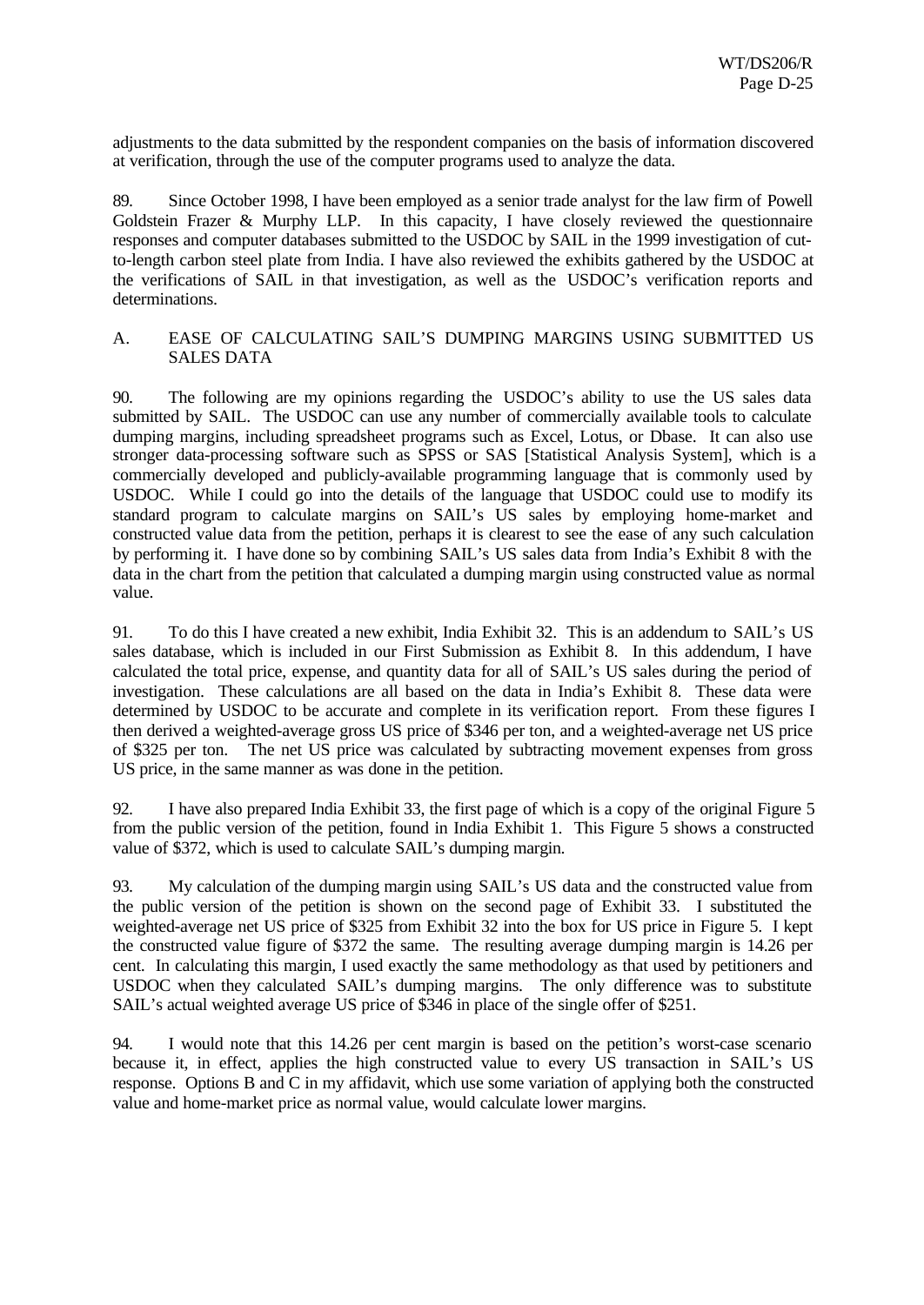adjustments to the data submitted by the respondent companies on the basis of information discovered at verification, through the use of the computer programs used to analyze the data.

89. Since October 1998, I have been employed as a senior trade analyst for the law firm of Powell Goldstein Frazer & Murphy LLP. In this capacity, I have closely reviewed the questionnaire responses and computer databases submitted to the USDOC by SAIL in the 1999 investigation of cut-to-length carbon steel plate from India. I have also reviewed the exhibits gathered by the USDOC at the verifications of SAIL in that investigation, as well as the USDOC's verification reports and determinations.

## A. EASE OF CALCULATING SAIL'S DUMPING MARGINS USING SUBMITTED US SALES DATA

90. The following are my opinions regarding the USDOC's ability to use the US sales data submitted by SAIL. The USDOC can use any number of commercially available tools to calculate dumping margins, including spreadsheet programs such as Excel, Lotus, or Dbase. It can also use stronger data-processing software such as SPSS or SAS [Statistical Analysis System], which is a commercially developed and publicly-available programming language that is commonly used by USDOC. While I could go into the details of the language that USDOC could use to modify its standard program to calculate margins on SAIL's US sales by employing home-market and constructed value data from the petition, perhaps it is clearest to see the ease of any such calculation by performing it. I have done so by combining SAIL's US sales data from India's Exhibit 8 with the data in the chart from the petition that calculated a dumping margin using constructed value as normal value.

91. To do this I have created a new exhibit, India Exhibit 32. This is an addendum to SAIL's US sales database, which is included in our First Submission as Exhibit 8. In this addendum, I have calculated the total price, expense, and quantity data for all of SAIL's US sales during the period of investigation. These calculations are all based on the data in India's Exhibit 8. These data were determined by USDOC to be accurate and complete in its verification report. From these figures I then derived a weighted-average gross US price of $346 per ton, and a weighted-average net US price of $325 per ton. The net US price was calculated by subtracting movement expenses from gross US price, in the same manner as was done in the petition.

92. I have also prepared India Exhibit 33, the first page of which is a copy of the original Figure 5 from the public version of the petition, found in India Exhibit 1. This Figure 5 shows a constructed value of $372, which is used to calculate SAIL's dumping margin.

93. My calculation of the dumping margin using SAIL's US data and the constructed value from the public version of the petition is shown on the second page of Exhibit 33. I substituted the weighted-average net US price of $325 from Exhibit 32 into the box for US price in Figure 5. I kept the constructed value figure of $372 the same. The resulting average dumping margin is 14.26 per cent. In calculating this margin, I used exactly the same methodology as that used by petitioners and USDOC when they calculated SAIL's dumping margins. The only difference was to substitute SAIL's actual weighted average US price of $346 in place of the single offer of $251.

94. I would note that this 14.26 per cent margin is based on the petition's worst-case scenario because it, in effect, applies the high constructed value to every US transaction in SAIL's US response. Options B and C in my affidavit, which use some variation of applying both the constructed value and home-market price as normal value, would calculate lower margins.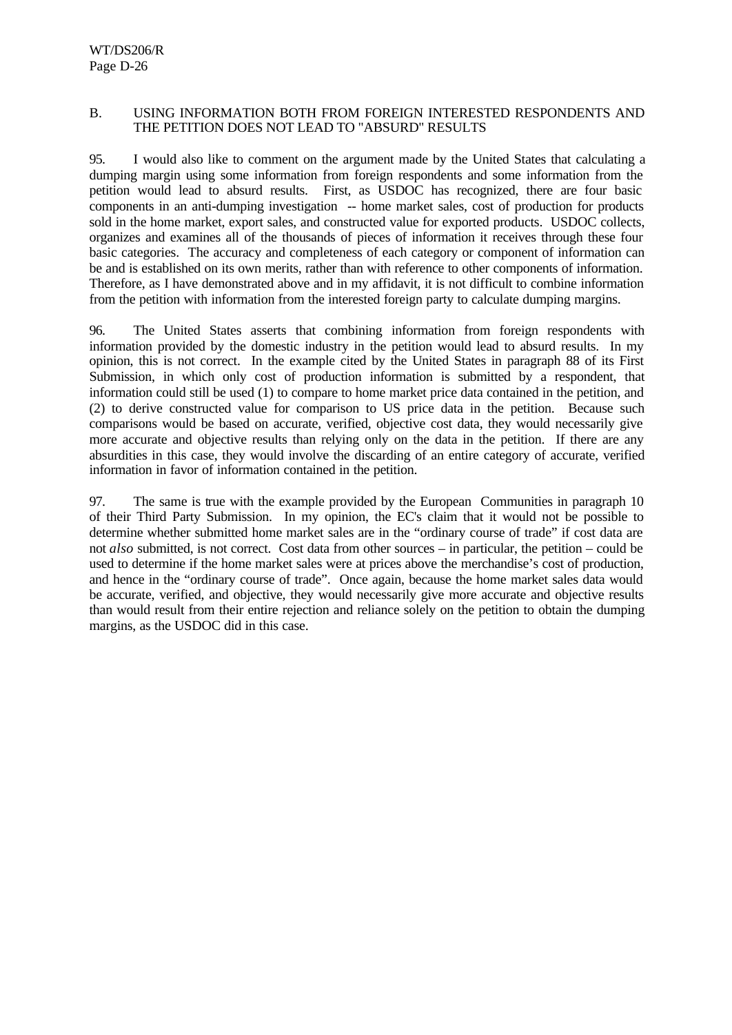## B. USING INFORMATION BOTH FROM FOREIGN INTERESTED RESPONDENTS AND THE PETITION DOES NOT LEAD TO "ABSURD" RESULTS

95. I would also like to comment on the argument made by the United States that calculating a dumping margin using some information from foreign respondents and some information from the petition would lead to absurd results. First, as USDOC has recognized, there are four basic components in an anti-dumping investigation -- home market sales, cost of production for products sold in the home market, export sales, and constructed value for exported products. USDOC collects, organizes and examines all of the thousands of pieces of information it receives through these four basic categories. The accuracy and completeness of each category or component of information can be and is established on its own merits, rather than with reference to other components of information. Therefore, as I have demonstrated above and in my affidavit, it is not difficult to combine information from the petition with information from the interested foreign party to calculate dumping margins.

96. The United States asserts that combining information from foreign respondents with information provided by the domestic industry in the petition would lead to absurd results. In my opinion, this is not correct. In the example cited by the United States in paragraph 88 of its First Submission, in which only cost of production information is submitted by a respondent, that information could still be used (1) to compare to home market price data contained in the petition, and (2) to derive constructed value for comparison to US price data in the petition. Because such comparisons would be based on accurate, verified, objective cost data, they would necessarily give more accurate and objective results than relying only on the data in the petition. If there are any absurdities in this case, they would involve the discarding of an entire category of accurate, verified information in favor of information contained in the petition.

97. The same is true with the example provided by the European Communities in paragraph 10 of their Third Party Submission. In my opinion, the EC's claim that it would not be possible to determine whether submitted home market sales are in the "ordinary course of trade" if cost data are not *also* submitted, is not correct. Cost data from other sources – in particular, the petition – could be used to determine if the home market sales were at prices above the merchandise's cost of production, and hence in the "ordinary course of trade". Once again, because the home market sales data would be accurate, verified, and objective, they would necessarily give more accurate and objective results than would result from their entire rejection and reliance solely on the petition to obtain the dumping margins, as the USDOC did in this case.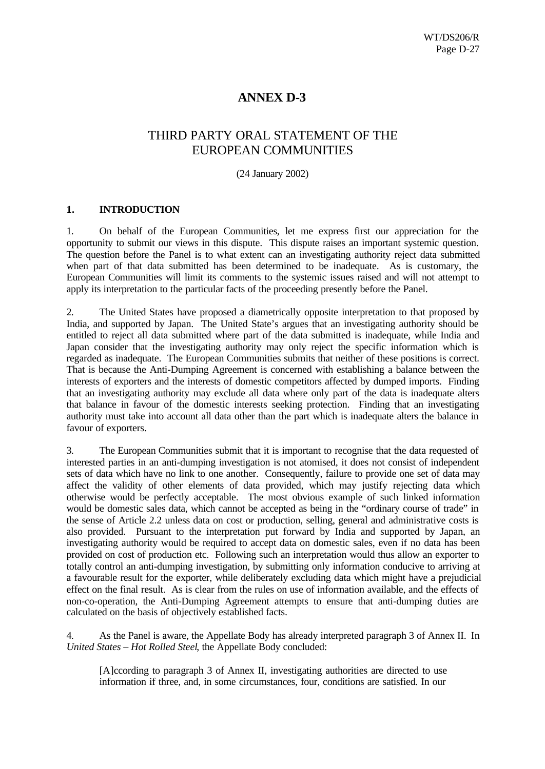# ANNEX D-3

## THIRD PARTY ORAL STATEMENT OF THE EUROPEAN COMMUNITIES

(24 January 2002)

### 1. INTRODUCTION

1. On behalf of the European Communities, let me express first our appreciation for the opportunity to submit our views in this dispute. This dispute raises an important systemic question. The question before the Panel is to what extent can an investigating authority reject data submitted when part of that data submitted has been determined to be inadequate. As is customary, the European Communities will limit its comments to the systemic issues raised and will not attempt to apply its interpretation to the particular facts of the proceeding presently before the Panel.

2. The United States have proposed a diametrically opposite interpretation to that proposed by India, and supported by Japan. The United State's argues that an investigating authority should be entitled to reject all data submitted where part of the data submitted is inadequate, while India and Japan consider that the investigating authority may only reject the specific information which is regarded as inadequate. The European Communities submits that neither of these positions is correct. That is because the Anti-Dumping Agreement is concerned with establishing a balance between the interests of exporters and the interests of domestic competitors affected by dumped imports. Finding that an investigating authority may exclude all data where only part of the data is inadequate alters that balance in favour of the domestic interests seeking protection. Finding that an investigating authority must take into account all data other than the part which is inadequate alters the balance in favour of exporters.

3. The European Communities submit that it is important to recognise that the data requested of interested parties in an anti-dumping investigation is not atomised, it does not consist of independent sets of data which have no link to one another. Consequently, failure to provide one set of data may affect the validity of other elements of data provided, which may justify rejecting data which otherwise would be perfectly acceptable. The most obvious example of such linked information would be domestic sales data, which cannot be accepted as being in the "ordinary course of trade" in the sense of Article 2.2 unless data on cost or production, selling, general and administrative costs is also provided. Pursuant to the interpretation put forward by India and supported by Japan, an investigating authority would be required to accept data on domestic sales, even if no data has been provided on cost of production etc. Following such an interpretation would thus allow an exporter to totally control an anti-dumping investigation, by submitting only information conducive to arriving at a favourable result for the exporter, while deliberately excluding data which might have a prejudicial effect on the final result. As is clear from the rules on use of information available, and the effects of non-co-operation, the Anti-Dumping Agreement attempts to ensure that anti-dumping duties are calculated on the basis of objectively established facts.

4. As the Panel is aware, the Appellate Body has already interpreted paragraph 3 of Annex II. In *United States – Hot Rolled Steel*, the Appellate Body concluded:

> [A]ccording to paragraph 3 of Annex II, investigating authorities are directed to use information if three, and, in some circumstances, four, conditions are satisfied. In our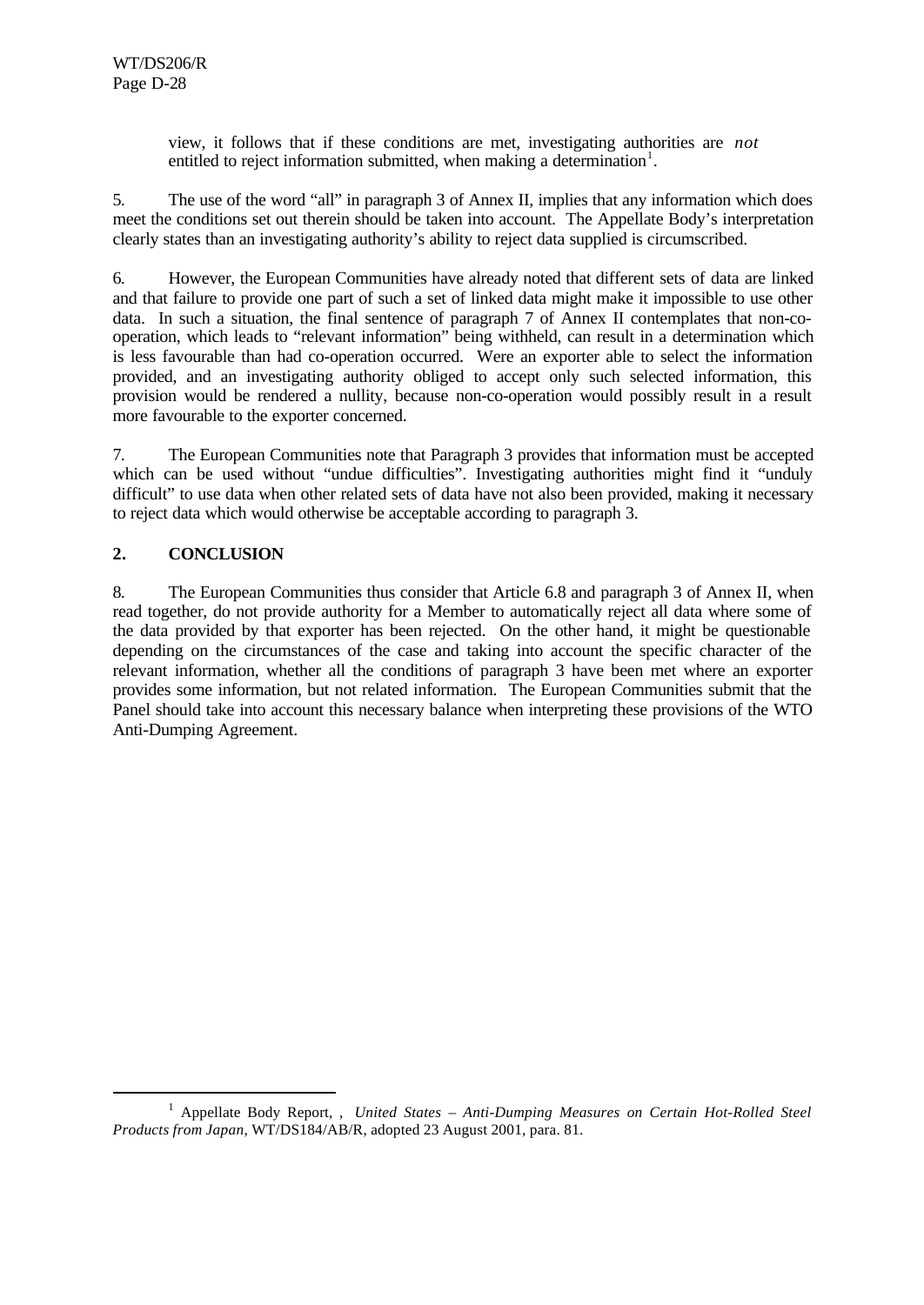view, it follows that if these conditions are met, investigating authorities are *not* entitled to reject information submitted, when making a determination[1].

5. The use of the word "all" in paragraph 3 of Annex II, implies that any information which does meet the conditions set out therein should be taken into account. The Appellate Body's interpretation clearly states than an investigating authority's ability to reject data supplied is circumscribed.

6. However, the European Communities have already noted that different sets of data are linked and that failure to provide one part of such a set of linked data might make it impossible to use other data. In such a situation, the final sentence of paragraph 7 of Annex II contemplates that non-co-operation, which leads to "relevant information" being withheld, can result in a determination which is less favourable than had co-operation occurred. Were an exporter able to select the information provided, and an investigating authority obliged to accept only such selected information, this provision would be rendered a nullity, because non-co-operation would possibly result in a result more favourable to the exporter concerned.

7. The European Communities note that Paragraph 3 provides that information must be accepted which can be used without "undue difficulties". Investigating authorities might find it "unduly difficult" to use data when other related sets of data have not also been provided, making it necessary to reject data which would otherwise be acceptable according to paragraph 3.

## 2. CONCLUSION

8. The European Communities thus consider that Article 6.8 and paragraph 3 of Annex II, when read together, do not provide authority for a Member to automatically reject all data where some of the data provided by that exporter has been rejected. On the other hand, it might be questionable depending on the circumstances of the case and taking into account the specific character of the relevant information, whether all the conditions of paragraph 3 have been met where an exporter provides some information, but not related information. The European Communities submit that the Panel should take into account this necessary balance when interpreting these provisions of the WTO Anti-Dumping Agreement.

---

[1] Appellate Body Report, , *United States – Anti-Dumping Measures on Certain Hot-Rolled Steel Products from Japan*, WT/DS184/AB/R, adopted 23 August 2001, para. 81.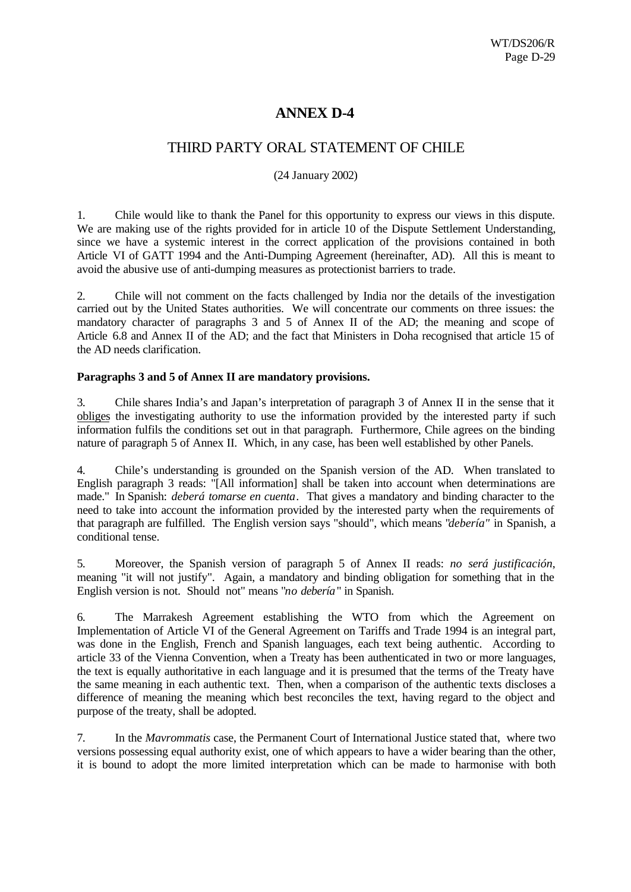# ANNEX D-4

## THIRD PARTY ORAL STATEMENT OF CHILE

(24 January 2002)

1. Chile would like to thank the Panel for this opportunity to express our views in this dispute. We are making use of the rights provided for in article 10 of the Dispute Settlement Understanding, since we have a systemic interest in the correct application of the provisions contained in both Article VI of GATT 1994 and the Anti-Dumping Agreement (hereinafter, AD). All this is meant to avoid the abusive use of anti-dumping measures as protectionist barriers to trade.

2. Chile will not comment on the facts challenged by India nor the details of the investigation carried out by the United States authorities. We will concentrate our comments on three issues: the mandatory character of paragraphs 3 and 5 of Annex II of the AD; the meaning and scope of Article 6.8 and Annex II of the AD; and the fact that Ministers in Doha recognised that article 15 of the AD needs clarification.

**Paragraphs 3 and 5 of Annex II are mandatory provisions.**

3. Chile shares India's and Japan's interpretation of paragraph 3 of Annex II in the sense that it obliges the investigating authority to use the information provided by the interested party if such information fulfils the conditions set out in that paragraph. Furthermore, Chile agrees on the binding nature of paragraph 5 of Annex II. Which, in any case, has been well established by other Panels.

4. Chile's understanding is grounded on the Spanish version of the AD. When translated to English paragraph 3 reads: "[All information] shall be taken into account when determinations are made." In Spanish: *deberá tomarse en cuenta*. That gives a mandatory and binding character to the need to take into account the information provided by the interested party when the requirements of that paragraph are fulfilled. The English version says "should", which means "*debería*" in Spanish, a conditional tense.

5. Moreover, the Spanish version of paragraph 5 of Annex II reads: *no será justificación*, meaning "it will not justify". Again, a mandatory and binding obligation for something that in the English version is not. Should not" means "*no debería*" in Spanish.

6. The Marrakesh Agreement establishing the WTO from which the Agreement on Implementation of Article VI of the General Agreement on Tariffs and Trade 1994 is an integral part, was done in the English, French and Spanish languages, each text being authentic. According to article 33 of the Vienna Convention, when a Treaty has been authenticated in two or more languages, the text is equally authoritative in each language and it is presumed that the terms of the Treaty have the same meaning in each authentic text. Then, when a comparison of the authentic texts discloses a difference of meaning the meaning which best reconciles the text, having regard to the object and purpose of the treaty, shall be adopted.

7. In the *Mavrommatis* case, the Permanent Court of International Justice stated that, where two versions possessing equal authority exist, one of which appears to have a wider bearing than the other, it is bound to adopt the more limited interpretation which can be made to harmonise with both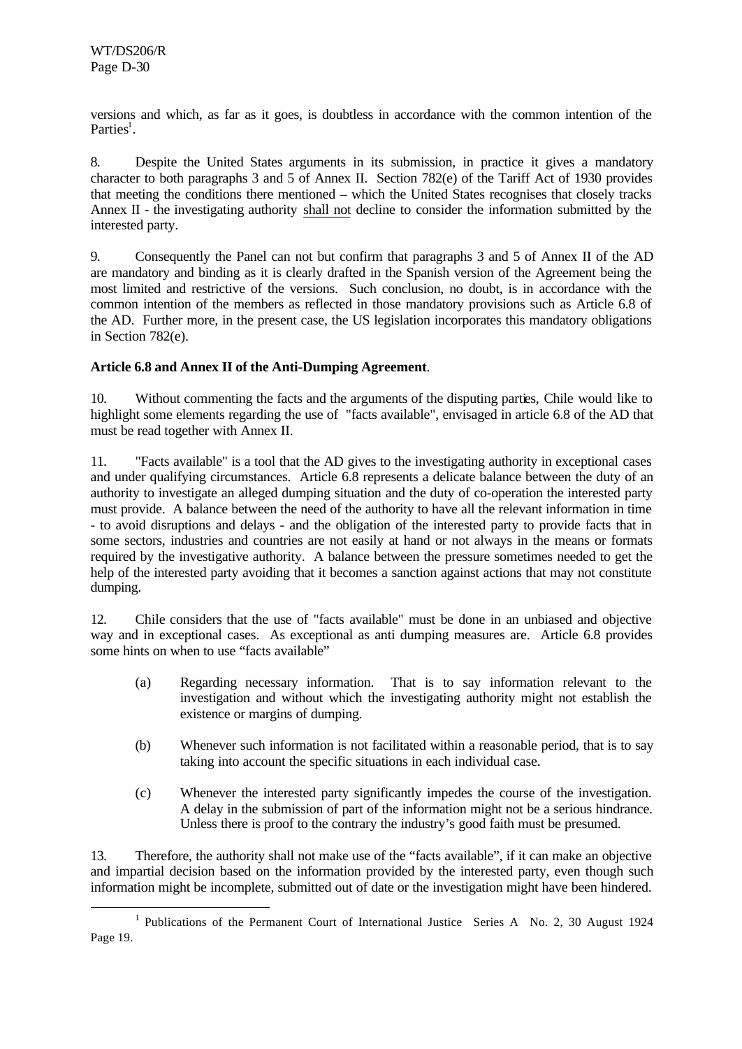versions and which, as far as it goes, is doubtless in accordance with the common intention of the Parties[1].

8. Despite the United States arguments in its submission, in practice it gives a mandatory character to both paragraphs 3 and 5 of Annex II. Section 782(e) of the Tariff Act of 1930 provides that meeting the conditions there mentioned – which the United States recognises that closely tracks Annex II - the investigating authority shall not decline to consider the information submitted by the interested party.

9. Consequently the Panel can not but confirm that paragraphs 3 and 5 of Annex II of the AD are mandatory and binding as it is clearly drafted in the Spanish version of the Agreement being the most limited and restrictive of the versions. Such conclusion, no doubt, is in accordance with the common intention of the members as reflected in those mandatory provisions such as Article 6.8 of the AD. Further more, in the present case, the US legislation incorporates this mandatory obligations in Section 782(e).

**Article 6.8 and Annex II of the Anti-Dumping Agreement**.

10. Without commenting the facts and the arguments of the disputing parties, Chile would like to highlight some elements regarding the use of "facts available", envisaged in article 6.8 of the AD that must be read together with Annex II.

11. "Facts available" is a tool that the AD gives to the investigating authority in exceptional cases and under qualifying circumstances. Article 6.8 represents a delicate balance between the duty of an authority to investigate an alleged dumping situation and the duty of co-operation the interested party must provide. A balance between the need of the authority to have all the relevant information in time - to avoid disruptions and delays - and the obligation of the interested party to provide facts that in some sectors, industries and countries are not easily at hand or not always in the means or formats required by the investigative authority. A balance between the pressure sometimes needed to get the help of the interested party avoiding that it becomes a sanction against actions that may not constitute dumping.

12. Chile considers that the use of "facts available" must be done in an unbiased and objective way and in exceptional cases. As exceptional as anti dumping measures are. Article 6.8 provides some hints on when to use "facts available"

(a) Regarding necessary information. That is to say information relevant to the investigation and without which the investigating authority might not establish the existence or margins of dumping.

(b) Whenever such information is not facilitated within a reasonable period, that is to say taking into account the specific situations in each individual case.

(c) Whenever the interested party significantly impedes the course of the investigation. A delay in the submission of part of the information might not be a serious hindrance. Unless there is proof to the contrary the industry's good faith must be presumed.

13. Therefore, the authority shall not make use of the "facts available", if it can make an objective and impartial decision based on the information provided by the interested party, even though such information might be incomplete, submitted out of date or the investigation might have been hindered.

---

[1] Publications of the Permanent Court of International Justice Series A No. 2, 30 August 1924 Page 19.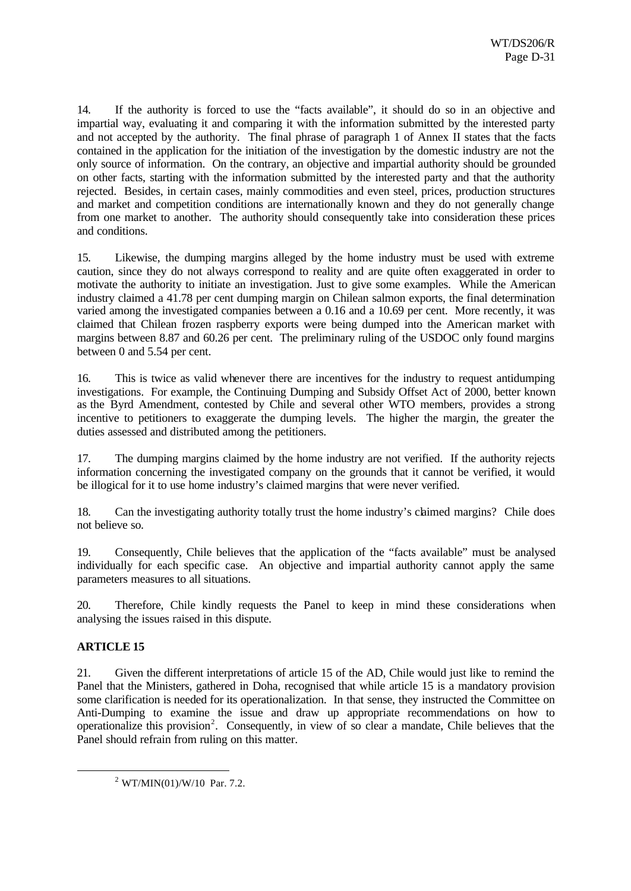14. If the authority is forced to use the "facts available", it should do so in an objective and impartial way, evaluating it and comparing it with the information submitted by the interested party and not accepted by the authority. The final phrase of paragraph 1 of Annex II states that the facts contained in the application for the initiation of the investigation by the domestic industry are not the only source of information. On the contrary, an objective and impartial authority should be grounded on other facts, starting with the information submitted by the interested party and that the authority rejected. Besides, in certain cases, mainly commodities and even steel, prices, production structures and market and competition conditions are internationally known and they do not generally change from one market to another. The authority should consequently take into consideration these prices and conditions.

15. Likewise, the dumping margins alleged by the home industry must be used with extreme caution, since they do not always correspond to reality and are quite often exaggerated in order to motivate the authority to initiate an investigation. Just to give some examples. While the American industry claimed a 41.78 per cent dumping margin on Chilean salmon exports, the final determination varied among the investigated companies between a 0.16 and a 10.69 per cent. More recently, it was claimed that Chilean frozen raspberry exports were being dumped into the American market with margins between 8.87 and 60.26 per cent. The preliminary ruling of the USDOC only found margins between 0 and 5.54 per cent.

16. This is twice as valid whenever there are incentives for the industry to request antidumping investigations. For example, the Continuing Dumping and Subsidy Offset Act of 2000, better known as the Byrd Amendment, contested by Chile and several other WTO members, provides a strong incentive to petitioners to exaggerate the dumping levels. The higher the margin, the greater the duties assessed and distributed among the petitioners.

17. The dumping margins claimed by the home industry are not verified. If the authority rejects information concerning the investigated company on the grounds that it cannot be verified, it would be illogical for it to use home industry's claimed margins that were never verified.

18. Can the investigating authority totally trust the home industry's claimed margins? Chile does not believe so.

19. Consequently, Chile believes that the application of the "facts available" must be analysed individually for each specific case. An objective and impartial authority cannot apply the same parameters measures to all situations.

20. Therefore, Chile kindly requests the Panel to keep in mind these considerations when analysing the issues raised in this dispute.

**ARTICLE 15**

21. Given the different interpretations of article 15 of the AD, Chile would just like to remind the Panel that the Ministers, gathered in Doha, recognised that while article 15 is a mandatory provision some clarification is needed for its operationalization. In that sense, they instructed the Committee on Anti-Dumping to examine the issue and draw up appropriate recommendations on how to operationalize this provision[2]. Consequently, in view of so clear a mandate, Chile believes that the Panel should refrain from ruling on this matter.

[2] WT/MIN(01)/W/10 Par. 7.2.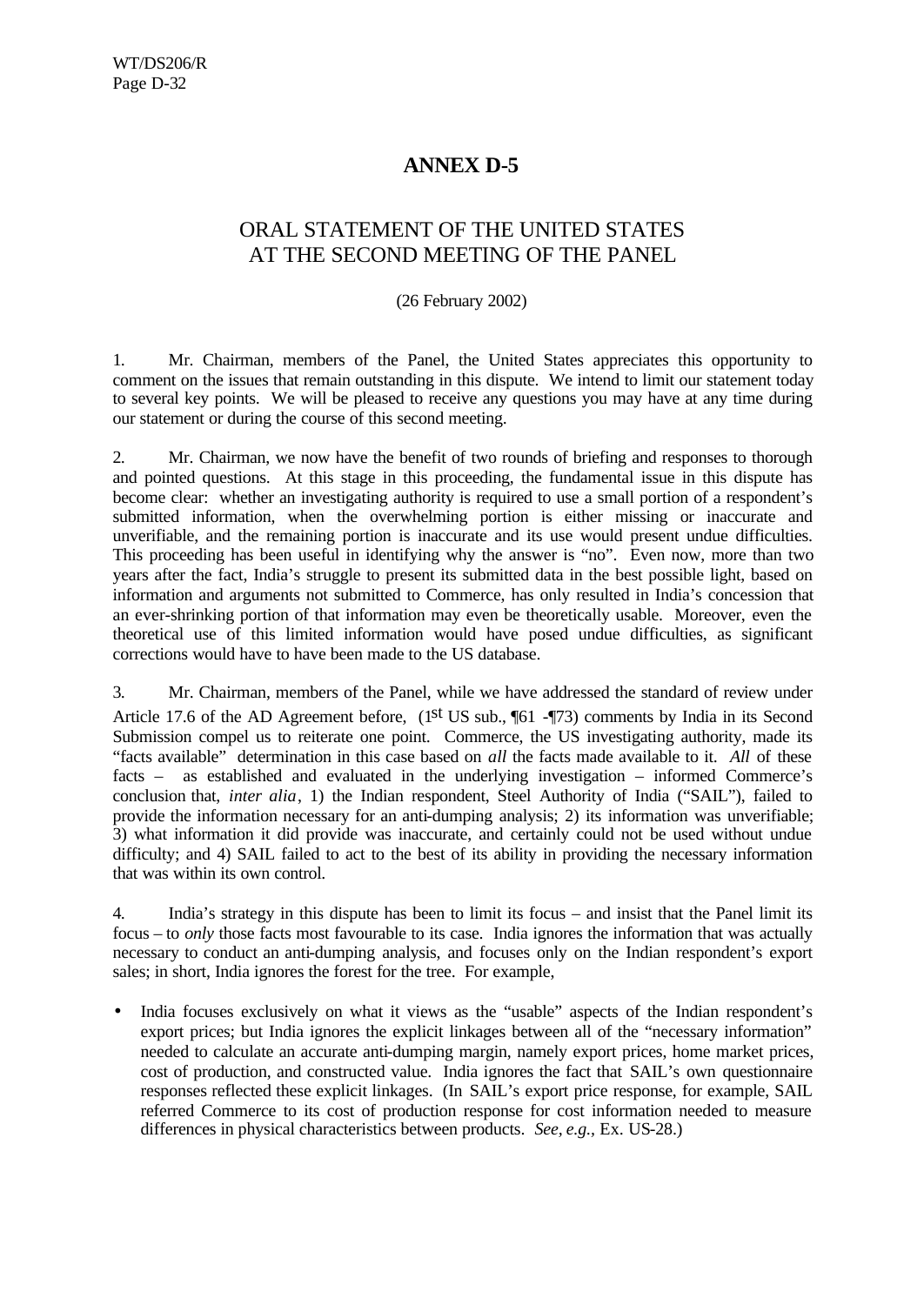# ANNEX D-5

## ORAL STATEMENT OF THE UNITED STATES AT THE SECOND MEETING OF THE PANEL

(26 February 2002)

1. Mr. Chairman, members of the Panel, the United States appreciates this opportunity to comment on the issues that remain outstanding in this dispute. We intend to limit our statement today to several key points. We will be pleased to receive any questions you may have at any time during our statement or during the course of this second meeting.

2. Mr. Chairman, we now have the benefit of two rounds of briefing and responses to thorough and pointed questions. At this stage in this proceeding, the fundamental issue in this dispute has become clear: whether an investigating authority is required to use a small portion of a respondent's submitted information, when the overwhelming portion is either missing or inaccurate and unverifiable, and the remaining portion is inaccurate and its use would present undue difficulties. This proceeding has been useful in identifying why the answer is "no". Even now, more than two years after the fact, India's struggle to present its submitted data in the best possible light, based on information and arguments not submitted to Commerce, has only resulted in India's concession that an ever-shrinking portion of that information may even be theoretically usable. Moreover, even the theoretical use of this limited information would have posed undue difficulties, as significant corrections would have to have been made to the US database.

3. Mr. Chairman, members of the Panel, while we have addressed the standard of review under Article 17.6 of the AD Agreement before, (1st US sub., ¶61 -¶73) comments by India in its Second Submission compel us to reiterate one point. Commerce, the US investigating authority, made its "facts available" determination in this case based on *all* the facts made available to it. *All* of these facts – as established and evaluated in the underlying investigation – informed Commerce's conclusion that, *inter alia*, 1) the Indian respondent, Steel Authority of India ("SAIL"), failed to provide the information necessary for an anti-dumping analysis; 2) its information was unverifiable; 3) what information it did provide was inaccurate, and certainly could not be used without undue difficulty; and 4) SAIL failed to act to the best of its ability in providing the necessary information that was within its own control.

4. India's strategy in this dispute has been to limit its focus – and insist that the Panel limit its focus – to *only* those facts most favourable to its case. India ignores the information that was actually necessary to conduct an anti-dumping analysis, and focuses only on the Indian respondent's export sales; in short, India ignores the forest for the tree. For example,

- India focuses exclusively on what it views as the "usable" aspects of the Indian respondent's export prices; but India ignores the explicit linkages between all of the "necessary information" needed to calculate an accurate anti-dumping margin, namely export prices, home market prices, cost of production, and constructed value. India ignores the fact that SAIL's own questionnaire responses reflected these explicit linkages. (In SAIL's export price response, for example, SAIL referred Commerce to its cost of production response for cost information needed to measure differences in physical characteristics between products. *See, e.g.*, Ex. US-28.)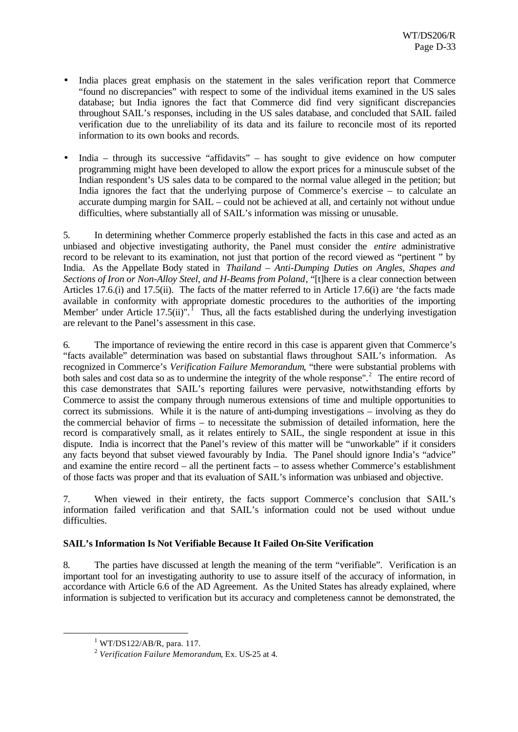- India places great emphasis on the statement in the sales verification report that Commerce "found no discrepancies" with respect to some of the individual items examined in the US sales database; but India ignores the fact that Commerce did find very significant discrepancies throughout SAIL's responses, including in the US sales database, and concluded that SAIL failed verification due to the unreliability of its data and its failure to reconcile most of its reported information to its own books and records.

- India – through its successive "affidavits" – has sought to give evidence on how computer programming might have been developed to allow the export prices for a minuscule subset of the Indian respondent's US sales data to be compared to the normal value alleged in the petition; but India ignores the fact that the underlying purpose of Commerce's exercise – to calculate an accurate dumping margin for SAIL – could not be achieved at all, and certainly not without undue difficulties, where substantially all of SAIL's information was missing or unusable.

5. In determining whether Commerce properly established the facts in this case and acted as an unbiased and objective investigating authority, the Panel must consider the *entire* administrative record to be relevant to its examination, not just that portion of the record viewed as "pertinent " by India. As the Appellate Body stated in *Thailand – Anti-Dumping Duties on Angles, Shapes and Sections of Iron or Non-Alloy Steel, and H-Beams from Poland*, "[t]here is a clear connection between Articles 17.6.(i) and 17.5(ii). The facts of the matter referred to in Article 17.6(i) are 'the facts made available in conformity with appropriate domestic procedures to the authorities of the importing Member' under Article 17.5(ii)".[1] Thus, all the facts established during the underlying investigation are relevant to the Panel's assessment in this case.

6. The importance of reviewing the entire record in this case is apparent given that Commerce's "facts available" determination was based on substantial flaws throughout SAIL's information. As recognized in Commerce's *Verification Failure Memorandum*, "there were substantial problems with both sales and cost data so as to undermine the integrity of the whole response".[2] The entire record of this case demonstrates that SAIL's reporting failures were pervasive, notwithstanding efforts by Commerce to assist the company through numerous extensions of time and multiple opportunities to correct its submissions. While it is the nature of anti-dumping investigations – involving as they do the commercial behavior of firms – to necessitate the submission of detailed information, here the record is comparatively small, as it relates entirely to SAIL, the single respondent at issue in this dispute. India is incorrect that the Panel's review of this matter will be "unworkable" if it considers any facts beyond that subset viewed favourably by India. The Panel should ignore India's "advice" and examine the entire record – all the pertinent facts – to assess whether Commerce's establishment of those facts was proper and that its evaluation of SAIL's information was unbiased and objective.

7. When viewed in their entirety, the facts support Commerce's conclusion that SAIL's information failed verification and that SAIL's information could not be used without undue difficulties.

**SAIL's Information Is Not Verifiable Because It Failed On-Site Verification**

8. The parties have discussed at length the meaning of the term "verifiable". Verification is an important tool for an investigating authority to use to assure itself of the accuracy of information, in accordance with Article 6.6 of the AD Agreement. As the United States has already explained, where information is subjected to verification but its accuracy and completeness cannot be demonstrated, the

[1] WT/DS122/AB/R, para. 117.

[2] *Verification Failure Memorandum*, Ex. US-25 at 4.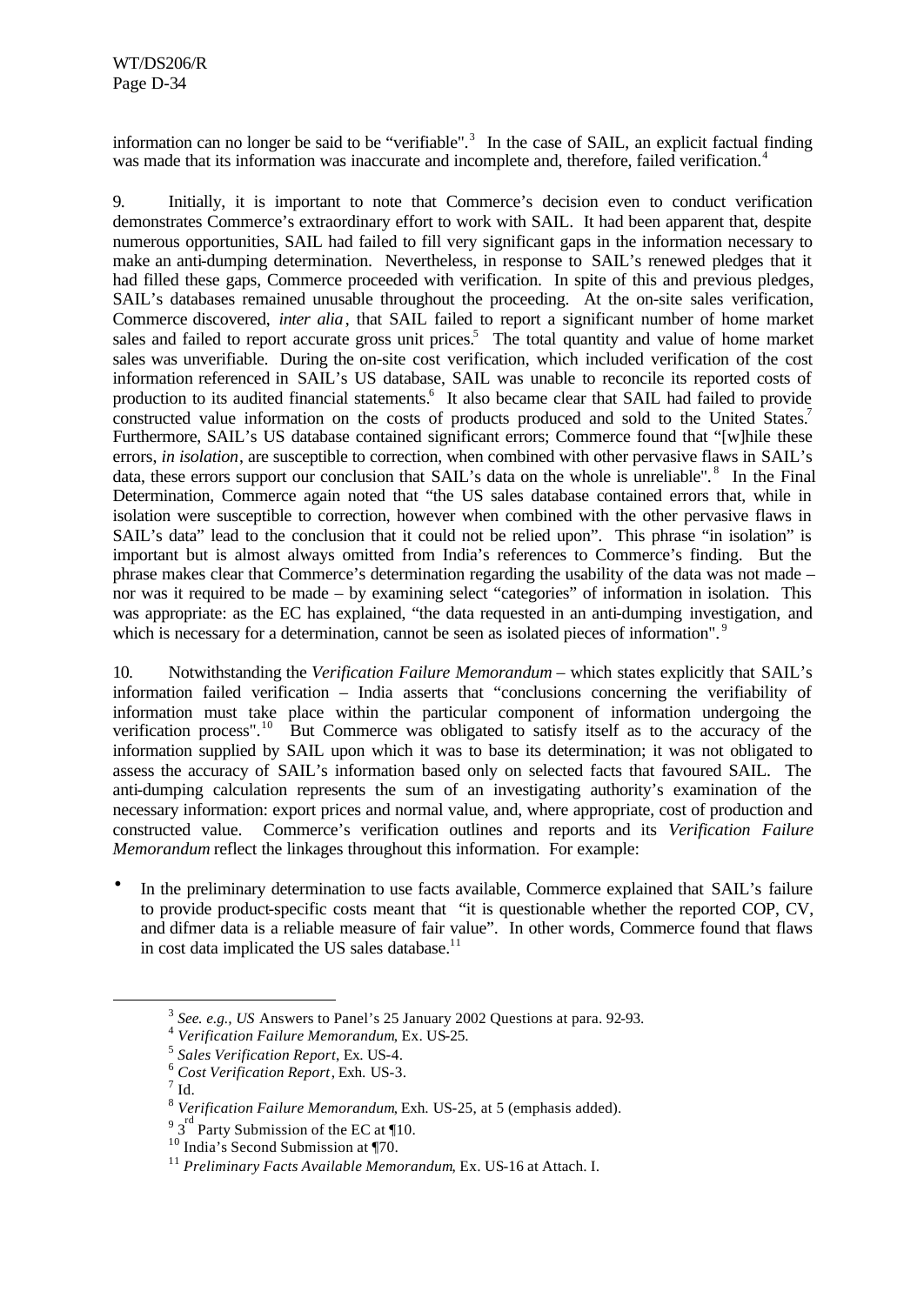information can no longer be said to be "verifiable".[3] In the case of SAIL, an explicit factual finding was made that its information was inaccurate and incomplete and, therefore, failed verification.[4]

9. Initially, it is important to note that Commerce's decision even to conduct verification demonstrates Commerce's extraordinary effort to work with SAIL. It had been apparent that, despite numerous opportunities, SAIL had failed to fill very significant gaps in the information necessary to make an anti-dumping determination. Nevertheless, in response to SAIL's renewed pledges that it had filled these gaps, Commerce proceeded with verification. In spite of this and previous pledges, SAIL's databases remained unusable throughout the proceeding. At the on-site sales verification, Commerce discovered, *inter alia*, that SAIL failed to report a significant number of home market sales and failed to report accurate gross unit prices.[5] The total quantity and value of home market sales was unverifiable. During the on-site cost verification, which included verification of the cost information referenced in SAIL's US database, SAIL was unable to reconcile its reported costs of production to its audited financial statements.[6] It also became clear that SAIL had failed to provide constructed value information on the costs of products produced and sold to the United States.[7] Furthermore, SAIL's US database contained significant errors; Commerce found that "[w]hile these errors, *in isolation*, are susceptible to correction, when combined with other pervasive flaws in SAIL's data, these errors support our conclusion that SAIL's data on the whole is unreliable".[8] In the Final Determination, Commerce again noted that "the US sales database contained errors that, while in isolation were susceptible to correction, however when combined with the other pervasive flaws in SAIL's data" lead to the conclusion that it could not be relied upon". This phrase "in isolation" is important but is almost always omitted from India's references to Commerce's finding. But the phrase makes clear that Commerce's determination regarding the usability of the data was not made – nor was it required to be made – by examining select "categories" of information in isolation. This was appropriate: as the EC has explained, "the data requested in an anti-dumping investigation, and which is necessary for a determination, cannot be seen as isolated pieces of information".[9]

10. Notwithstanding the *Verification Failure Memorandum* – which states explicitly that SAIL's information failed verification – India asserts that "conclusions concerning the verifiability of information must take place within the particular component of information undergoing the verification process".[10] But Commerce was obligated to satisfy itself as to the accuracy of the information supplied by SAIL upon which it was to base its determination; it was not obligated to assess the accuracy of SAIL's information based only on selected facts that favoured SAIL. The anti-dumping calculation represents the sum of an investigating authority's examination of the necessary information: export prices and normal value, and, where appropriate, cost of production and constructed value. Commerce's verification outlines and reports and its *Verification Failure Memorandum* reflect the linkages throughout this information. For example:

- In the preliminary determination to use facts available, Commerce explained that SAIL's failure to provide product-specific costs meant that "it is questionable whether the reported COP, CV, and difmer data is a reliable measure of fair value". In other words, Commerce found that flaws in cost data implicated the US sales database.[11]

---

[3] *See. e.g., US* Answers to Panel's 25 January 2002 Questions at para. 92-93.

[4] *Verification Failure Memorandum*, Ex. US-25.

[5] *Sales Verification Report*, Ex. US-4.

[6] *Cost Verification Report*, Exh. US-3.

[7] Id.

[8] *Verification Failure Memorandum*, Exh. US-25, at 5 (emphasis added).

[9] 3rd Party Submission of the EC at ¶10.

[10] India's Second Submission at ¶70.

[11] *Preliminary Facts Available Memorandum*, Ex. US-16 at Attach. I.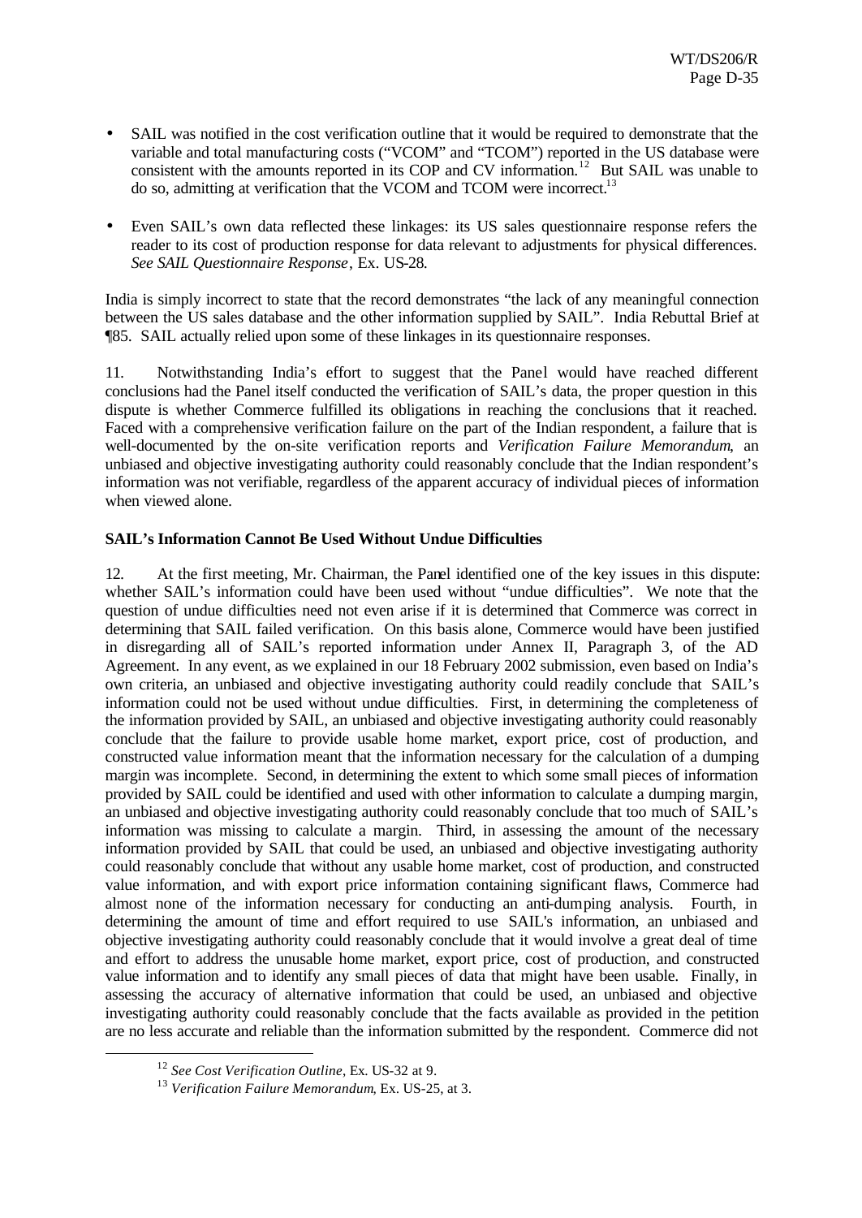- SAIL was notified in the cost verification outline that it would be required to demonstrate that the variable and total manufacturing costs ("VCOM" and "TCOM") reported in the US database were consistent with the amounts reported in its COP and CV information.[12] But SAIL was unable to do so, admitting at verification that the VCOM and TCOM were incorrect.[13]

- Even SAIL's own data reflected these linkages: its US sales questionnaire response refers the reader to its cost of production response for data relevant to adjustments for physical differences. *See SAIL Questionnaire Response*, Ex. US-28.

India is simply incorrect to state that the record demonstrates "the lack of any meaningful connection between the US sales database and the other information supplied by SAIL". India Rebuttal Brief at ¶85. SAIL actually relied upon some of these linkages in its questionnaire responses.

11. Notwithstanding India's effort to suggest that the Panel would have reached different conclusions had the Panel itself conducted the verification of SAIL's data, the proper question in this dispute is whether Commerce fulfilled its obligations in reaching the conclusions that it reached. Faced with a comprehensive verification failure on the part of the Indian respondent, a failure that is well-documented by the on-site verification reports and *Verification Failure Memorandum*, an unbiased and objective investigating authority could reasonably conclude that the Indian respondent's information was not verifiable, regardless of the apparent accuracy of individual pieces of information when viewed alone.

**SAIL's Information Cannot Be Used Without Undue Difficulties**

12. At the first meeting, Mr. Chairman, the Panel identified one of the key issues in this dispute: whether SAIL's information could have been used without "undue difficulties". We note that the question of undue difficulties need not even arise if it is determined that Commerce was correct in determining that SAIL failed verification. On this basis alone, Commerce would have been justified in disregarding all of SAIL's reported information under Annex II, Paragraph 3, of the AD Agreement. In any event, as we explained in our 18 February 2002 submission, even based on India's own criteria, an unbiased and objective investigating authority could readily conclude that SAIL's information could not be used without undue difficulties. First, in determining the completeness of the information provided by SAIL, an unbiased and objective investigating authority could reasonably conclude that the failure to provide usable home market, export price, cost of production, and constructed value information meant that the information necessary for the calculation of a dumping margin was incomplete. Second, in determining the extent to which some small pieces of information provided by SAIL could be identified and used with other information to calculate a dumping margin, an unbiased and objective investigating authority could reasonably conclude that too much of SAIL's information was missing to calculate a margin. Third, in assessing the amount of the necessary information provided by SAIL that could be used, an unbiased and objective investigating authority could reasonably conclude that without any usable home market, cost of production, and constructed value information, and with export price information containing significant flaws, Commerce had almost none of the information necessary for conducting an anti-dumping analysis. Fourth, in determining the amount of time and effort required to use SAIL's information, an unbiased and objective investigating authority could reasonably conclude that it would involve a great deal of time and effort to address the unusable home market, export price, cost of production, and constructed value information and to identify any small pieces of data that might have been usable. Finally, in assessing the accuracy of alternative information that could be used, an unbiased and objective investigating authority could reasonably conclude that the facts available as provided in the petition are no less accurate and reliable than the information submitted by the respondent. Commerce did not

[12] *See Cost Verification Outline*, Ex. US-32 at 9.

[13] *Verification Failure Memorandum*, Ex. US-25, at 3.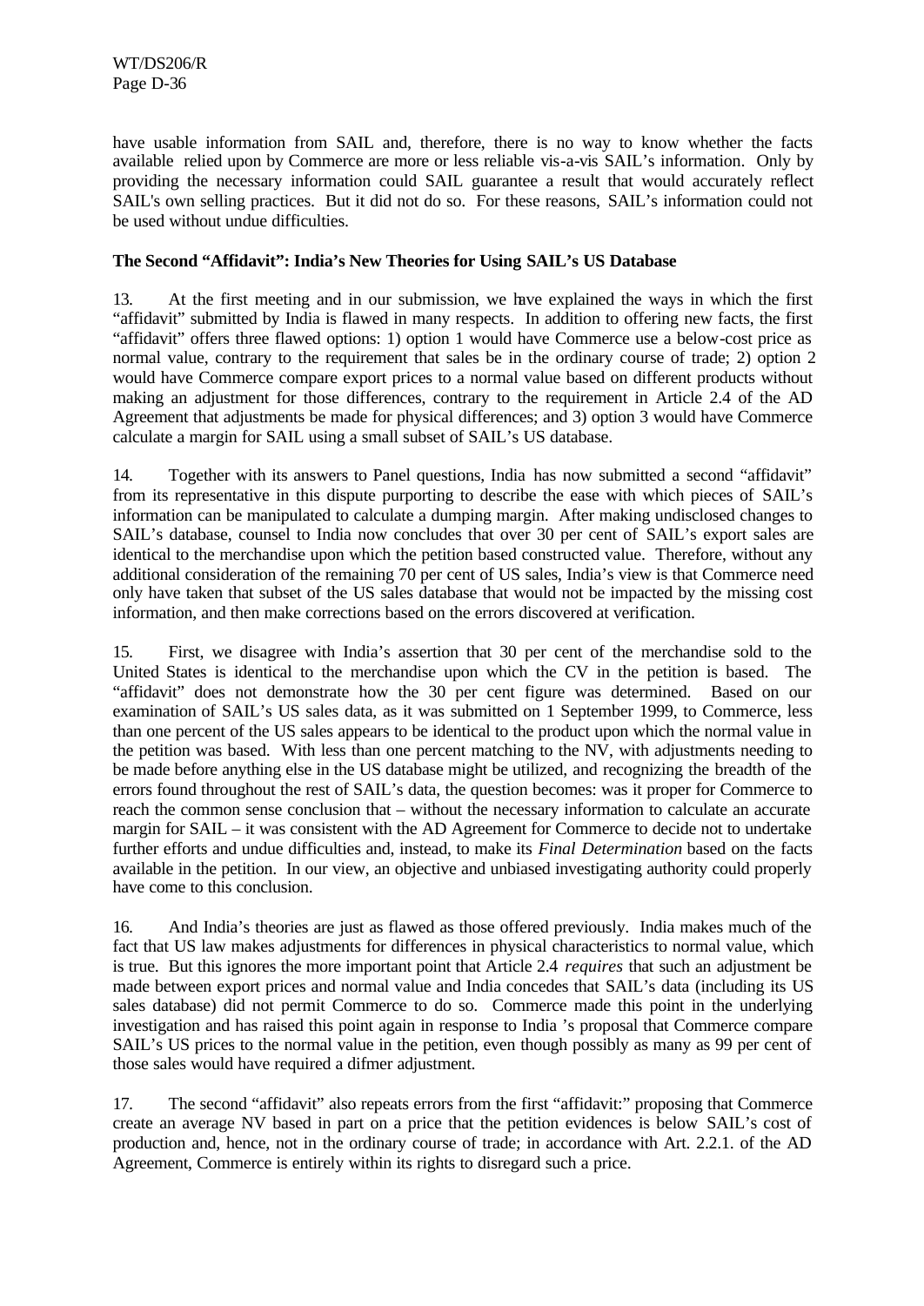have usable information from SAIL and, therefore, there is no way to know whether the facts available relied upon by Commerce are more or less reliable vis-a-vis SAIL's information. Only by providing the necessary information could SAIL guarantee a result that would accurately reflect SAIL's own selling practices. But it did not do so. For these reasons, SAIL's information could not be used without undue difficulties.

**The Second "Affidavit": India's New Theories for Using SAIL's US Database**

13. At the first meeting and in our submission, we have explained the ways in which the first "affidavit" submitted by India is flawed in many respects. In addition to offering new facts, the first "affidavit" offers three flawed options: 1) option 1 would have Commerce use a below-cost price as normal value, contrary to the requirement that sales be in the ordinary course of trade; 2) option 2 would have Commerce compare export prices to a normal value based on different products without making an adjustment for those differences, contrary to the requirement in Article 2.4 of the AD Agreement that adjustments be made for physical differences; and 3) option 3 would have Commerce calculate a margin for SAIL using a small subset of SAIL's US database.

14. Together with its answers to Panel questions, India has now submitted a second "affidavit" from its representative in this dispute purporting to describe the ease with which pieces of SAIL's information can be manipulated to calculate a dumping margin. After making undisclosed changes to SAIL's database, counsel to India now concludes that over 30 per cent of SAIL's export sales are identical to the merchandise upon which the petition based constructed value. Therefore, without any additional consideration of the remaining 70 per cent of US sales, India's view is that Commerce need only have taken that subset of the US sales database that would not be impacted by the missing cost information, and then make corrections based on the errors discovered at verification.

15. First, we disagree with India's assertion that 30 per cent of the merchandise sold to the United States is identical to the merchandise upon which the CV in the petition is based. The "affidavit" does not demonstrate how the 30 per cent figure was determined. Based on our examination of SAIL's US sales data, as it was submitted on 1 September 1999, to Commerce, less than one percent of the US sales appears to be identical to the product upon which the normal value in the petition was based. With less than one percent matching to the NV, with adjustments needing to be made before anything else in the US database might be utilized, and recognizing the breadth of the errors found throughout the rest of SAIL's data, the question becomes: was it proper for Commerce to reach the common sense conclusion that – without the necessary information to calculate an accurate margin for SAIL – it was consistent with the AD Agreement for Commerce to decide not to undertake further efforts and undue difficulties and, instead, to make its *Final Determination* based on the facts available in the petition. In our view, an objective and unbiased investigating authority could properly have come to this conclusion.

16. And India's theories are just as flawed as those offered previously. India makes much of the fact that US law makes adjustments for differences in physical characteristics to normal value, which is true. But this ignores the more important point that Article 2.4 *requires* that such an adjustment be made between export prices and normal value and India concedes that SAIL's data (including its US sales database) did not permit Commerce to do so. Commerce made this point in the underlying investigation and has raised this point again in response to India 's proposal that Commerce compare SAIL's US prices to the normal value in the petition, even though possibly as many as 99 per cent of those sales would have required a difmer adjustment.

17. The second "affidavit" also repeats errors from the first "affidavit:" proposing that Commerce create an average NV based in part on a price that the petition evidences is below SAIL's cost of production and, hence, not in the ordinary course of trade; in accordance with Art. 2.2.1. of the AD Agreement, Commerce is entirely within its rights to disregard such a price.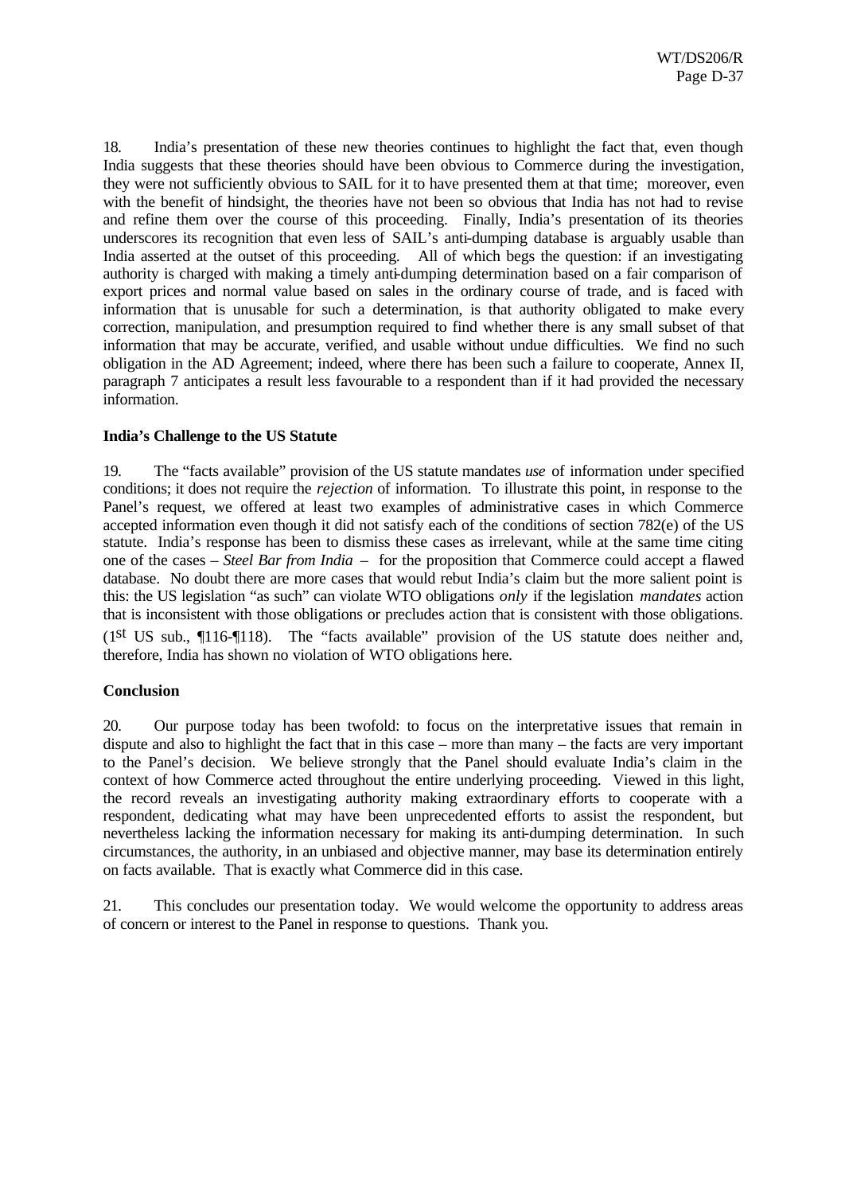18. India's presentation of these new theories continues to highlight the fact that, even though India suggests that these theories should have been obvious to Commerce during the investigation, they were not sufficiently obvious to SAIL for it to have presented them at that time; moreover, even with the benefit of hindsight, the theories have not been so obvious that India has not had to revise and refine them over the course of this proceeding. Finally, India's presentation of its theories underscores its recognition that even less of SAIL's anti-dumping database is arguably usable than India asserted at the outset of this proceeding. All of which begs the question: if an investigating authority is charged with making a timely anti-dumping determination based on a fair comparison of export prices and normal value based on sales in the ordinary course of trade, and is faced with information that is unusable for such a determination, is that authority obligated to make every correction, manipulation, and presumption required to find whether there is any small subset of that information that may be accurate, verified, and usable without undue difficulties. We find no such obligation in the AD Agreement; indeed, where there has been such a failure to cooperate, Annex II, paragraph 7 anticipates a result less favourable to a respondent than if it had provided the necessary information.

**India's Challenge to the US Statute**

19. The "facts available" provision of the US statute mandates *use* of information under specified conditions; it does not require the *rejection* of information. To illustrate this point, in response to the Panel's request, we offered at least two examples of administrative cases in which Commerce accepted information even though it did not satisfy each of the conditions of section 782(e) of the US statute. India's response has been to dismiss these cases as irrelevant, while at the same time citing one of the cases – *Steel Bar from India* – for the proposition that Commerce could accept a flawed database. No doubt there are more cases that would rebut India's claim but the more salient point is this: the US legislation "as such" can violate WTO obligations *only* if the legislation *mandates* action that is inconsistent with those obligations or precludes action that is consistent with those obligations. (1st US sub., ¶116-¶118). The "facts available" provision of the US statute does neither and, therefore, India has shown no violation of WTO obligations here.

**Conclusion**

20. Our purpose today has been twofold: to focus on the interpretative issues that remain in dispute and also to highlight the fact that in this case – more than many – the facts are very important to the Panel's decision. We believe strongly that the Panel should evaluate India's claim in the context of how Commerce acted throughout the entire underlying proceeding. Viewed in this light, the record reveals an investigating authority making extraordinary efforts to cooperate with a respondent, dedicating what may have been unprecedented efforts to assist the respondent, but nevertheless lacking the information necessary for making its anti-dumping determination. In such circumstances, the authority, in an unbiased and objective manner, may base its determination entirely on facts available. That is exactly what Commerce did in this case.

21. This concludes our presentation today. We would welcome the opportunity to address areas of concern or interest to the Panel in response to questions. Thank you.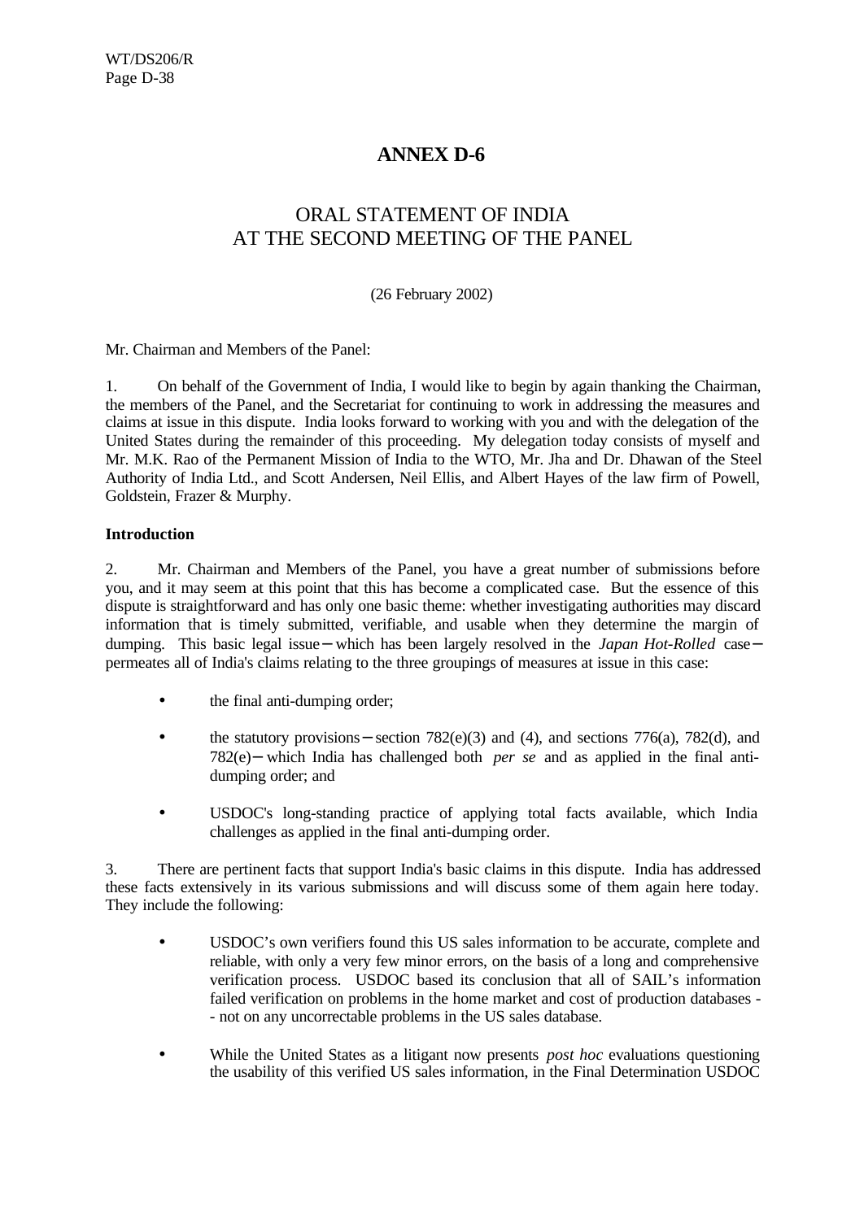# ANNEX D-6

## ORAL STATEMENT OF INDIA AT THE SECOND MEETING OF THE PANEL

(26 February 2002)

Mr. Chairman and Members of the Panel:

1. On behalf of the Government of India, I would like to begin by again thanking the Chairman, the members of the Panel, and the Secretariat for continuing to work in addressing the measures and claims at issue in this dispute. India looks forward to working with you and with the delegation of the United States during the remainder of this proceeding. My delegation today consists of myself and Mr. M.K. Rao of the Permanent Mission of India to the WTO, Mr. Jha and Dr. Dhawan of the Steel Authority of India Ltd., and Scott Andersen, Neil Ellis, and Albert Hayes of the law firm of Powell, Goldstein, Frazer & Murphy.

### Introduction

2. Mr. Chairman and Members of the Panel, you have a great number of submissions before you, and it may seem at this point that this has become a complicated case. But the essence of this dispute is straightforward and has only one basic theme: whether investigating authorities may discard information that is timely submitted, verifiable, and usable when they determine the margin of dumping. This basic legal issue – which has been largely resolved in the *Japan Hot-Rolled* case – permeates all of India's claims relating to the three groupings of measures at issue in this case:

- the final anti-dumping order;
- the statutory provisions – section 782(e)(3) and (4), and sections 776(a), 782(d), and 782(e) – which India has challenged both *per se* and as applied in the final anti-dumping order; and
- USDOC's long-standing practice of applying total facts available, which India challenges as applied in the final anti-dumping order.

3. There are pertinent facts that support India's basic claims in this dispute. India has addressed these facts extensively in its various submissions and will discuss some of them again here today. They include the following:

- USDOC's own verifiers found this US sales information to be accurate, complete and reliable, with only a very few minor errors, on the basis of a long and comprehensive verification process. USDOC based its conclusion that all of SAIL's information failed verification on problems in the home market and cost of production databases -- not on any uncorrectable problems in the US sales database.
- While the United States as a litigant now presents *post hoc* evaluations questioning the usability of this verified US sales information, in the Final Determination USDOC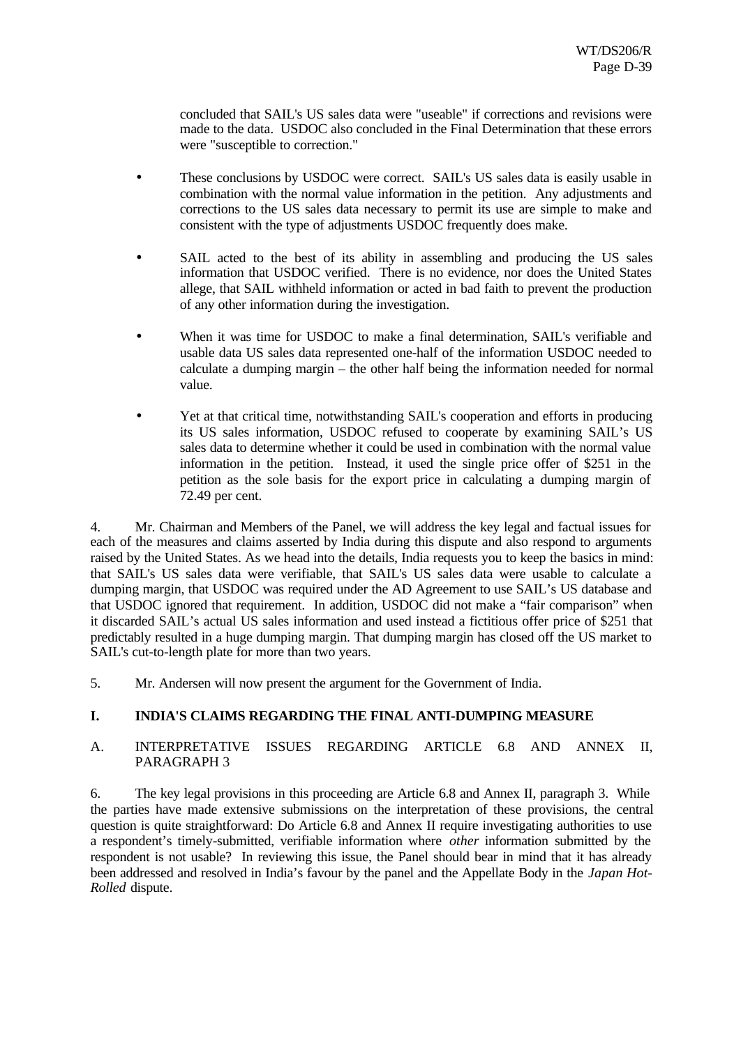concluded that SAIL's US sales data were "useable" if corrections and revisions were made to the data. USDOC also concluded in the Final Determination that these errors were "susceptible to correction."

- These conclusions by USDOC were correct. SAIL's US sales data is easily usable in combination with the normal value information in the petition. Any adjustments and corrections to the US sales data necessary to permit its use are simple to make and consistent with the type of adjustments USDOC frequently does make.

- SAIL acted to the best of its ability in assembling and producing the US sales information that USDOC verified. There is no evidence, nor does the United States allege, that SAIL withheld information or acted in bad faith to prevent the production of any other information during the investigation.

- When it was time for USDOC to make a final determination, SAIL's verifiable and usable data US sales data represented one-half of the information USDOC needed to calculate a dumping margin – the other half being the information needed for normal value.

- Yet at that critical time, notwithstanding SAIL's cooperation and efforts in producing its US sales information, USDOC refused to cooperate by examining SAIL's US sales data to determine whether it could be used in combination with the normal value information in the petition. Instead, it used the single price offer of $251 in the petition as the sole basis for the export price in calculating a dumping margin of 72.49 per cent.

4. Mr. Chairman and Members of the Panel, we will address the key legal and factual issues for each of the measures and claims asserted by India during this dispute and also respond to arguments raised by the United States. As we head into the details, India requests you to keep the basics in mind: that SAIL's US sales data were verifiable, that SAIL's US sales data were usable to calculate a dumping margin, that USDOC was required under the AD Agreement to use SAIL's US database and that USDOC ignored that requirement. In addition, USDOC did not make a "fair comparison" when it discarded SAIL's actual US sales information and used instead a fictitious offer price of $251 that predictably resulted in a huge dumping margin. That dumping margin has closed off the US market to SAIL's cut-to-length plate for more than two years.

5. Mr. Andersen will now present the argument for the Government of India.

## I. INDIA'S CLAIMS REGARDING THE FINAL ANTI-DUMPING MEASURE

### A. INTERPRETATIVE ISSUES REGARDING ARTICLE 6.8 AND ANNEX II, PARAGRAPH 3

6. The key legal provisions in this proceeding are Article 6.8 and Annex II, paragraph 3. While the parties have made extensive submissions on the interpretation of these provisions, the central question is quite straightforward: Do Article 6.8 and Annex II require investigating authorities to use a respondent's timely-submitted, verifiable information where *other* information submitted by the respondent is not usable? In reviewing this issue, the Panel should bear in mind that it has already been addressed and resolved in India's favour by the panel and the Appellate Body in the *Japan Hot-Rolled* dispute.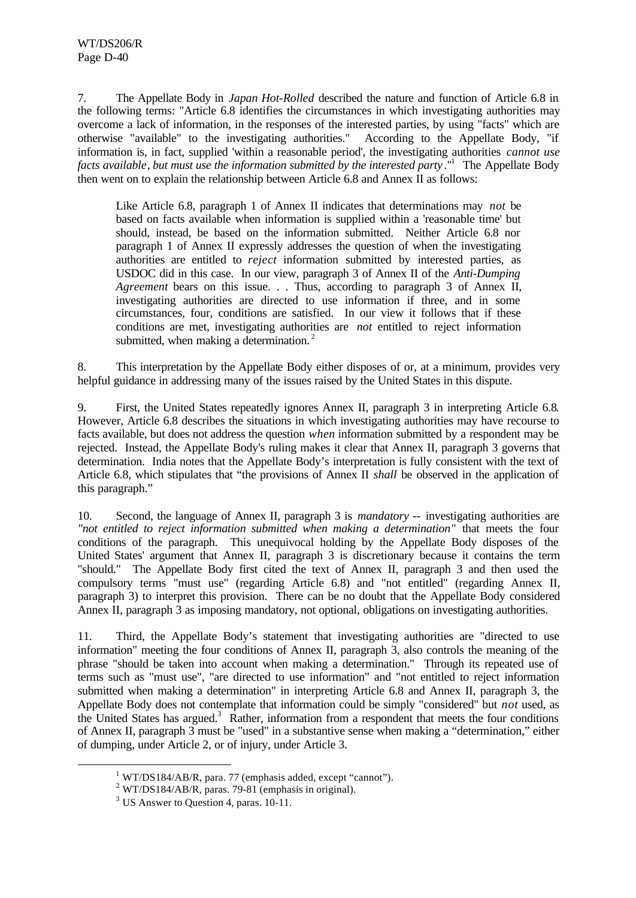7. The Appellate Body in *Japan Hot-Rolled* described the nature and function of Article 6.8 in the following terms: "Article 6.8 identifies the circumstances in which investigating authorities may overcome a lack of information, in the responses of the interested parties, by using "facts" which are otherwise "available" to the investigating authorities." According to the Appellate Body, "if information is, in fact, supplied 'within a reasonable period', the investigating authorities *cannot use facts available*, *but must use the information submitted by the interested party*."[1] The Appellate Body then went on to explain the relationship between Article 6.8 and Annex II as follows:

> Like Article 6.8, paragraph 1 of Annex II indicates that determinations may *not* be based on facts available when information is supplied within a 'reasonable time' but should, instead, be based on the information submitted. Neither Article 6.8 nor paragraph 1 of Annex II expressly addresses the question of when the investigating authorities are entitled to *reject* information submitted by interested parties, as USDOC did in this case. In our view, paragraph 3 of Annex II of the *Anti-Dumping Agreement* bears on this issue. . . Thus, according to paragraph 3 of Annex II, investigating authorities are directed to use information if three, and in some circumstances, four, conditions are satisfied. In our view it follows that if these conditions are met, investigating authorities are *not* entitled to reject information submitted, when making a determination.[2]

8. This interpretation by the Appellate Body either disposes of or, at a minimum, provides very helpful guidance in addressing many of the issues raised by the United States in this dispute.

9. First, the United States repeatedly ignores Annex II, paragraph 3 in interpreting Article 6.8. However, Article 6.8 describes the situations in which investigating authorities may have recourse to facts available, but does not address the question *when* information submitted by a respondent may be rejected. Instead, the Appellate Body's ruling makes it clear that Annex II, paragraph 3 governs that determination. India notes that the Appellate Body's interpretation is fully consistent with the text of Article 6.8, which stipulates that "the provisions of Annex II *shall* be observed in the application of this paragraph."

10. Second, the language of Annex II, paragraph 3 is *mandatory* -- investigating authorities are *"not entitled to reject information submitted when making a determination"* that meets the four conditions of the paragraph. This unequivocal holding by the Appellate Body disposes of the United States' argument that Annex II, paragraph 3 is discretionary because it contains the term "should." The Appellate Body first cited the text of Annex II, paragraph 3 and then used the compulsory terms "must use" (regarding Article 6.8) and "not entitled" (regarding Annex II, paragraph 3) to interpret this provision. There can be no doubt that the Appellate Body considered Annex II, paragraph 3 as imposing mandatory, not optional, obligations on investigating authorities.

11. Third, the Appellate Body's statement that investigating authorities are "directed to use information" meeting the four conditions of Annex II, paragraph 3, also controls the meaning of the phrase "should be taken into account when making a determination." Through its repeated use of terms such as "must use", "are directed to use information" and "not entitled to reject information submitted when making a determination" in interpreting Article 6.8 and Annex II, paragraph 3, the Appellate Body does not contemplate that information could be simply "considered" but *not* used, as the United States has argued.[3] Rather, information from a respondent that meets the four conditions of Annex II, paragraph 3 must be "used" in a substantive sense when making a "determination," either of dumping, under Article 2, or of injury, under Article 3.

[1] WT/DS184/AB/R, para. 77 (emphasis added, except "cannot").

[2] WT/DS184/AB/R, paras. 79-81 (emphasis in original).

[3] US Answer to Question 4, paras. 10-11.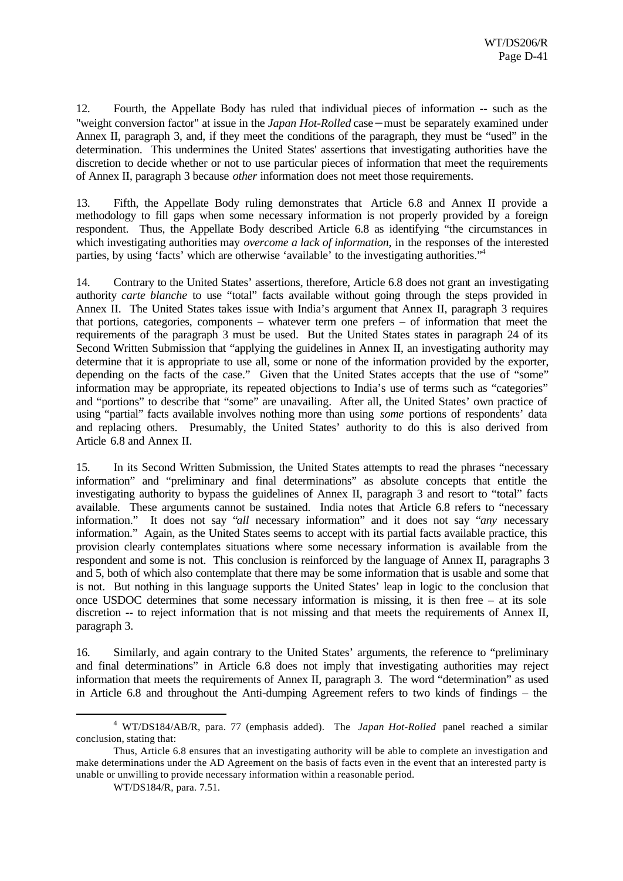12. Fourth, the Appellate Body has ruled that individual pieces of information -- such as the "weight conversion factor" at issue in the *Japan Hot-Rolled* case – must be separately examined under Annex II, paragraph 3, and, if they meet the conditions of the paragraph, they must be "used" in the determination. This undermines the United States' assertions that investigating authorities have the discretion to decide whether or not to use particular pieces of information that meet the requirements of Annex II, paragraph 3 because *other* information does not meet those requirements.

13. Fifth, the Appellate Body ruling demonstrates that Article 6.8 and Annex II provide a methodology to fill gaps when some necessary information is not properly provided by a foreign respondent. Thus, the Appellate Body described Article 6.8 as identifying "the circumstances in which investigating authorities may *overcome a lack of information*, in the responses of the interested parties, by using 'facts' which are otherwise 'available' to the investigating authorities."[4]

14. Contrary to the United States' assertions, therefore, Article 6.8 does not grant an investigating authority *carte blanche* to use "total" facts available without going through the steps provided in Annex II. The United States takes issue with India's argument that Annex II, paragraph 3 requires that portions, categories, components – whatever term one prefers – of information that meet the requirements of the paragraph 3 must be used. But the United States states in paragraph 24 of its Second Written Submission that "applying the guidelines in Annex II, an investigating authority may determine that it is appropriate to use all, some or none of the information provided by the exporter, depending on the facts of the case." Given that the United States accepts that the use of "some" information may be appropriate, its repeated objections to India's use of terms such as "categories" and "portions" to describe that "some" are unavailing. After all, the United States' own practice of using "partial" facts available involves nothing more than using *some* portions of respondents' data and replacing others. Presumably, the United States' authority to do this is also derived from Article 6.8 and Annex II.

15. In its Second Written Submission, the United States attempts to read the phrases "necessary information" and "preliminary and final determinations" as absolute concepts that entitle the investigating authority to bypass the guidelines of Annex II, paragraph 3 and resort to "total" facts available. These arguments cannot be sustained. India notes that Article 6.8 refers to "necessary information." It does not say "*all* necessary information" and it does not say "*any* necessary information." Again, as the United States seems to accept with its partial facts available practice, this provision clearly contemplates situations where some necessary information is available from the respondent and some is not. This conclusion is reinforced by the language of Annex II, paragraphs 3 and 5, both of which also contemplate that there may be some information that is usable and some that is not. But nothing in this language supports the United States' leap in logic to the conclusion that once USDOC determines that some necessary information is missing, it is then free – at its sole discretion -- to reject information that is not missing and that meets the requirements of Annex II, paragraph 3.

16. Similarly, and again contrary to the United States' arguments, the reference to "preliminary and final determinations" in Article 6.8 does not imply that investigating authorities may reject information that meets the requirements of Annex II, paragraph 3. The word "determination" as used in Article 6.8 and throughout the Anti-dumping Agreement refers to two kinds of findings – the

---

[4] WT/DS184/AB/R, para. 77 (emphasis added). The *Japan Hot-Rolled* panel reached a similar conclusion, stating that:

Thus, Article 6.8 ensures that an investigating authority will be able to complete an investigation and make determinations under the AD Agreement on the basis of facts even in the event that an interested party is unable or unwilling to provide necessary information within a reasonable period.

WT/DS184/R, para. 7.51.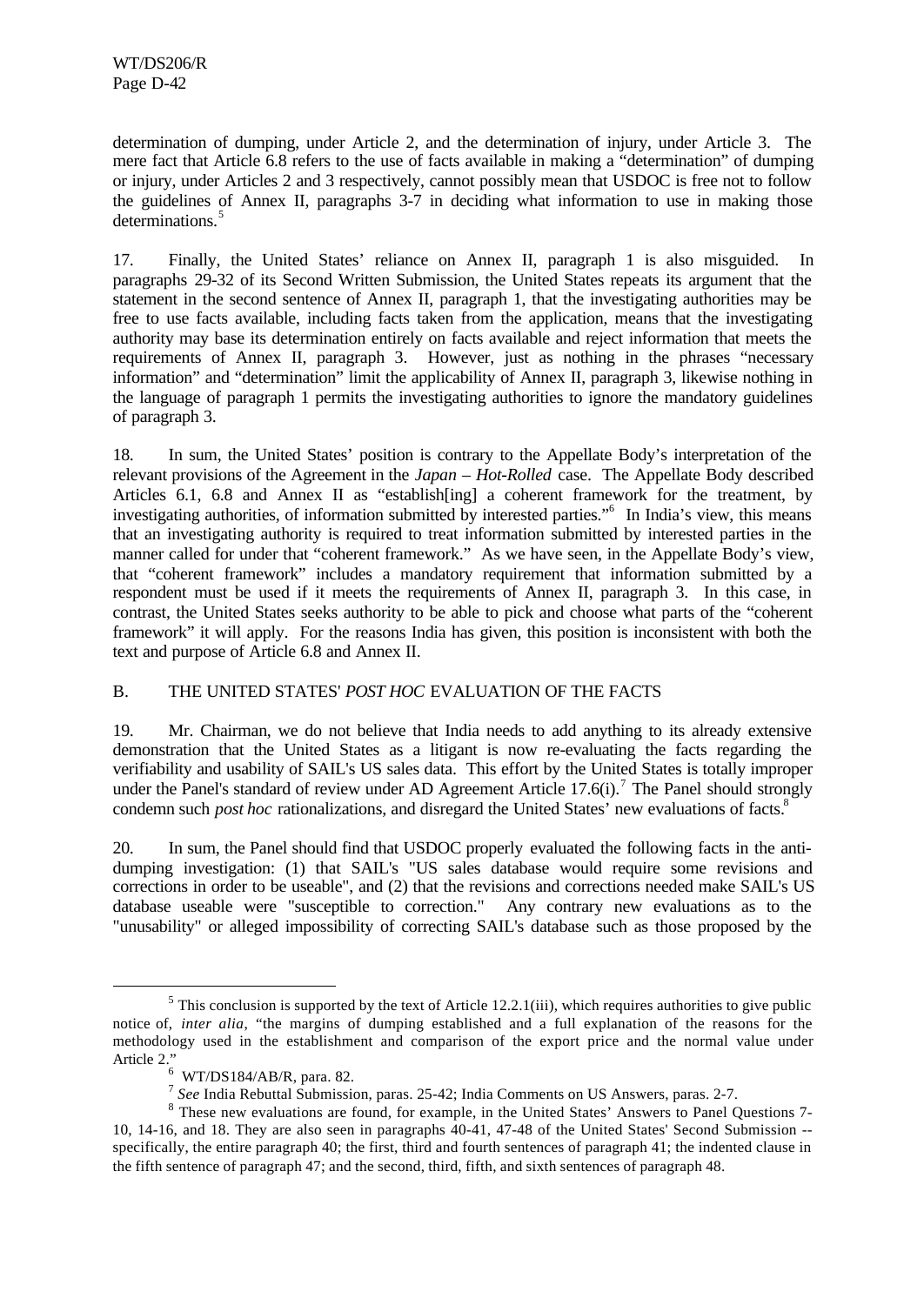determination of dumping, under Article 2, and the determination of injury, under Article 3. The mere fact that Article 6.8 refers to the use of facts available in making a "determination" of dumping or injury, under Articles 2 and 3 respectively, cannot possibly mean that USDOC is free not to follow the guidelines of Annex II, paragraphs 3-7 in deciding what information to use in making those determinations.[5]

17. Finally, the United States' reliance on Annex II, paragraph 1 is also misguided. In paragraphs 29-32 of its Second Written Submission, the United States repeats its argument that the statement in the second sentence of Annex II, paragraph 1, that the investigating authorities may be free to use facts available, including facts taken from the application, means that the investigating authority may base its determination entirely on facts available and reject information that meets the requirements of Annex II, paragraph 3. However, just as nothing in the phrases "necessary information" and "determination" limit the applicability of Annex II, paragraph 3, likewise nothing in the language of paragraph 1 permits the investigating authorities to ignore the mandatory guidelines of paragraph 3.

18. In sum, the United States' position is contrary to the Appellate Body's interpretation of the relevant provisions of the Agreement in the *Japan – Hot-Rolled* case. The Appellate Body described Articles 6.1, 6.8 and Annex II as "establish[ing] a coherent framework for the treatment, by investigating authorities, of information submitted by interested parties."[6] In India's view, this means that an investigating authority is required to treat information submitted by interested parties in the manner called for under that "coherent framework." As we have seen, in the Appellate Body's view, that "coherent framework" includes a mandatory requirement that information submitted by a respondent must be used if it meets the requirements of Annex II, paragraph 3. In this case, in contrast, the United States seeks authority to be able to pick and choose what parts of the "coherent framework" it will apply. For the reasons India has given, this position is inconsistent with both the text and purpose of Article 6.8 and Annex II.

## B. THE UNITED STATES' *POST HOC* EVALUATION OF THE FACTS

19. Mr. Chairman, we do not believe that India needs to add anything to its already extensive demonstration that the United States as a litigant is now re-evaluating the facts regarding the verifiability and usability of SAIL's US sales data. This effort by the United States is totally improper under the Panel's standard of review under AD Agreement Article 17.6(i).[7] The Panel should strongly condemn such *post hoc* rationalizations, and disregard the United States' new evaluations of facts.[8]

20. In sum, the Panel should find that USDOC properly evaluated the following facts in the anti-dumping investigation: (1) that SAIL's "US sales database would require some revisions and corrections in order to be useable", and (2) that the revisions and corrections needed make SAIL's US database useable were "susceptible to correction." Any contrary new evaluations as to the "unusability" or alleged impossibility of correcting SAIL's database such as those proposed by the

---

[5] This conclusion is supported by the text of Article 12.2.1(iii), which requires authorities to give public notice of, *inter alia*, "the margins of dumping established and a full explanation of the reasons for the methodology used in the establishment and comparison of the export price and the normal value under Article 2."

[6] WT/DS184/AB/R, para. 82.

[7] *See* India Rebuttal Submission, paras. 25-42; India Comments on US Answers, paras. 2-7.

[8] These new evaluations are found, for example, in the United States' Answers to Panel Questions 7-10, 14-16, and 18. They are also seen in paragraphs 40-41, 47-48 of the United States' Second Submission -- specifically, the entire paragraph 40; the first, third and fourth sentences of paragraph 41; the indented clause in the fifth sentence of paragraph 47; and the second, third, fifth, and sixth sentences of paragraph 48.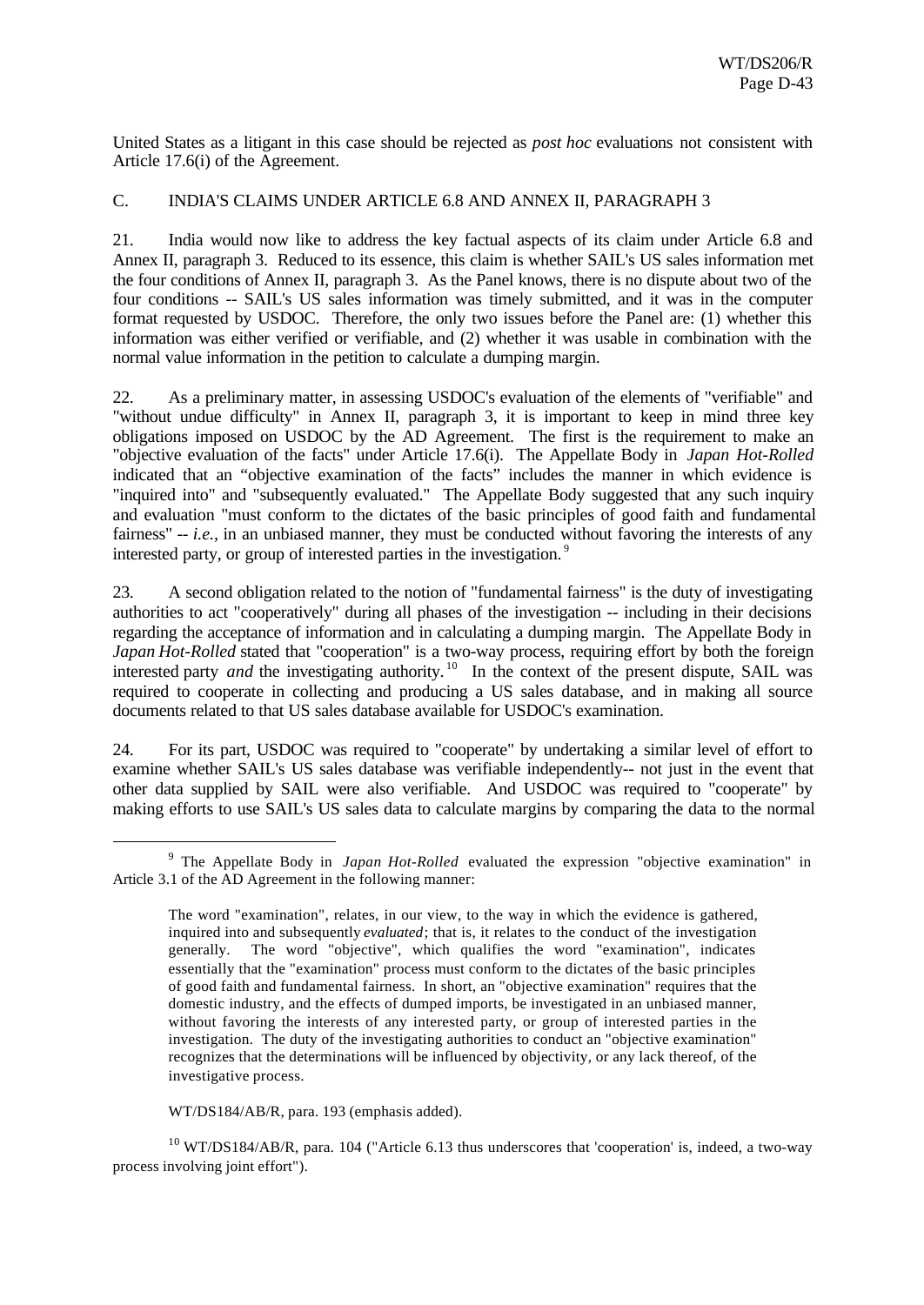United States as a litigant in this case should be rejected as *post hoc* evaluations not consistent with Article 17.6(i) of the Agreement.

## C. INDIA'S CLAIMS UNDER ARTICLE 6.8 AND ANNEX II, PARAGRAPH 3

21. India would now like to address the key factual aspects of its claim under Article 6.8 and Annex II, paragraph 3. Reduced to its essence, this claim is whether SAIL's US sales information met the four conditions of Annex II, paragraph 3. As the Panel knows, there is no dispute about two of the four conditions -- SAIL's US sales information was timely submitted, and it was in the computer format requested by USDOC. Therefore, the only two issues before the Panel are: (1) whether this information was either verified or verifiable, and (2) whether it was usable in combination with the normal value information in the petition to calculate a dumping margin.

22. As a preliminary matter, in assessing USDOC's evaluation of the elements of "verifiable" and "without undue difficulty" in Annex II, paragraph 3, it is important to keep in mind three key obligations imposed on USDOC by the AD Agreement. The first is the requirement to make an "objective evaluation of the facts" under Article 17.6(i). The Appellate Body in *Japan Hot-Rolled* indicated that an "objective examination of the facts" includes the manner in which evidence is "inquired into" and "subsequently evaluated." The Appellate Body suggested that any such inquiry and evaluation "must conform to the dictates of the basic principles of good faith and fundamental fairness" -- *i.e.*, in an unbiased manner, they must be conducted without favoring the interests of any interested party, or group of interested parties in the investigation.[9]

23. A second obligation related to the notion of "fundamental fairness" is the duty of investigating authorities to act "cooperatively" during all phases of the investigation -- including in their decisions regarding the acceptance of information and in calculating a dumping margin. The Appellate Body in *Japan Hot-Rolled* stated that "cooperation" is a two-way process, requiring effort by both the foreign interested party *and* the investigating authority.[10] In the context of the present dispute, SAIL was required to cooperate in collecting and producing a US sales database, and in making all source documents related to that US sales database available for USDOC's examination.

24. For its part, USDOC was required to "cooperate" by undertaking a similar level of effort to examine whether SAIL's US sales database was verifiable independently-- not just in the event that other data supplied by SAIL were also verifiable. And USDOC was required to "cooperate" by making efforts to use SAIL's US sales data to calculate margins by comparing the data to the normal

---

[9] The Appellate Body in *Japan Hot-Rolled* evaluated the expression "objective examination" in Article 3.1 of the AD Agreement in the following manner:

> The word "examination", relates, in our view, to the way in which the evidence is gathered, inquired into and subsequently *evaluated*; that is, it relates to the conduct of the investigation generally. The word "objective", which qualifies the word "examination", indicates essentially that the "examination" process must conform to the dictates of the basic principles of good faith and fundamental fairness. In short, an "objective examination" requires that the domestic industry, and the effects of dumped imports, be investigated in an unbiased manner, without favoring the interests of any interested party, or group of interested parties in the investigation. The duty of the investigating authorities to conduct an "objective examination" recognizes that the determinations will be influenced by objectivity, or any lack thereof, of the investigative process.

WT/DS184/AB/R, para. 193 (emphasis added).

[10] WT/DS184/AB/R, para. 104 ("Article 6.13 thus underscores that 'cooperation' is, indeed, a two-way process involving joint effort").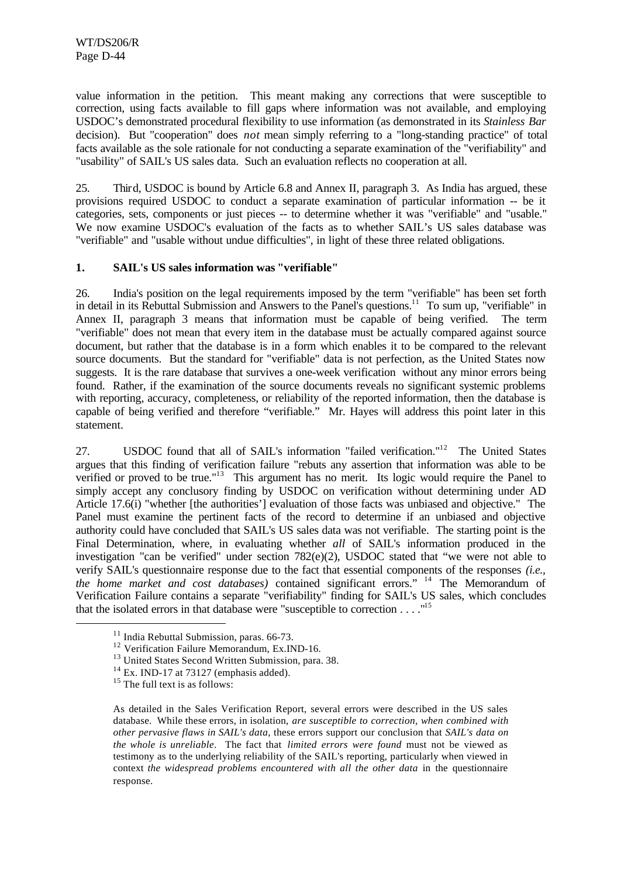value information in the petition. This meant making any corrections that were susceptible to correction, using facts available to fill gaps where information was not available, and employing USDOC's demonstrated procedural flexibility to use information (as demonstrated in its *Stainless Bar* decision). But "cooperation" does *not* mean simply referring to a "long-standing practice" of total facts available as the sole rationale for not conducting a separate examination of the "verifiability" and "usability" of SAIL's US sales data. Such an evaluation reflects no cooperation at all.

25. Third, USDOC is bound by Article 6.8 and Annex II, paragraph 3. As India has argued, these provisions required USDOC to conduct a separate examination of particular information -- be it categories, sets, components or just pieces -- to determine whether it was "verifiable" and "usable." We now examine USDOC's evaluation of the facts as to whether SAIL's US sales database was "verifiable" and "usable without undue difficulties", in light of these three related obligations.

### 1. SAIL's US sales information was "verifiable"

26. India's position on the legal requirements imposed by the term "verifiable" has been set forth in detail in its Rebuttal Submission and Answers to the Panel's questions.[11] To sum up, "verifiable" in Annex II, paragraph 3 means that information must be capable of being verified. The term "verifiable" does not mean that every item in the database must be actually compared against source document, but rather that the database is in a form which enables it to be compared to the relevant source documents. But the standard for "verifiable" data is not perfection, as the United States now suggests. It is the rare database that survives a one-week verification without any minor errors being found. Rather, if the examination of the source documents reveals no significant systemic problems with reporting, accuracy, completeness, or reliability of the reported information, then the database is capable of being verified and therefore "verifiable." Mr. Hayes will address this point later in this statement.

27. USDOC found that all of SAIL's information "failed verification."[12] The United States argues that this finding of verification failure "rebuts any assertion that information was able to be verified or proved to be true."[13] This argument has no merit. Its logic would require the Panel to simply accept any conclusory finding by USDOC on verification without determining under AD Article 17.6(i) "whether [the authorities'] evaluation of those facts was unbiased and objective." The Panel must examine the pertinent facts of the record to determine if an unbiased and objective authority could have concluded that SAIL's US sales data was not verifiable. The starting point is the Final Determination, where, in evaluating whether *all* of SAIL's information produced in the investigation "can be verified" under section 782(e)(2), USDOC stated that "we were not able to verify SAIL's questionnaire response due to the fact that essential components of the responses *(i.e., the home market and cost databases)* contained significant errors." [14] The Memorandum of Verification Failure contains a separate "verifiability" finding for SAIL's US sales, which concludes that the isolated errors in that database were "susceptible to correction . . . ."[15]

---

[11] India Rebuttal Submission, paras. 66-73.

[12] Verification Failure Memorandum, Ex.IND-16.

[13] United States Second Written Submission, para. 38.

[14] Ex. IND-17 at 73127 (emphasis added).

[15] The full text is as follows:

> As detailed in the Sales Verification Report, several errors were described in the US sales database. While these errors, in isolation, *are susceptible to correction, when combined with other pervasive flaws in SAIL's data*, these errors support our conclusion that *SAIL's data on the whole is unreliable*. The fact that *limited errors were found* must not be viewed as testimony as to the underlying reliability of the SAIL's reporting, particularly when viewed in context *the widespread problems encountered with all the other data* in the questionnaire response.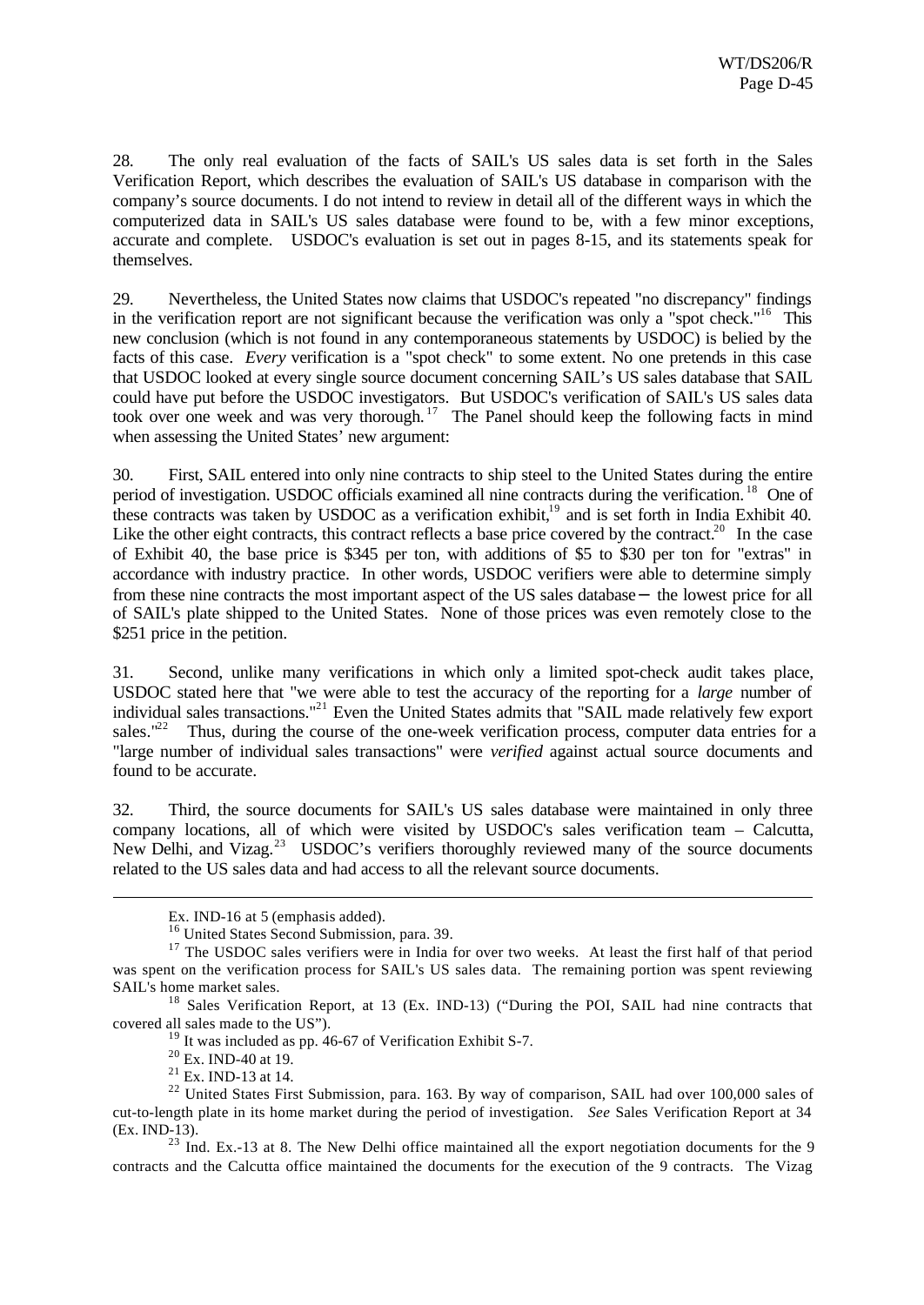28. The only real evaluation of the facts of SAIL's US sales data is set forth in the Sales Verification Report, which describes the evaluation of SAIL's US database in comparison with the company's source documents. I do not intend to review in detail all of the different ways in which the computerized data in SAIL's US sales database were found to be, with a few minor exceptions, accurate and complete. USDOC's evaluation is set out in pages 8-15, and its statements speak for themselves.

29. Nevertheless, the United States now claims that USDOC's repeated "no discrepancy" findings in the verification report are not significant because the verification was only a "spot check."[16] This new conclusion (which is not found in any contemporaneous statements by USDOC) is belied by the facts of this case. *Every* verification is a "spot check" to some extent. No one pretends in this case that USDOC looked at every single source document concerning SAIL's US sales database that SAIL could have put before the USDOC investigators. But USDOC's verification of SAIL's US sales data took over one week and was very thorough.[17] The Panel should keep the following facts in mind when assessing the United States' new argument:

30. First, SAIL entered into only nine contracts to ship steel to the United States during the entire period of investigation. USDOC officials examined all nine contracts during the verification.[18] One of these contracts was taken by USDOC as a verification exhibit,[19] and is set forth in India Exhibit 40. Like the other eight contracts, this contract reflects a base price covered by the contract.[20] In the case of Exhibit 40, the base price is $345 per ton, with additions of $5 to $30 per ton for "extras" in accordance with industry practice. In other words, USDOC verifiers were able to determine simply from these nine contracts the most important aspect of the US sales database – the lowest price for all of SAIL's plate shipped to the United States. None of those prices was even remotely close to the $251 price in the petition.

31. Second, unlike many verifications in which only a limited spot-check audit takes place, USDOC stated here that "we were able to test the accuracy of the reporting for a *large* number of individual sales transactions."[21] Even the United States admits that "SAIL made relatively few export sales."[22] Thus, during the course of the one-week verification process, computer data entries for a "large number of individual sales transactions" were *verified* against actual source documents and found to be accurate.

32. Third, the source documents for SAIL's US sales database were maintained in only three company locations, all of which were visited by USDOC's sales verification team – Calcutta, New Delhi, and Vizag.[23] USDOC's verifiers thoroughly reviewed many of the source documents related to the US sales data and had access to all the relevant source documents.

---

Ex. IND-16 at 5 (emphasis added).

[16] United States Second Submission, para. 39.

[17] The USDOC sales verifiers were in India for over two weeks. At least the first half of that period was spent on the verification process for SAIL's US sales data. The remaining portion was spent reviewing SAIL's home market sales.

[18] Sales Verification Report, at 13 (Ex. IND-13) ("During the POI, SAIL had nine contracts that covered all sales made to the US").

[19] It was included as pp. 46-67 of Verification Exhibit S-7.

[20] Ex. IND-40 at 19.

[21] Ex. IND-13 at 14.

[22] United States First Submission, para. 163. By way of comparison, SAIL had over 100,000 sales of cut-to-length plate in its home market during the period of investigation. *See* Sales Verification Report at 34 (Ex. IND-13).

[23] Ind. Ex.-13 at 8. The New Delhi office maintained all the export negotiation documents for the 9 contracts and the Calcutta office maintained the documents for the execution of the 9 contracts. The Vizag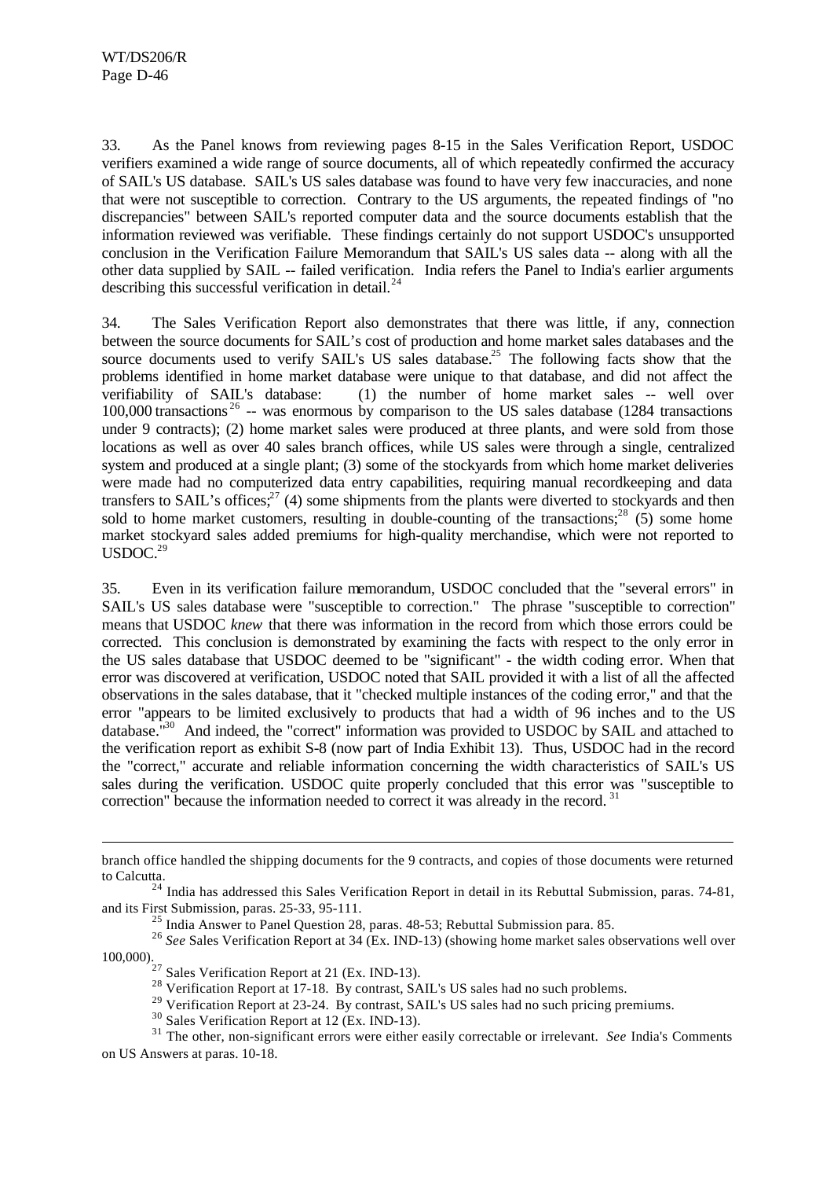33. As the Panel knows from reviewing pages 8-15 in the Sales Verification Report, USDOC verifiers examined a wide range of source documents, all of which repeatedly confirmed the accuracy of SAIL's US database. SAIL's US sales database was found to have very few inaccuracies, and none that were not susceptible to correction. Contrary to the US arguments, the repeated findings of "no discrepancies" between SAIL's reported computer data and the source documents establish that the information reviewed was verifiable. These findings certainly do not support USDOC's unsupported conclusion in the Verification Failure Memorandum that SAIL's US sales data -- along with all the other data supplied by SAIL -- failed verification. India refers the Panel to India's earlier arguments describing this successful verification in detail.[24]

34. The Sales Verification Report also demonstrates that there was little, if any, connection between the source documents for SAIL's cost of production and home market sales databases and the source documents used to verify SAIL's US sales database.[25] The following facts show that the problems identified in home market database were unique to that database, and did not affect the verifiability of SAIL's database: (1) the number of home market sales -- well over 100,000 transactions[26] -- was enormous by comparison to the US sales database (1284 transactions under 9 contracts); (2) home market sales were produced at three plants, and were sold from those locations as well as over 40 sales branch offices, while US sales were through a single, centralized system and produced at a single plant; (3) some of the stockyards from which home market deliveries were made had no computerized data entry capabilities, requiring manual recordkeeping and data transfers to SAIL's offices;[27] (4) some shipments from the plants were diverted to stockyards and then sold to home market customers, resulting in double-counting of the transactions;[28] (5) some home market stockyard sales added premiums for high-quality merchandise, which were not reported to USDOC.[29]

35. Even in its verification failure memorandum, USDOC concluded that the "several errors" in SAIL's US sales database were "susceptible to correction." The phrase "susceptible to correction" means that USDOC *knew* that there was information in the record from which those errors could be corrected. This conclusion is demonstrated by examining the facts with respect to the only error in the US sales database that USDOC deemed to be "significant" - the width coding error. When that error was discovered at verification, USDOC noted that SAIL provided it with a list of all the affected observations in the sales database, that it "checked multiple instances of the coding error," and that the error "appears to be limited exclusively to products that had a width of 96 inches and to the US database."[30] And indeed, the "correct" information was provided to USDOC by SAIL and attached to the verification report as exhibit S-8 (now part of India Exhibit 13). Thus, USDOC had in the record the "correct," accurate and reliable information concerning the width characteristics of SAIL's US sales during the verification. USDOC quite properly concluded that this error was "susceptible to correction" because the information needed to correct it was already in the record.[31]

---

branch office handled the shipping documents for the 9 contracts, and copies of those documents were returned to Calcutta.

[24] India has addressed this Sales Verification Report in detail in its Rebuttal Submission, paras. 74-81, and its First Submission, paras. 25-33, 95-111.

[25] India Answer to Panel Question 28, paras. 48-53; Rebuttal Submission para. 85.

[26] *See* Sales Verification Report at 34 (Ex. IND-13) (showing home market sales observations well over 100,000).

[27] Sales Verification Report at 21 (Ex. IND-13).

[28] Verification Report at 17-18. By contrast, SAIL's US sales had no such problems.

[29] Verification Report at 23-24. By contrast, SAIL's US sales had no such pricing premiums.

[30] Sales Verification Report at 12 (Ex. IND-13).

[31] The other, non-significant errors were either easily correctable or irrelevant. *See* India's Comments on US Answers at paras. 10-18.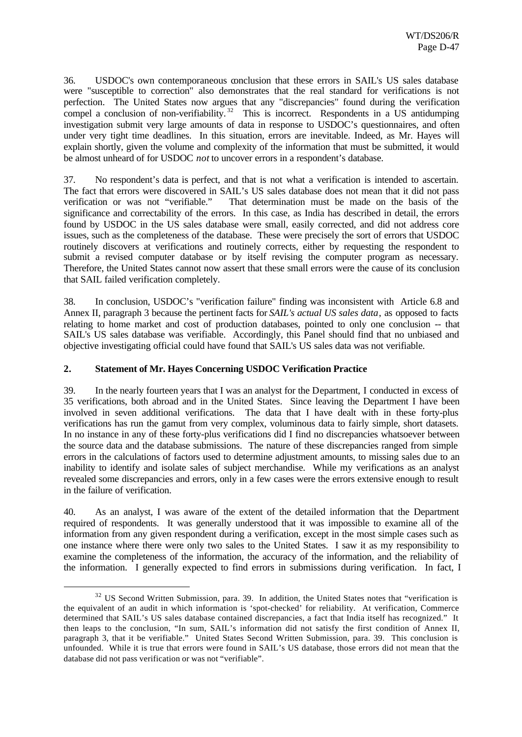36. USDOC's own contemporaneous conclusion that these errors in SAIL's US sales database were "susceptible to correction" also demonstrates that the real standard for verifications is not perfection. The United States now argues that any "discrepancies" found during the verification compel a conclusion of non-verifiability.[32] This is incorrect. Respondents in a US antidumping investigation submit very large amounts of data in response to USDOC's questionnaires, and often under very tight time deadlines. In this situation, errors are inevitable. Indeed, as Mr. Hayes will explain shortly, given the volume and complexity of the information that must be submitted, it would be almost unheard of for USDOC *not* to uncover errors in a respondent's database.

37. No respondent's data is perfect, and that is not what a verification is intended to ascertain. The fact that errors were discovered in SAIL's US sales database does not mean that it did not pass verification or was not "verifiable." That determination must be made on the basis of the significance and correctability of the errors. In this case, as India has described in detail, the errors found by USDOC in the US sales database were small, easily corrected, and did not address core issues, such as the completeness of the database. These were precisely the sort of errors that USDOC routinely discovers at verifications and routinely corrects, either by requesting the respondent to submit a revised computer database or by itself revising the computer program as necessary. Therefore, the United States cannot now assert that these small errors were the cause of its conclusion that SAIL failed verification completely.

38. In conclusion, USDOC's "verification failure" finding was inconsistent with Article 6.8 and Annex II, paragraph 3 because the pertinent facts for *SAIL's actual US sales data*, as opposed to facts relating to home market and cost of production databases, pointed to only one conclusion -- that SAIL's US sales database was verifiable. Accordingly, this Panel should find that no unbiased and objective investigating official could have found that SAIL's US sales data was not verifiable.

## 2. Statement of Mr. Hayes Concerning USDOC Verification Practice

39. In the nearly fourteen years that I was an analyst for the Department, I conducted in excess of 35 verifications, both abroad and in the United States. Since leaving the Department I have been involved in seven additional verifications. The data that I have dealt with in these forty-plus verifications has run the gamut from very complex, voluminous data to fairly simple, short datasets. In no instance in any of these forty-plus verifications did I find no discrepancies whatsoever between the source data and the database submissions. The nature of these discrepancies ranged from simple errors in the calculations of factors used to determine adjustment amounts, to missing sales due to an inability to identify and isolate sales of subject merchandise. While my verifications as an analyst revealed some discrepancies and errors, only in a few cases were the errors extensive enough to result in the failure of verification.

40. As an analyst, I was aware of the extent of the detailed information that the Department required of respondents. It was generally understood that it was impossible to examine all of the information from any given respondent during a verification, except in the most simple cases such as one instance where there were only two sales to the United States. I saw it as my responsibility to examine the completeness of the information, the accuracy of the information, and the reliability of the information. I generally expected to find errors in submissions during verification. In fact, I

---

[32] US Second Written Submission, para. 39. In addition, the United States notes that "verification is the equivalent of an audit in which information is 'spot-checked' for reliability. At verification, Commerce determined that SAIL's US sales database contained discrepancies, a fact that India itself has recognized." It then leaps to the conclusion, "In sum, SAIL's information did not satisfy the first condition of Annex II, paragraph 3, that it be verifiable." United States Second Written Submission, para. 39. This conclusion is unfounded. While it is true that errors were found in SAIL's US database, those errors did not mean that the database did not pass verification or was not "verifiable".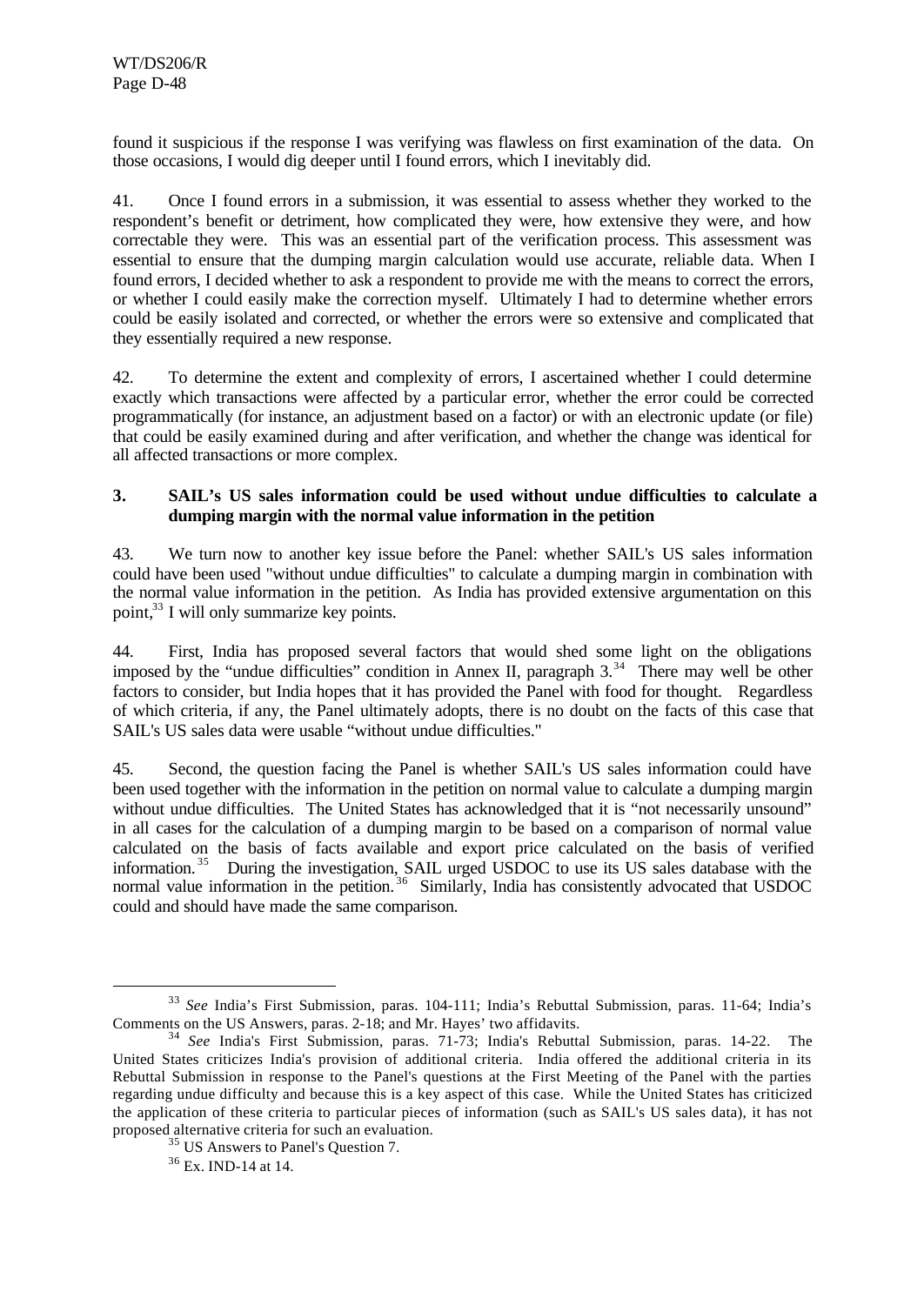found it suspicious if the response I was verifying was flawless on first examination of the data. On those occasions, I would dig deeper until I found errors, which I inevitably did.

41. Once I found errors in a submission, it was essential to assess whether they worked to the respondent's benefit or detriment, how complicated they were, how extensive they were, and how correctable they were. This was an essential part of the verification process. This assessment was essential to ensure that the dumping margin calculation would use accurate, reliable data. When I found errors, I decided whether to ask a respondent to provide me with the means to correct the errors, or whether I could easily make the correction myself. Ultimately I had to determine whether errors could be easily isolated and corrected, or whether the errors were so extensive and complicated that they essentially required a new response.

42. To determine the extent and complexity of errors, I ascertained whether I could determine exactly which transactions were affected by a particular error, whether the error could be corrected programmatically (for instance, an adjustment based on a factor) or with an electronic update (or file) that could be easily examined during and after verification, and whether the change was identical for all affected transactions or more complex.

### 3. SAIL's US sales information could be used without undue difficulties to calculate a dumping margin with the normal value information in the petition

43. We turn now to another key issue before the Panel: whether SAIL's US sales information could have been used "without undue difficulties" to calculate a dumping margin in combination with the normal value information in the petition. As India has provided extensive argumentation on this point,[33] I will only summarize key points.

44. First, India has proposed several factors that would shed some light on the obligations imposed by the "undue difficulties" condition in Annex II, paragraph 3.[34] There may well be other factors to consider, but India hopes that it has provided the Panel with food for thought. Regardless of which criteria, if any, the Panel ultimately adopts, there is no doubt on the facts of this case that SAIL's US sales data were usable "without undue difficulties."

45. Second, the question facing the Panel is whether SAIL's US sales information could have been used together with the information in the petition on normal value to calculate a dumping margin without undue difficulties. The United States has acknowledged that it is "not necessarily unsound" in all cases for the calculation of a dumping margin to be based on a comparison of normal value calculated on the basis of facts available and export price calculated on the basis of verified information.[35] During the investigation, SAIL urged USDOC to use its US sales database with the normal value information in the petition.[36] Similarly, India has consistently advocated that USDOC could and should have made the same comparison.

---

[33] *See* India's First Submission, paras. 104-111; India's Rebuttal Submission, paras. 11-64; India's Comments on the US Answers, paras. 2-18; and Mr. Hayes' two affidavits.

[34] *See* India's First Submission, paras. 71-73; India's Rebuttal Submission, paras. 14-22. The United States criticizes India's provision of additional criteria. India offered the additional criteria in its Rebuttal Submission in response to the Panel's questions at the First Meeting of the Panel with the parties regarding undue difficulty and because this is a key aspect of this case. While the United States has criticized the application of these criteria to particular pieces of information (such as SAIL's US sales data), it has not proposed alternative criteria for such an evaluation.

[35] US Answers to Panel's Question 7.

[36] Ex. IND-14 at 14.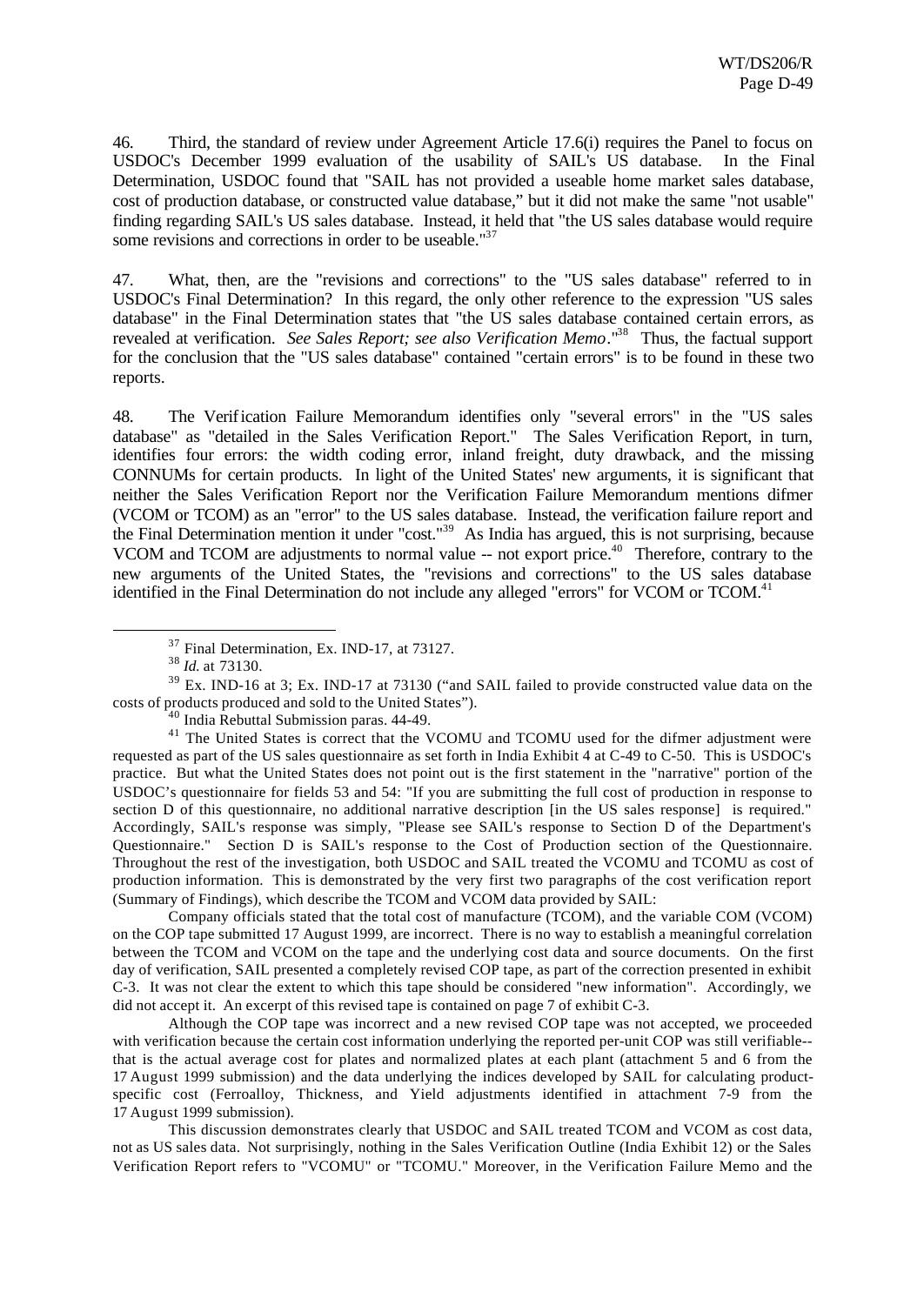46. Third, the standard of review under Agreement Article 17.6(i) requires the Panel to focus on USDOC's December 1999 evaluation of the usability of SAIL's US database. In the Final Determination, USDOC found that "SAIL has not provided a useable home market sales database, cost of production database, or constructed value database," but it did not make the same "not usable" finding regarding SAIL's US sales database. Instead, it held that "the US sales database would require some revisions and corrections in order to be useable."[37]

47. What, then, are the "revisions and corrections" to the "US sales database" referred to in USDOC's Final Determination? In this regard, the only other reference to the expression "US sales database" in the Final Determination states that "the US sales database contained certain errors, as revealed at verification. *See Sales Report; see also Verification Memo*."[38] Thus, the factual support for the conclusion that the "US sales database" contained "certain errors" is to be found in these two reports.

48. The Verification Failure Memorandum identifies only "several errors" in the "US sales database" as "detailed in the Sales Verification Report." The Sales Verification Report, in turn, identifies four errors: the width coding error, inland freight, duty drawback, and the missing CONNUMs for certain products. In light of the United States' new arguments, it is significant that neither the Sales Verification Report nor the Verification Failure Memorandum mentions difmer (VCOM or TCOM) as an "error" to the US sales database. Instead, the verification failure report and the Final Determination mention it under "cost."[39] As India has argued, this is not surprising, because VCOM and TCOM are adjustments to normal value -- not export price.[40] Therefore, contrary to the new arguments of the United States, the "revisions and corrections" to the US sales database identified in the Final Determination do not include any alleged "errors" for VCOM or TCOM.[41]

---

[37] Final Determination, Ex. IND-17, at 73127.

[38] *Id.* at 73130.

[39] Ex. IND-16 at 3; Ex. IND-17 at 73130 ("and SAIL failed to provide constructed value data on the costs of products produced and sold to the United States").

[40] India Rebuttal Submission paras. 44-49.

[41] The United States is correct that the VCOMU and TCOMU used for the difmer adjustment were requested as part of the US sales questionnaire as set forth in India Exhibit 4 at C-49 to C-50. This is USDOC's practice. But what the United States does not point out is the first statement in the "narrative" portion of the USDOC's questionnaire for fields 53 and 54: "If you are submitting the full cost of production in response to section D of this questionnaire, no additional narrative description [in the US sales response] is required." Accordingly, SAIL's response was simply, "Please see SAIL's response to Section D of the Department's Questionnaire." Section D is SAIL's response to the Cost of Production section of the Questionnaire. Throughout the rest of the investigation, both USDOC and SAIL treated the VCOMU and TCOMU as cost of production information. This is demonstrated by the very first two paragraphs of the cost verification report (Summary of Findings), which describe the TCOM and VCOM data provided by SAIL:

Company officials stated that the total cost of manufacture (TCOM), and the variable COM (VCOM) on the COP tape submitted 17 August 1999, are incorrect. There is no way to establish a meaningful correlation between the TCOM and VCOM on the tape and the underlying cost data and source documents. On the first day of verification, SAIL presented a completely revised COP tape, as part of the correction presented in exhibit C-3. It was not clear the extent to which this tape should be considered "new information". Accordingly, we did not accept it. An excerpt of this revised tape is contained on page 7 of exhibit C-3.

Although the COP tape was incorrect and a new revised COP tape was not accepted, we proceeded with verification because the certain cost information underlying the reported per-unit COP was still verifiable--that is the actual average cost for plates and normalized plates at each plant (attachment 5 and 6 from the 17 August 1999 submission) and the data underlying the indices developed by SAIL for calculating product-specific cost (Ferroalloy, Thickness, and Yield adjustments identified in attachment 7-9 from the 17 August 1999 submission).

This discussion demonstrates clearly that USDOC and SAIL treated TCOM and VCOM as cost data, not as US sales data. Not surprisingly, nothing in the Sales Verification Outline (India Exhibit 12) or the Sales Verification Report refers to "VCOMU" or "TCOMU." Moreover, in the Verification Failure Memo and the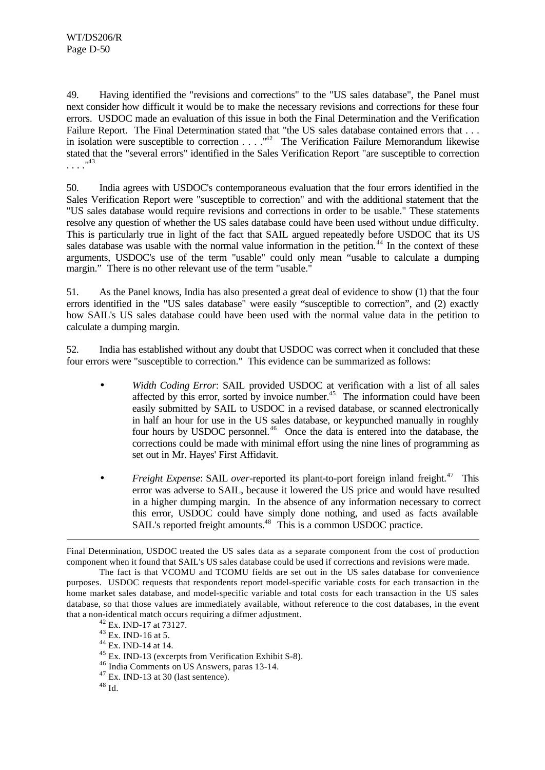49. Having identified the "revisions and corrections" to the "US sales database", the Panel must next consider how difficult it would be to make the necessary revisions and corrections for these four errors. USDOC made an evaluation of this issue in both the Final Determination and the Verification Failure Report. The Final Determination stated that "the US sales database contained errors that . . . in isolation were susceptible to correction . . . ."[42] The Verification Failure Memorandum likewise stated that the "several errors" identified in the Sales Verification Report "are susceptible to correction . . . ."[43]

50. India agrees with USDOC's contemporaneous evaluation that the four errors identified in the Sales Verification Report were "susceptible to correction" and with the additional statement that the "US sales database would require revisions and corrections in order to be usable." These statements resolve any question of whether the US sales database could have been used without undue difficulty. This is particularly true in light of the fact that SAIL argued repeatedly before USDOC that its US sales database was usable with the normal value information in the petition.[44] In the context of these arguments, USDOC's use of the term "usable" could only mean "usable to calculate a dumping margin." There is no other relevant use of the term "usable."

51. As the Panel knows, India has also presented a great deal of evidence to show (1) that the four errors identified in the "US sales database" were easily "susceptible to correction", and (2) exactly how SAIL's US sales database could have been used with the normal value data in the petition to calculate a dumping margin.

52. India has established without any doubt that USDOC was correct when it concluded that these four errors were "susceptible to correction." This evidence can be summarized as follows:

- *Width Coding Error*: SAIL provided USDOC at verification with a list of all sales affected by this error, sorted by invoice number.[45] The information could have been easily submitted by SAIL to USDOC in a revised database, or scanned electronically in half an hour for use in the US sales database, or keypunched manually in roughly four hours by USDOC personnel.[46] Once the data is entered into the database, the corrections could be made with minimal effort using the nine lines of programming as set out in Mr. Hayes' First Affidavit.

- *Freight Expense*: SAIL *over*-reported its plant-to-port foreign inland freight.[47] This error was adverse to SAIL, because it lowered the US price and would have resulted in a higher dumping margin. In the absence of any information necessary to correct this error, USDOC could have simply done nothing, and used as facts available SAIL's reported freight amounts.[48] This is a common USDOC practice.

---

Final Determination, USDOC treated the US sales data as a separate component from the cost of production component when it found that SAIL's US sales database could be used if corrections and revisions were made.

The fact is that VCOMU and TCOMU fields are set out in the US sales database for convenience purposes. USDOC requests that respondents report model-specific variable costs for each transaction in the home market sales database, and model-specific variable and total costs for each transaction in the US sales database, so that those values are immediately available, without reference to the cost databases, in the event that a non-identical match occurs requiring a difmer adjustment.

[42] Ex. IND-17 at 73127.

[43] Ex. IND-16 at 5.

[44] Ex. IND-14 at 14.

[45] Ex. IND-13 (excerpts from Verification Exhibit S-8).

[46] India Comments on US Answers, paras 13-14.

[47] Ex. IND-13 at 30 (last sentence).

[48] Id.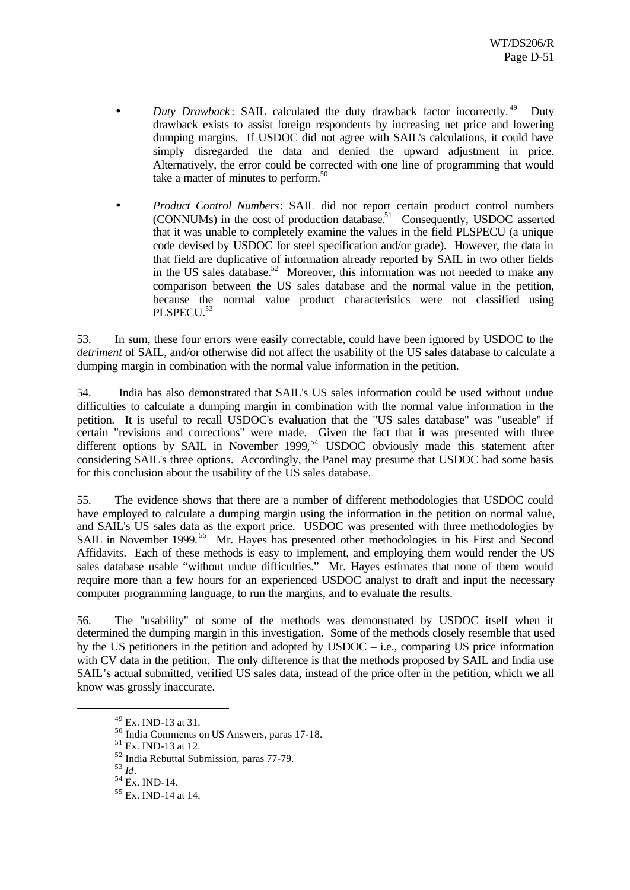- *Duty Drawback*: SAIL calculated the duty drawback factor incorrectly.[49] Duty drawback exists to assist foreign respondents by increasing net price and lowering dumping margins. If USDOC did not agree with SAIL's calculations, it could have simply disregarded the data and denied the upward adjustment in price. Alternatively, the error could be corrected with one line of programming that would take a matter of minutes to perform.[50]

- *Product Control Numbers*: SAIL did not report certain product control numbers (CONNUMs) in the cost of production database.[51] Consequently, USDOC asserted that it was unable to completely examine the values in the field PLSPECU (a unique code devised by USDOC for steel specification and/or grade). However, the data in that field are duplicative of information already reported by SAIL in two other fields in the US sales database.[52] Moreover, this information was not needed to make any comparison between the US sales database and the normal value in the petition, because the normal value product characteristics were not classified using PLSPECU.[53]

53. In sum, these four errors were easily correctable, could have been ignored by USDOC to the *detriment* of SAIL, and/or otherwise did not affect the usability of the US sales database to calculate a dumping margin in combination with the normal value information in the petition.

54. India has also demonstrated that SAIL's US sales information could be used without undue difficulties to calculate a dumping margin in combination with the normal value information in the petition. It is useful to recall USDOC's evaluation that the "US sales database" was "useable" if certain "revisions and corrections" were made. Given the fact that it was presented with three different options by SAIL in November 1999,[54] USDOC obviously made this statement after considering SAIL's three options. Accordingly, the Panel may presume that USDOC had some basis for this conclusion about the usability of the US sales database.

55. The evidence shows that there are a number of different methodologies that USDOC could have employed to calculate a dumping margin using the information in the petition on normal value, and SAIL's US sales data as the export price. USDOC was presented with three methodologies by SAIL in November 1999.[55] Mr. Hayes has presented other methodologies in his First and Second Affidavits. Each of these methods is easy to implement, and employing them would render the US sales database usable "without undue difficulties." Mr. Hayes estimates that none of them would require more than a few hours for an experienced USDOC analyst to draft and input the necessary computer programming language, to run the margins, and to evaluate the results.

56. The "usability" of some of the methods was demonstrated by USDOC itself when it determined the dumping margin in this investigation. Some of the methods closely resemble that used by the US petitioners in the petition and adopted by USDOC – i.e., comparing US price information with CV data in the petition. The only difference is that the methods proposed by SAIL and India use SAIL's actual submitted, verified US sales data, instead of the price offer in the petition, which we all know was grossly inaccurate.

---

[49] Ex. IND-13 at 31.

[50] India Comments on US Answers, paras 17-18.

[51] Ex. IND-13 at 12.

[52] India Rebuttal Submission, paras 77-79.

[53] *Id*.

[54] Ex. IND-14.

[55] Ex. IND-14 at 14.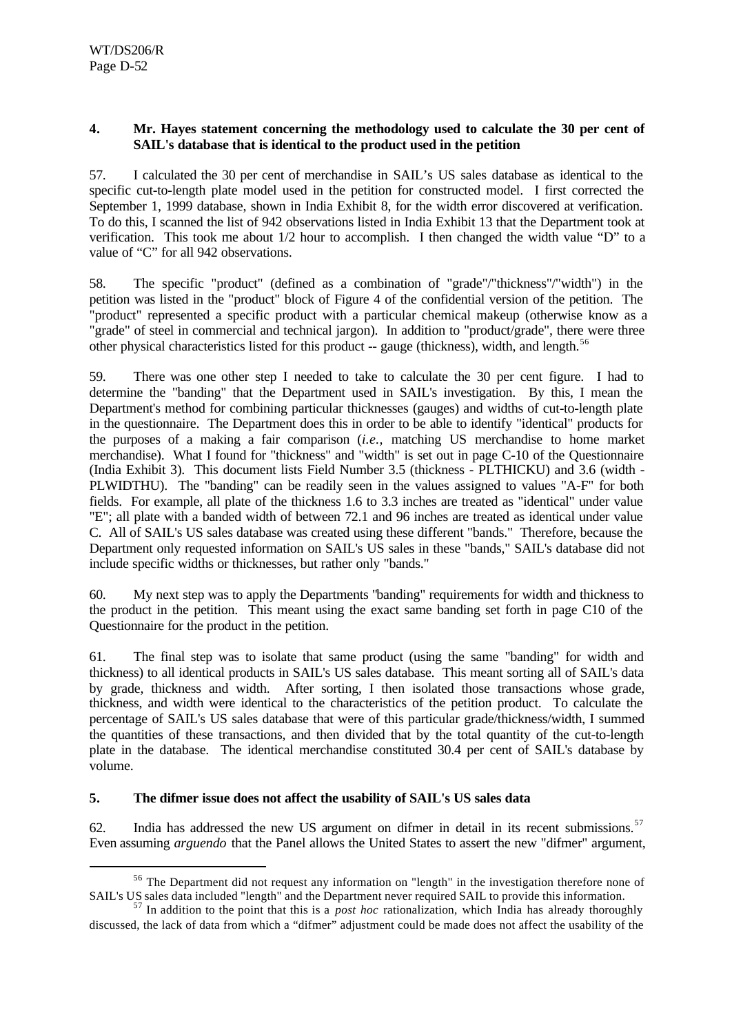**4. Mr. Hayes statement concerning the methodology used to calculate the 30 per cent of SAIL's database that is identical to the product used in the petition**

57. I calculated the 30 per cent of merchandise in SAIL's US sales database as identical to the specific cut-to-length plate model used in the petition for constructed model. I first corrected the September 1, 1999 database, shown in India Exhibit 8, for the width error discovered at verification. To do this, I scanned the list of 942 observations listed in India Exhibit 13 that the Department took at verification. This took me about 1/2 hour to accomplish. I then changed the width value "D" to a value of "C" for all 942 observations.

58. The specific "product" (defined as a combination of "grade"/"thickness"/"width") in the petition was listed in the "product" block of Figure 4 of the confidential version of the petition. The "product" represented a specific product with a particular chemical makeup (otherwise know as a "grade" of steel in commercial and technical jargon). In addition to "product/grade", there were three other physical characteristics listed for this product -- gauge (thickness), width, and length.[56]

59. There was one other step I needed to take to calculate the 30 per cent figure. I had to determine the "banding" that the Department used in SAIL's investigation. By this, I mean the Department's method for combining particular thicknesses (gauges) and widths of cut-to-length plate in the questionnaire. The Department does this in order to be able to identify "identical" products for the purposes of a making a fair comparison (*i.e.,* matching US merchandise to home market merchandise). What I found for "thickness" and "width" is set out in page C-10 of the Questionnaire (India Exhibit 3). This document lists Field Number 3.5 (thickness - PLTHICKU) and 3.6 (width - PLWIDTHU). The "banding" can be readily seen in the values assigned to values "A-F" for both fields. For example, all plate of the thickness 1.6 to 3.3 inches are treated as "identical" under value "E"; all plate with a banded width of between 72.1 and 96 inches are treated as identical under value C. All of SAIL's US sales database was created using these different "bands." Therefore, because the Department only requested information on SAIL's US sales in these "bands," SAIL's database did not include specific widths or thicknesses, but rather only "bands."

60. My next step was to apply the Departments "banding" requirements for width and thickness to the product in the petition. This meant using the exact same banding set forth in page C10 of the Questionnaire for the product in the petition.

61. The final step was to isolate that same product (using the same "banding" for width and thickness) to all identical products in SAIL's US sales database. This meant sorting all of SAIL's data by grade, thickness and width. After sorting, I then isolated those transactions whose grade, thickness, and width were identical to the characteristics of the petition product. To calculate the percentage of SAIL's US sales database that were of this particular grade/thickness/width, I summed the quantities of these transactions, and then divided that by the total quantity of the cut-to-length plate in the database. The identical merchandise constituted 30.4 per cent of SAIL's database by volume.

**5. The difmer issue does not affect the usability of SAIL's US sales data**

62. India has addressed the new US argument on difmer in detail in its recent submissions.[57] Even assuming *arguendo* that the Panel allows the United States to assert the new "difmer" argument,

---

[56] The Department did not request any information on "length" in the investigation therefore none of SAIL's US sales data included "length" and the Department never required SAIL to provide this information.

[57] In addition to the point that this is a *post hoc* rationalization, which India has already thoroughly discussed, the lack of data from which a "difmer" adjustment could be made does not affect the usability of the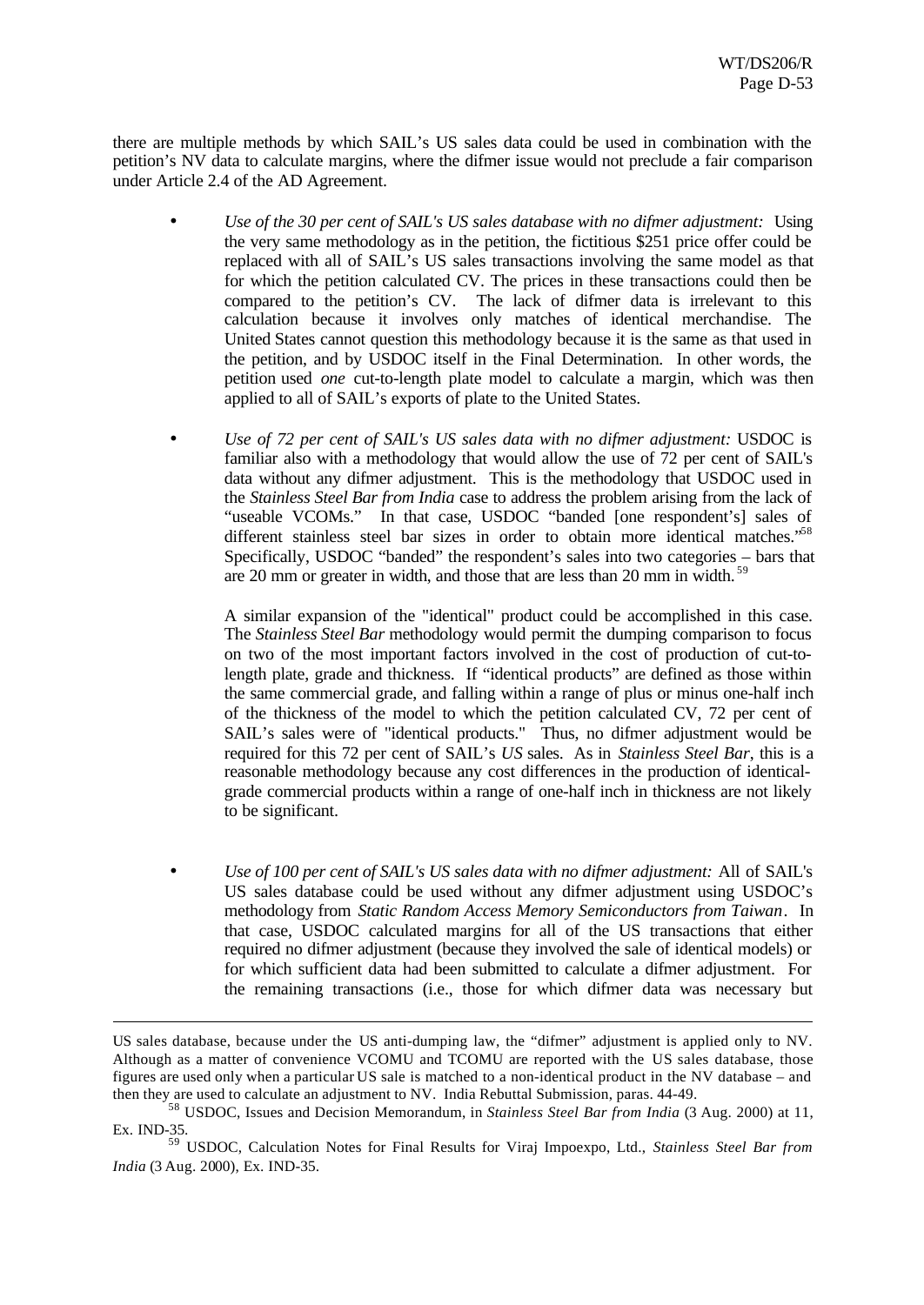there are multiple methods by which SAIL's US sales data could be used in combination with the petition's NV data to calculate margins, where the difmer issue would not preclude a fair comparison under Article 2.4 of the AD Agreement.

- *Use of the 30 per cent of SAIL's US sales database with no difmer adjustment:* Using the very same methodology as in the petition, the fictitious $251 price offer could be replaced with all of SAIL's US sales transactions involving the same model as that for which the petition calculated CV. The prices in these transactions could then be compared to the petition's CV. The lack of difmer data is irrelevant to this calculation because it involves only matches of identical merchandise. The United States cannot question this methodology because it is the same as that used in the petition, and by USDOC itself in the Final Determination. In other words, the petition used *one* cut-to-length plate model to calculate a margin, which was then applied to all of SAIL's exports of plate to the United States.

- *Use of 72 per cent of SAIL's US sales data with no difmer adjustment:* USDOC is familiar also with a methodology that would allow the use of 72 per cent of SAIL's data without any difmer adjustment. This is the methodology that USDOC used in the *Stainless Steel Bar from India* case to address the problem arising from the lack of "useable VCOMs." In that case, USDOC "banded [one respondent's] sales of different stainless steel bar sizes in order to obtain more identical matches."[58] Specifically, USDOC "banded" the respondent's sales into two categories – bars that are 20 mm or greater in width, and those that are less than 20 mm in width.[59]

  A similar expansion of the "identical" product could be accomplished in this case. The *Stainless Steel Bar* methodology would permit the dumping comparison to focus on two of the most important factors involved in the cost of production of cut-to-length plate, grade and thickness. If "identical products" are defined as those within the same commercial grade, and falling within a range of plus or minus one-half inch of the thickness of the model to which the petition calculated CV, 72 per cent of SAIL's sales were of "identical products." Thus, no difmer adjustment would be required for this 72 per cent of SAIL's *US* sales. As in *Stainless Steel Bar*, this is a reasonable methodology because any cost differences in the production of identical-grade commercial products within a range of one-half inch in thickness are not likely to be significant.

- *Use of 100 per cent of SAIL's US sales data with no difmer adjustment:* All of SAIL's US sales database could be used without any difmer adjustment using USDOC's methodology from *Static Random Access Memory Semiconductors from Taiwan*. In that case, USDOC calculated margins for all of the US transactions that either required no difmer adjustment (because they involved the sale of identical models) or for which sufficient data had been submitted to calculate a difmer adjustment. For the remaining transactions (i.e., those for which difmer data was necessary but

---

US sales database, because under the US anti-dumping law, the "difmer" adjustment is applied only to NV. Although as a matter of convenience VCOMU and TCOMU are reported with the US sales database, those figures are used only when a particular US sale is matched to a non-identical product in the NV database – and then they are used to calculate an adjustment to NV. India Rebuttal Submission, paras. 44-49.

[58] USDOC, Issues and Decision Memorandum, in *Stainless Steel Bar from India* (3 Aug. 2000) at 11, Ex. IND-35.

[59] USDOC, Calculation Notes for Final Results for Viraj Impoexpo, Ltd., *Stainless Steel Bar from India* (3 Aug. 2000), Ex. IND-35.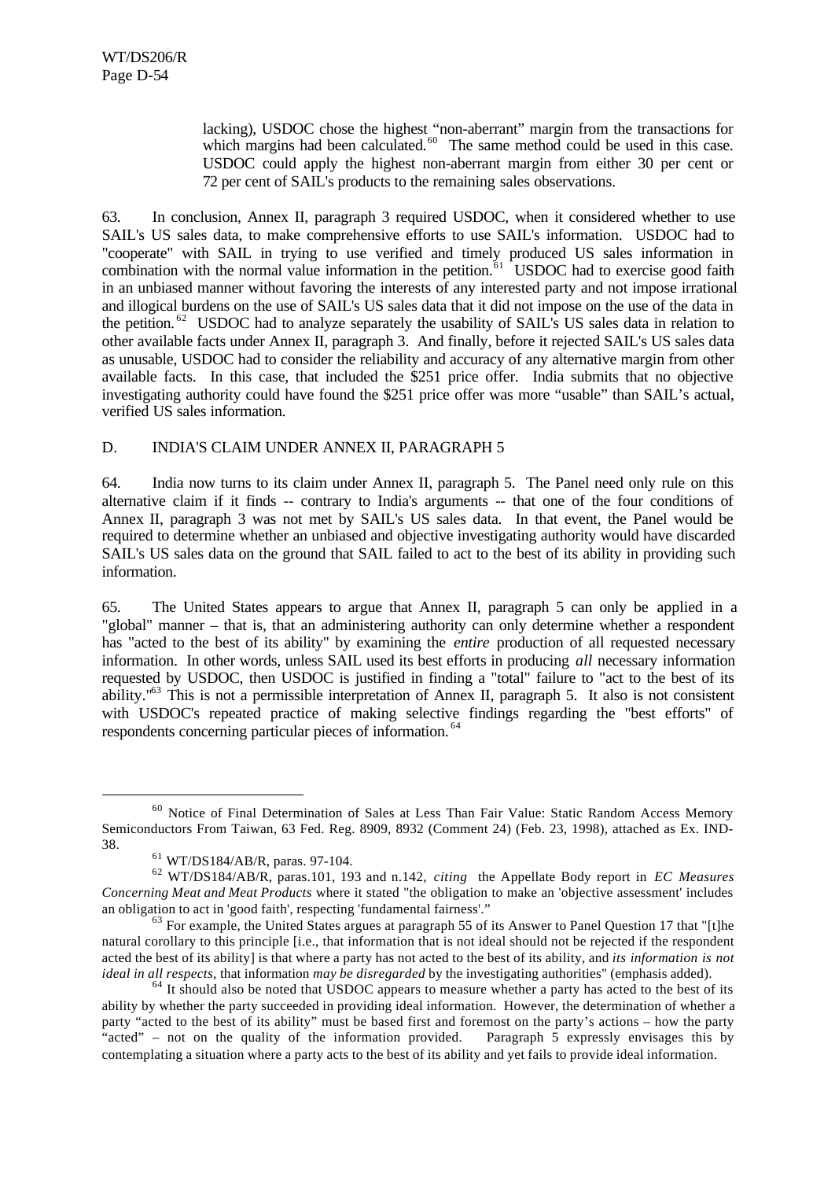lacking), USDOC chose the highest "non-aberrant" margin from the transactions for which margins had been calculated.[60] The same method could be used in this case. USDOC could apply the highest non-aberrant margin from either 30 per cent or 72 per cent of SAIL's products to the remaining sales observations.

63. In conclusion, Annex II, paragraph 3 required USDOC, when it considered whether to use SAIL's US sales data, to make comprehensive efforts to use SAIL's information. USDOC had to "cooperate" with SAIL in trying to use verified and timely produced US sales information in combination with the normal value information in the petition.[61] USDOC had to exercise good faith in an unbiased manner without favoring the interests of any interested party and not impose irrational and illogical burdens on the use of SAIL's US sales data that it did not impose on the use of the data in the petition.[62] USDOC had to analyze separately the usability of SAIL's US sales data in relation to other available facts under Annex II, paragraph 3. And finally, before it rejected SAIL's US sales data as unusable, USDOC had to consider the reliability and accuracy of any alternative margin from other available facts. In this case, that included the $251 price offer. India submits that no objective investigating authority could have found the $251 price offer was more "usable" than SAIL's actual, verified US sales information.

## D. INDIA'S CLAIM UNDER ANNEX II, PARAGRAPH 5

64. India now turns to its claim under Annex II, paragraph 5. The Panel need only rule on this alternative claim if it finds -- contrary to India's arguments -- that one of the four conditions of Annex II, paragraph 3 was not met by SAIL's US sales data. In that event, the Panel would be required to determine whether an unbiased and objective investigating authority would have discarded SAIL's US sales data on the ground that SAIL failed to act to the best of its ability in providing such information.

65. The United States appears to argue that Annex II, paragraph 5 can only be applied in a "global" manner – that is, that an administering authority can only determine whether a respondent has "acted to the best of its ability" by examining the *entire* production of all requested necessary information. In other words, unless SAIL used its best efforts in producing *all* necessary information requested by USDOC, then USDOC is justified in finding a "total" failure to "act to the best of its ability."[63] This is not a permissible interpretation of Annex II, paragraph 5. It also is not consistent with USDOC's repeated practice of making selective findings regarding the "best efforts" of respondents concerning particular pieces of information.[64]

---

[60] Notice of Final Determination of Sales at Less Than Fair Value: Static Random Access Memory Semiconductors From Taiwan, 63 Fed. Reg. 8909, 8932 (Comment 24) (Feb. 23, 1998), attached as Ex. IND-38.

[61] WT/DS184/AB/R, paras. 97-104.

[62] WT/DS184/AB/R, paras.101, 193 and n.142, *citing* the Appellate Body report in *EC Measures Concerning Meat and Meat Products* where it stated "the obligation to make an 'objective assessment' includes an obligation to act in 'good faith', respecting 'fundamental fairness'."

[63] For example, the United States argues at paragraph 55 of its Answer to Panel Question 17 that "[t]he natural corollary to this principle [i.e., that information that is not ideal should not be rejected if the respondent acted the best of its ability] is that where a party has not acted to the best of its ability, and *its information is not ideal in all respects*, that information *may be disregarded* by the investigating authorities" (emphasis added).

[64] It should also be noted that USDOC appears to measure whether a party has acted to the best of its ability by whether the party succeeded in providing ideal information. However, the determination of whether a party "acted to the best of its ability" must be based first and foremost on the party's actions – how the party "acted" – not on the quality of the information provided. Paragraph 5 expressly envisages this by contemplating a situation where a party acts to the best of its ability and yet fails to provide ideal information.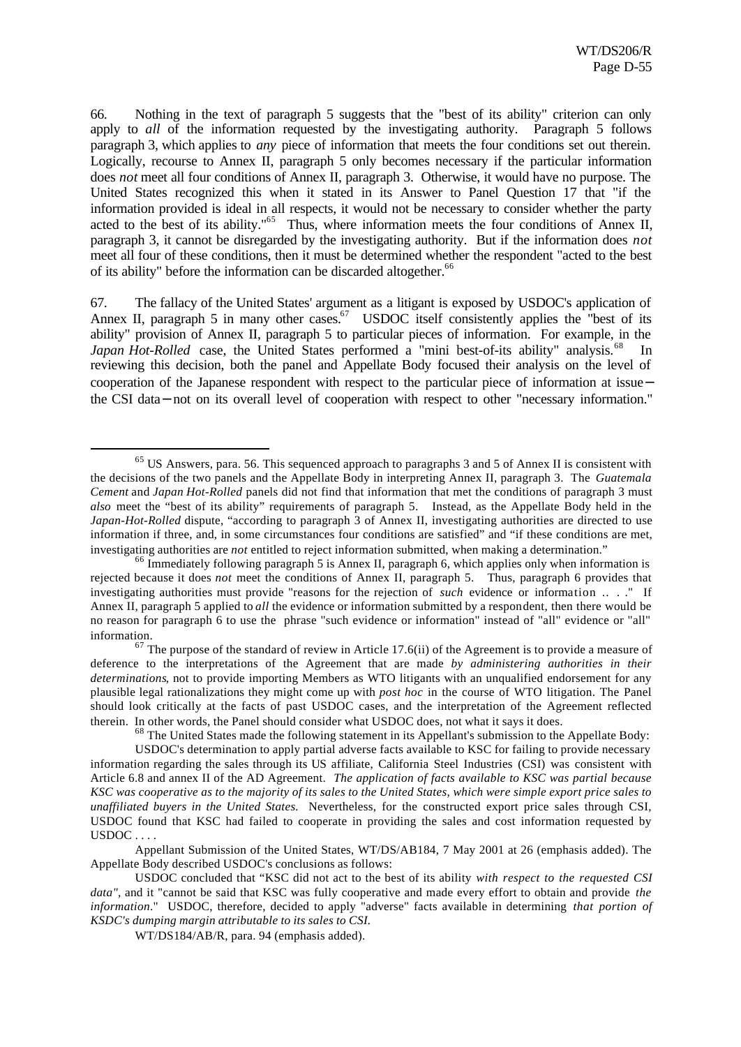66. Nothing in the text of paragraph 5 suggests that the "best of its ability" criterion can only apply to *all* of the information requested by the investigating authority. Paragraph 5 follows paragraph 3, which applies to *any* piece of information that meets the four conditions set out therein. Logically, recourse to Annex II, paragraph 5 only becomes necessary if the particular information does *not* meet all four conditions of Annex II, paragraph 3. Otherwise, it would have no purpose. The United States recognized this when it stated in its Answer to Panel Question 17 that "if the information provided is ideal in all respects, it would not be necessary to consider whether the party acted to the best of its ability."[65] Thus, where information meets the four conditions of Annex II, paragraph 3, it cannot be disregarded by the investigating authority. But if the information does *not* meet all four of these conditions, then it must be determined whether the respondent "acted to the best of its ability" before the information can be discarded altogether.[66]

67. The fallacy of the United States' argument as a litigant is exposed by USDOC's application of Annex II, paragraph 5 in many other cases.[67] USDOC itself consistently applies the "best of its ability" provision of Annex II, paragraph 5 to particular pieces of information. For example, in the *Japan Hot-Rolled* case, the United States performed a "mini best-of-its ability" analysis.[68] In reviewing this decision, both the panel and Appellate Body focused their analysis on the level of cooperation of the Japanese respondent with respect to the particular piece of information at issue—the CSI data—not on its overall level of cooperation with respect to other "necessary information."

---

[65] US Answers, para. 56. This sequenced approach to paragraphs 3 and 5 of Annex II is consistent with the decisions of the two panels and the Appellate Body in interpreting Annex II, paragraph 3. The *Guatemala Cement* and *Japan Hot-Rolled* panels did not find that information that met the conditions of paragraph 3 must *also* meet the "best of its ability" requirements of paragraph 5. Instead, as the Appellate Body held in the *Japan-Hot-Rolled* dispute, "according to paragraph 3 of Annex II, investigating authorities are directed to use information if three, and, in some circumstances four conditions are satisfied" and "if these conditions are met, investigating authorities are *not* entitled to reject information submitted, when making a determination."

[66] Immediately following paragraph 5 is Annex II, paragraph 6, which applies only when information is rejected because it does *not* meet the conditions of Annex II, paragraph 5. Thus, paragraph 6 provides that investigating authorities must provide "reasons for the rejection of *such* evidence or information .. . ." If Annex II, paragraph 5 applied to *all* the evidence or information submitted by a respondent, then there would be no reason for paragraph 6 to use the phrase "such evidence or information" instead of "all" evidence or "all" information.

[67] The purpose of the standard of review in Article 17.6(ii) of the Agreement is to provide a measure of deference to the interpretations of the Agreement that are made *by administering authorities in their determinations*, not to provide importing Members as WTO litigants with an unqualified endorsement for any plausible legal rationalizations they might come up with *post hoc* in the course of WTO litigation. The Panel should look critically at the facts of past USDOC cases, and the interpretation of the Agreement reflected therein. In other words, the Panel should consider what USDOC does, not what it says it does.

[68] The United States made the following statement in its Appellant's submission to the Appellate Body:

USDOC's determination to apply partial adverse facts available to KSC for failing to provide necessary information regarding the sales through its US affiliate, California Steel Industries (CSI) was consistent with Article 6.8 and annex II of the AD Agreement. *The application of facts available to KSC was partial because KSC was cooperative as to the majority of its sales to the United States, which were simple export price sales to unaffiliated buyers in the United States.* Nevertheless, for the constructed export price sales through CSI, USDOC found that KSC had failed to cooperate in providing the sales and cost information requested by USDOC . . . .

Appellant Submission of the United States, WT/DS/AB184, 7 May 2001 at 26 (emphasis added). The Appellate Body described USDOC's conclusions as follows:

USDOC concluded that "KSC did not act to the best of its ability *with respect to the requested CSI data*", and it "cannot be said that KSC was fully cooperative and made every effort to obtain and provide *the information*." USDOC, therefore, decided to apply "adverse" facts available in determining *that portion of KSDC's dumping margin attributable to its sales to CSI*.

WT/DS184/AB/R, para. 94 (emphasis added).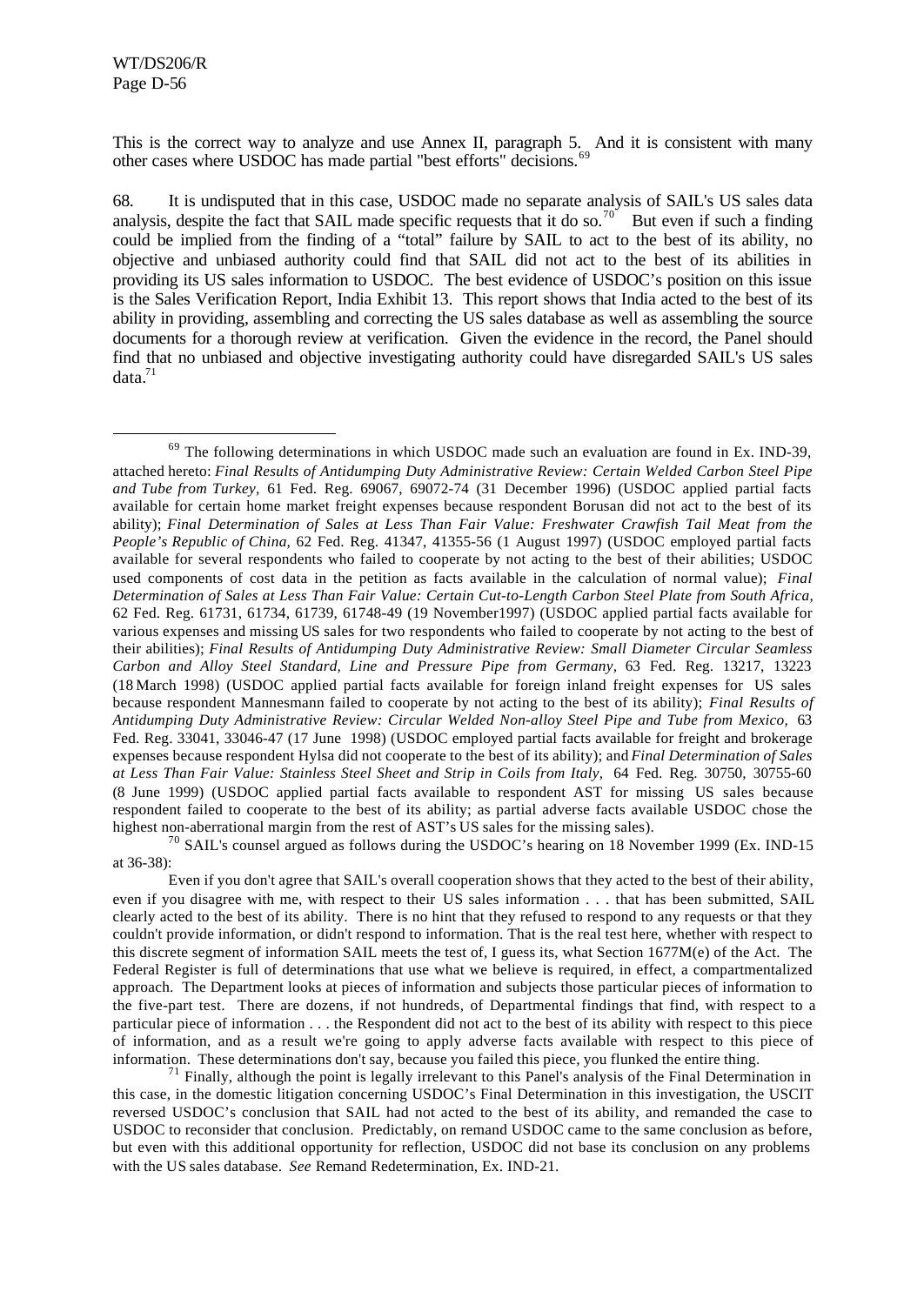This is the correct way to analyze and use Annex II, paragraph 5. And it is consistent with many other cases where USDOC has made partial "best efforts" decisions.[69]

68. It is undisputed that in this case, USDOC made no separate analysis of SAIL's US sales data analysis, despite the fact that SAIL made specific requests that it do so.[70] But even if such a finding could be implied from the finding of a "total" failure by SAIL to act to the best of its ability, no objective and unbiased authority could find that SAIL did not act to the best of its abilities in providing its US sales information to USDOC. The best evidence of USDOC's position on this issue is the Sales Verification Report, India Exhibit 13. This report shows that India acted to the best of its ability in providing, assembling and correcting the US sales database as well as assembling the source documents for a thorough review at verification. Given the evidence in the record, the Panel should find that no unbiased and objective investigating authority could have disregarded SAIL's US sales data.[71]

---

[69] The following determinations in which USDOC made such an evaluation are found in Ex. IND-39, attached hereto: *Final Results of Antidumping Duty Administrative Review: Certain Welded Carbon Steel Pipe and Tube from Turkey*, 61 Fed. Reg. 69067, 69072-74 (31 December 1996) (USDOC applied partial facts available for certain home market freight expenses because respondent Borusan did not act to the best of its ability); *Final Determination of Sales at Less Than Fair Value: Freshwater Crawfish Tail Meat from the People's Republic of China*, 62 Fed. Reg. 41347, 41355-56 (1 August 1997) (USDOC employed partial facts available for several respondents who failed to cooperate by not acting to the best of their abilities; USDOC used components of cost data in the petition as facts available in the calculation of normal value); *Final Determination of Sales at Less Than Fair Value: Certain Cut-to-Length Carbon Steel Plate from South Africa*, 62 Fed. Reg. 61731, 61734, 61739, 61748-49 (19 November1997) (USDOC applied partial facts available for various expenses and missing US sales for two respondents who failed to cooperate by not acting to the best of their abilities); *Final Results of Antidumping Duty Administrative Review: Small Diameter Circular Seamless Carbon and Alloy Steel Standard, Line and Pressure Pipe from Germany*, 63 Fed. Reg. 13217, 13223 (18 March 1998) (USDOC applied partial facts available for foreign inland freight expenses for US sales because respondent Mannesmann failed to cooperate by not acting to the best of its ability); *Final Results of Antidumping Duty Administrative Review: Circular Welded Non-alloy Steel Pipe and Tube from Mexico*, 63 Fed. Reg. 33041, 33046-47 (17 June 1998) (USDOC employed partial facts available for freight and brokerage expenses because respondent Hylsa did not cooperate to the best of its ability); and *Final Determination of Sales at Less Than Fair Value: Stainless Steel Sheet and Strip in Coils from Italy*, 64 Fed. Reg. 30750, 30755-60 (8 June 1999) (USDOC applied partial facts available to respondent AST for missing US sales because respondent failed to cooperate to the best of its ability; as partial adverse facts available USDOC chose the highest non-aberrational margin from the rest of AST's US sales for the missing sales).

[70] SAIL's counsel argued as follows during the USDOC's hearing on 18 November 1999 (Ex. IND-15 at 36-38):

> Even if you don't agree that SAIL's overall cooperation shows that they acted to the best of their ability, even if you disagree with me, with respect to their US sales information . . . that has been submitted, SAIL clearly acted to the best of its ability. There is no hint that they refused to respond to any requests or that they couldn't provide information, or didn't respond to information. That is the real test here, whether with respect to this discrete segment of information SAIL meets the test of, I guess its, what Section 1677M(e) of the Act. The Federal Register is full of determinations that use what we believe is required, in effect, a compartmentalized approach. The Department looks at pieces of information and subjects those particular pieces of information to the five-part test. There are dozens, if not hundreds, of Departmental findings that find, with respect to a particular piece of information . . . the Respondent did not act to the best of its ability with respect to this piece of information, and as a result we're going to apply adverse facts available with respect to this piece of information. These determinations don't say, because you failed this piece, you flunked the entire thing.

[71] Finally, although the point is legally irrelevant to this Panel's analysis of the Final Determination in this case, in the domestic litigation concerning USDOC's Final Determination in this investigation, the USCIT reversed USDOC's conclusion that SAIL had not acted to the best of its ability, and remanded the case to USDOC to reconsider that conclusion. Predictably, on remand USDOC came to the same conclusion as before, but even with this additional opportunity for reflection, USDOC did not base its conclusion on any problems with the US sales database. *See* Remand Redetermination, Ex. IND-21.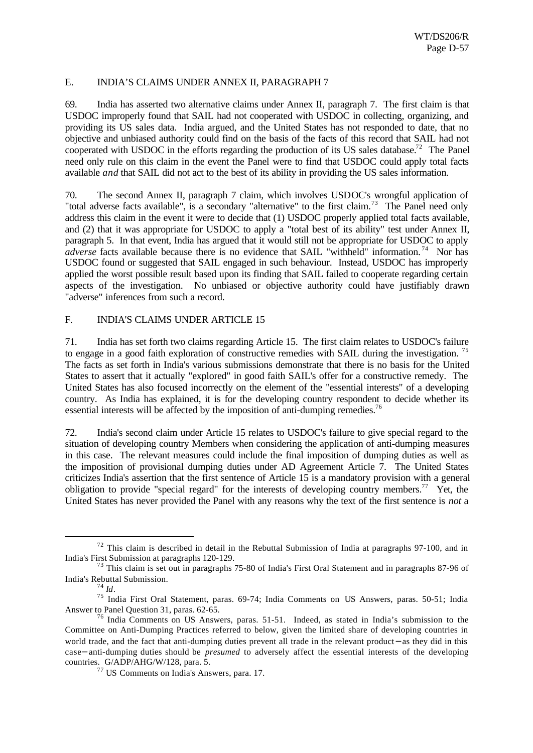## E. INDIA'S CLAIMS UNDER ANNEX II, PARAGRAPH 7

69. India has asserted two alternative claims under Annex II, paragraph 7. The first claim is that USDOC improperly found that SAIL had not cooperated with USDOC in collecting, organizing, and providing its US sales data. India argued, and the United States has not responded to date, that no objective and unbiased authority could find on the basis of the facts of this record that SAIL had not cooperated with USDOC in the efforts regarding the production of its US sales database.[72] The Panel need only rule on this claim in the event the Panel were to find that USDOC could apply total facts available *and* that SAIL did not act to the best of its ability in providing the US sales information.

70. The second Annex II, paragraph 7 claim, which involves USDOC's wrongful application of "total adverse facts available", is a secondary "alternative" to the first claim.[73] The Panel need only address this claim in the event it were to decide that (1) USDOC properly applied total facts available, and (2) that it was appropriate for USDOC to apply a "total best of its ability" test under Annex II, paragraph 5. In that event, India has argued that it would still not be appropriate for USDOC to apply *adverse* facts available because there is no evidence that SAIL "withheld" information.[74] Nor has USDOC found or suggested that SAIL engaged in such behaviour. Instead, USDOC has improperly applied the worst possible result based upon its finding that SAIL failed to cooperate regarding certain aspects of the investigation. No unbiased or objective authority could have justifiably drawn "adverse" inferences from such a record.

## F. INDIA'S CLAIMS UNDER ARTICLE 15

71. India has set forth two claims regarding Article 15. The first claim relates to USDOC's failure to engage in a good faith exploration of constructive remedies with SAIL during the investigation.[75] The facts as set forth in India's various submissions demonstrate that there is no basis for the United States to assert that it actually "explored" in good faith SAIL's offer for a constructive remedy. The United States has also focused incorrectly on the element of the "essential interests" of a developing country. As India has explained, it is for the developing country respondent to decide whether its essential interests will be affected by the imposition of anti-dumping remedies.[76]

72. India's second claim under Article 15 relates to USDOC's failure to give special regard to the situation of developing country Members when considering the application of anti-dumping measures in this case. The relevant measures could include the final imposition of dumping duties as well as the imposition of provisional dumping duties under AD Agreement Article 7. The United States criticizes India's assertion that the first sentence of Article 15 is a mandatory provision with a general obligation to provide "special regard" for the interests of developing country members.[77] Yet, the United States has never provided the Panel with any reasons why the text of the first sentence is *not* a

---

[72] This claim is described in detail in the Rebuttal Submission of India at paragraphs 97-100, and in India's First Submission at paragraphs 120-129.

[73] This claim is set out in paragraphs 75-80 of India's First Oral Statement and in paragraphs 87-96 of India's Rebuttal Submission.

[74] *Id*.

[75] India First Oral Statement, paras. 69-74; India Comments on US Answers, paras. 50-51; India Answer to Panel Question 31, paras. 62-65.

[76] India Comments on US Answers, paras. 51-51. Indeed, as stated in India's submission to the Committee on Anti-Dumping Practices referred to below, given the limited share of developing countries in world trade, and the fact that anti-dumping duties prevent all trade in the relevant product – as they did in this case – anti-dumping duties should be *presumed* to adversely affect the essential interests of the developing countries. G/ADP/AHG/W/128, para. 5.

[77] US Comments on India's Answers, para. 17.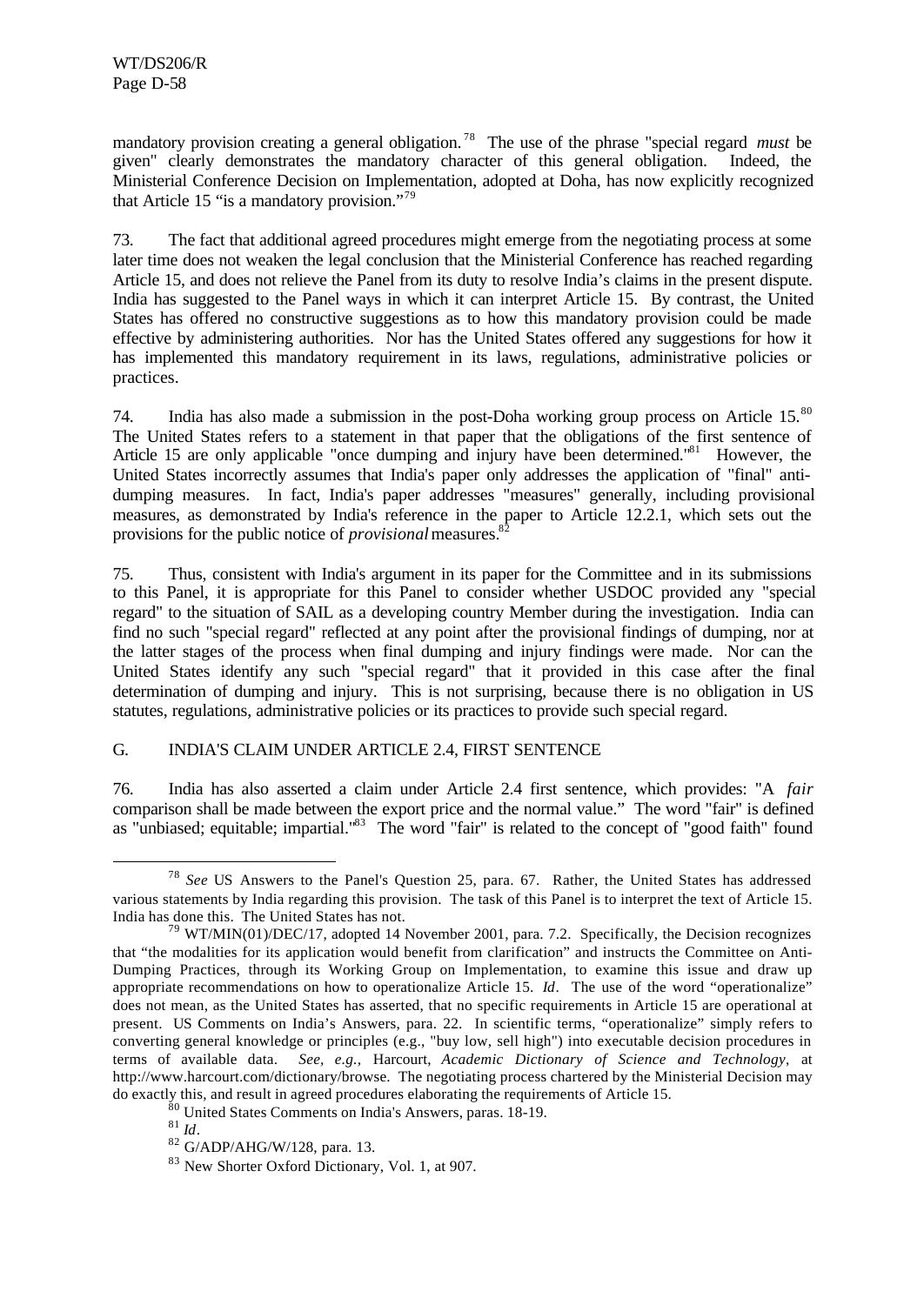mandatory provision creating a general obligation.[78] The use of the phrase "special regard *must* be given" clearly demonstrates the mandatory character of this general obligation. Indeed, the Ministerial Conference Decision on Implementation, adopted at Doha, has now explicitly recognized that Article 15 "is a mandatory provision."[79]

73. The fact that additional agreed procedures might emerge from the negotiating process at some later time does not weaken the legal conclusion that the Ministerial Conference has reached regarding Article 15, and does not relieve the Panel from its duty to resolve India's claims in the present dispute. India has suggested to the Panel ways in which it can interpret Article 15. By contrast, the United States has offered no constructive suggestions as to how this mandatory provision could be made effective by administering authorities. Nor has the United States offered any suggestions for how it has implemented this mandatory requirement in its laws, regulations, administrative policies or practices.

74. India has also made a submission in the post-Doha working group process on Article 15.[80] The United States refers to a statement in that paper that the obligations of the first sentence of Article 15 are only applicable "once dumping and injury have been determined."[81] However, the United States incorrectly assumes that India's paper only addresses the application of "final" anti-dumping measures. In fact, India's paper addresses "measures" generally, including provisional measures, as demonstrated by India's reference in the paper to Article 12.2.1, which sets out the provisions for the public notice of *provisional* measures.[82]

75. Thus, consistent with India's argument in its paper for the Committee and in its submissions to this Panel, it is appropriate for this Panel to consider whether USDOC provided any "special regard" to the situation of SAIL as a developing country Member during the investigation. India can find no such "special regard" reflected at any point after the provisional findings of dumping, nor at the latter stages of the process when final dumping and injury findings were made. Nor can the United States identify any such "special regard" that it provided in this case after the final determination of dumping and injury. This is not surprising, because there is no obligation in US statutes, regulations, administrative policies or its practices to provide such special regard.

## G. INDIA'S CLAIM UNDER ARTICLE 2.4, FIRST SENTENCE

76. India has also asserted a claim under Article 2.4 first sentence, which provides: "A *fair* comparison shall be made between the export price and the normal value." The word "fair" is defined as "unbiased; equitable; impartial."[83] The word "fair" is related to the concept of "good faith" found

---

[78] *See* US Answers to the Panel's Question 25, para. 67. Rather, the United States has addressed various statements by India regarding this provision. The task of this Panel is to interpret the text of Article 15. India has done this. The United States has not.

[79] WT/MIN(01)/DEC/17, adopted 14 November 2001, para. 7.2. Specifically, the Decision recognizes that "the modalities for its application would benefit from clarification" and instructs the Committee on Anti-Dumping Practices, through its Working Group on Implementation, to examine this issue and draw up appropriate recommendations on how to operationalize Article 15. *Id*. The use of the word "operationalize" does not mean, as the United States has asserted, that no specific requirements in Article 15 are operational at present. US Comments on India's Answers, para. 22. In scientific terms, "operationalize" simply refers to converting general knowledge or principles (e.g., "buy low, sell high") into executable decision procedures in terms of available data. *See, e.g.,* Harcourt, *Academic Dictionary of Science and Technology*, at http://www.harcourt.com/dictionary/browse. The negotiating process chartered by the Ministerial Decision may do exactly this, and result in agreed procedures elaborating the requirements of Article 15.

[80] United States Comments on India's Answers, paras. 18-19.

[81] *Id*.

[82] G/ADP/AHG/W/128, para. 13.

[83] New Shorter Oxford Dictionary, Vol. 1, at 907.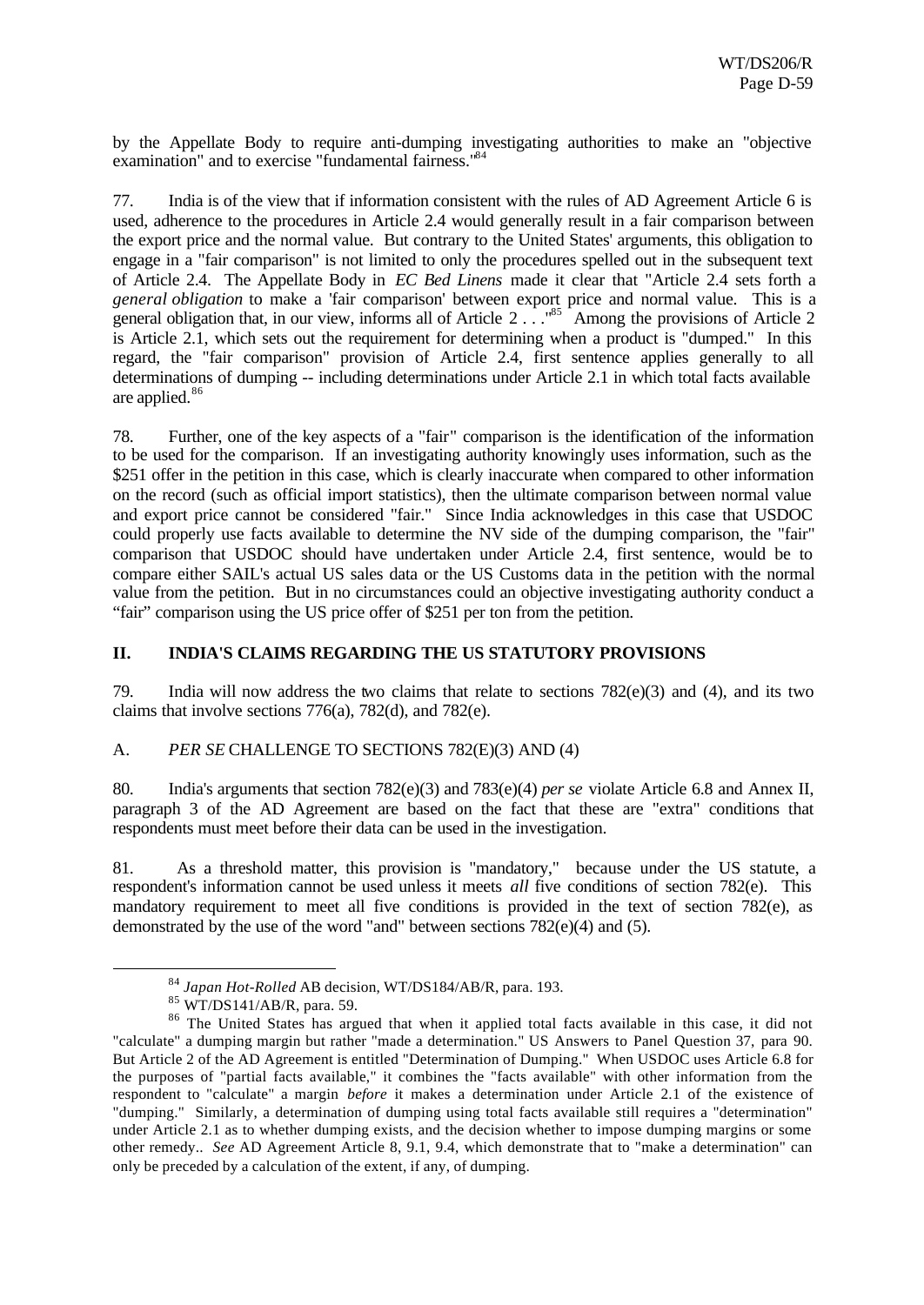by the Appellate Body to require anti-dumping investigating authorities to make an "objective examination" and to exercise "fundamental fairness."[84]

77. India is of the view that if information consistent with the rules of AD Agreement Article 6 is used, adherence to the procedures in Article 2.4 would generally result in a fair comparison between the export price and the normal value. But contrary to the United States' arguments, this obligation to engage in a "fair comparison" is not limited to only the procedures spelled out in the subsequent text of Article 2.4. The Appellate Body in *EC Bed Linens* made it clear that "Article 2.4 sets forth a *general obligation* to make a 'fair comparison' between export price and normal value. This is a general obligation that, in our view, informs all of Article 2 . . ."[85] Among the provisions of Article 2 is Article 2.1, which sets out the requirement for determining when a product is "dumped." In this regard, the "fair comparison" provision of Article 2.4, first sentence applies generally to all determinations of dumping -- including determinations under Article 2.1 in which total facts available are applied.[86]

78. Further, one of the key aspects of a "fair" comparison is the identification of the information to be used for the comparison. If an investigating authority knowingly uses information, such as the $251 offer in the petition in this case, which is clearly inaccurate when compared to other information on the record (such as official import statistics), then the ultimate comparison between normal value and export price cannot be considered "fair." Since India acknowledges in this case that USDOC could properly use facts available to determine the NV side of the dumping comparison, the "fair" comparison that USDOC should have undertaken under Article 2.4, first sentence, would be to compare either SAIL's actual US sales data or the US Customs data in the petition with the normal value from the petition. But in no circumstances could an objective investigating authority conduct a "fair" comparison using the US price offer of $251 per ton from the petition.

## II. INDIA'S CLAIMS REGARDING THE US STATUTORY PROVISIONS

79. India will now address the two claims that relate to sections 782(e)(3) and (4), and its two claims that involve sections 776(a), 782(d), and 782(e).

### A. *PER SE* CHALLENGE TO SECTIONS 782(E)(3) AND (4)

80. India's arguments that section 782(e)(3) and 783(e)(4) *per se* violate Article 6.8 and Annex II, paragraph 3 of the AD Agreement are based on the fact that these are "extra" conditions that respondents must meet before their data can be used in the investigation.

81. As a threshold matter, this provision is "mandatory," because under the US statute, a respondent's information cannot be used unless it meets *all* five conditions of section 782(e). This mandatory requirement to meet all five conditions is provided in the text of section 782(e), as demonstrated by the use of the word "and" between sections 782(e)(4) and (5).

---

[84] *Japan Hot-Rolled* AB decision, WT/DS184/AB/R, para. 193.

[85] WT/DS141/AB/R, para. 59.

[86] The United States has argued that when it applied total facts available in this case, it did not "calculate" a dumping margin but rather "made a determination." US Answers to Panel Question 37, para 90. But Article 2 of the AD Agreement is entitled "Determination of Dumping." When USDOC uses Article 6.8 for the purposes of "partial facts available," it combines the "facts available" with other information from the respondent to "calculate" a margin *before* it makes a determination under Article 2.1 of the existence of "dumping." Similarly, a determination of dumping using total facts available still requires a "determination" under Article 2.1 as to whether dumping exists, and the decision whether to impose dumping margins or some other remedy.. *See* AD Agreement Article 8, 9.1, 9.4, which demonstrate that to "make a determination" can only be preceded by a calculation of the extent, if any, of dumping.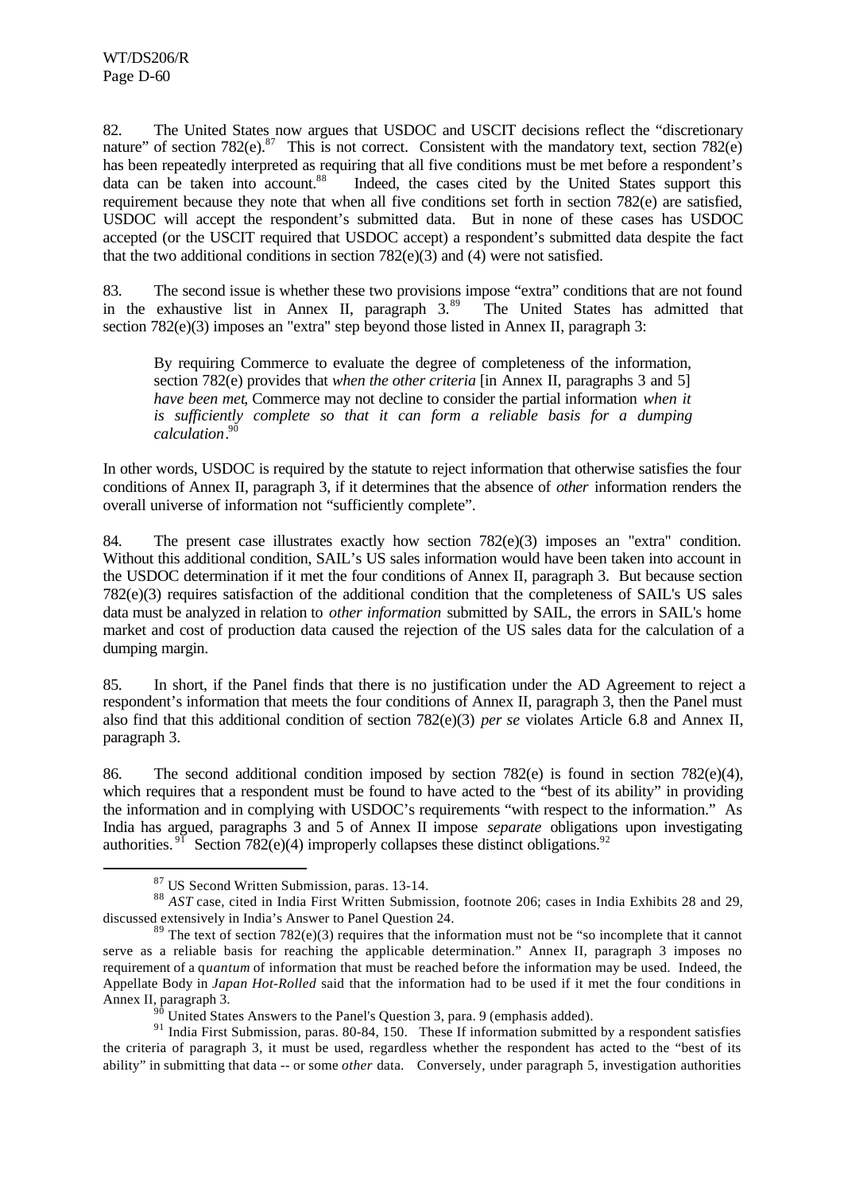82. The United States now argues that USDOC and USCIT decisions reflect the "discretionary nature" of section 782(e).[87] This is not correct. Consistent with the mandatory text, section 782(e) has been repeatedly interpreted as requiring that all five conditions must be met before a respondent's data can be taken into account.[88] Indeed, the cases cited by the United States support this requirement because they note that when all five conditions set forth in section 782(e) are satisfied, USDOC will accept the respondent's submitted data. But in none of these cases has USDOC accepted (or the USCIT required that USDOC accept) a respondent's submitted data despite the fact that the two additional conditions in section 782(e)(3) and (4) were not satisfied.

83. The second issue is whether these two provisions impose "extra" conditions that are not found in the exhaustive list in Annex II, paragraph 3.[89] The United States has admitted that section 782(e)(3) imposes an "extra" step beyond those listed in Annex II, paragraph 3:

> By requiring Commerce to evaluate the degree of completeness of the information, section 782(e) provides that *when the other criteria* [in Annex II, paragraphs 3 and 5] *have been met*, Commerce may not decline to consider the partial information *when it is sufficiently complete so that it can form a reliable basis for a dumping calculation*.[90]

In other words, USDOC is required by the statute to reject information that otherwise satisfies the four conditions of Annex II, paragraph 3, if it determines that the absence of *other* information renders the overall universe of information not "sufficiently complete".

84. The present case illustrates exactly how section 782(e)(3) imposes an "extra" condition. Without this additional condition, SAIL's US sales information would have been taken into account in the USDOC determination if it met the four conditions of Annex II, paragraph 3. But because section 782(e)(3) requires satisfaction of the additional condition that the completeness of SAIL's US sales data must be analyzed in relation to *other information* submitted by SAIL, the errors in SAIL's home market and cost of production data caused the rejection of the US sales data for the calculation of a dumping margin.

85. In short, if the Panel finds that there is no justification under the AD Agreement to reject a respondent's information that meets the four conditions of Annex II, paragraph 3, then the Panel must also find that this additional condition of section 782(e)(3) *per se* violates Article 6.8 and Annex II, paragraph 3.

86. The second additional condition imposed by section 782(e) is found in section 782(e)(4), which requires that a respondent must be found to have acted to the "best of its ability" in providing the information and in complying with USDOC's requirements "with respect to the information." As India has argued, paragraphs 3 and 5 of Annex II impose *separate* obligations upon investigating authorities.[91] Section 782(e)(4) improperly collapses these distinct obligations.[92]

---

[87] US Second Written Submission, paras. 13-14.

[88] *AST* case, cited in India First Written Submission, footnote 206; cases in India Exhibits 28 and 29, discussed extensively in India's Answer to Panel Question 24.

[89] The text of section 782(e)(3) requires that the information must not be "so incomplete that it cannot serve as a reliable basis for reaching the applicable determination." Annex II, paragraph 3 imposes no requirement of a q*uantum* of information that must be reached before the information may be used. Indeed, the Appellate Body in *Japan Hot-Rolled* said that the information had to be used if it met the four conditions in Annex II, paragraph 3.

[90] United States Answers to the Panel's Question 3, para. 9 (emphasis added).

[91] India First Submission, paras. 80-84, 150. These If information submitted by a respondent satisfies the criteria of paragraph 3, it must be used, regardless whether the respondent has acted to the "best of its ability" in submitting that data -- or some *other* data. Conversely, under paragraph 5, investigation authorities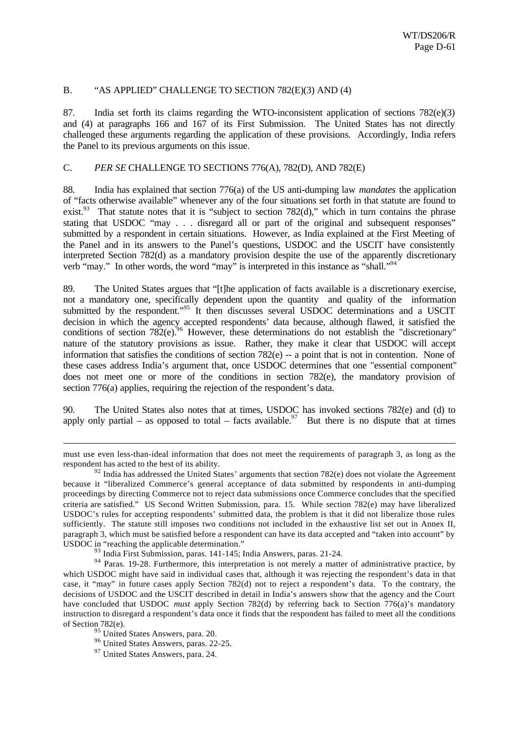## B. "AS APPLIED" CHALLENGE TO SECTION 782(E)(3) AND (4)

87. India set forth its claims regarding the WTO-inconsistent application of sections 782(e)(3) and (4) at paragraphs 166 and 167 of its First Submission. The United States has not directly challenged these arguments regarding the application of these provisions. Accordingly, India refers the Panel to its previous arguments on this issue.

## C. *PER SE* CHALLENGE TO SECTIONS 776(A), 782(D), AND 782(E)

88. India has explained that section 776(a) of the US anti-dumping law *mandates* the application of "facts otherwise available" whenever any of the four situations set forth in that statute are found to exist.[93] That statute notes that it is "subject to section 782(d)," which in turn contains the phrase stating that USDOC "may . . . disregard all or part of the original and subsequent responses" submitted by a respondent in certain situations. However, as India explained at the First Meeting of the Panel and in its answers to the Panel's questions, USDOC and the USCIT have consistently interpreted Section 782(d) as a mandatory provision despite the use of the apparently discretionary verb "may." In other words, the word "may" is interpreted in this instance as "shall."[94]

89. The United States argues that "[t]he application of facts available is a discretionary exercise, not a mandatory one, specifically dependent upon the quantity and quality of the information submitted by the respondent."[95] It then discusses several USDOC determinations and a USCIT decision in which the agency accepted respondents' data because, although flawed, it satisfied the conditions of section 782(e).[96] However, these determinations do not establish the "discretionary" nature of the statutory provisions as issue. Rather, they make it clear that USDOC will accept information that satisfies the conditions of section 782(e) -- a point that is not in contention. None of these cases address India's argument that, once USDOC determines that one "essential component" does not meet one or more of the conditions in section 782(e), the mandatory provision of section 776(a) applies, requiring the rejection of the respondent's data.

90. The United States also notes that at times, USDOC has invoked sections 782(e) and (d) to apply only partial – as opposed to total – facts available.[97] But there is no dispute that at times

---

must use even less-than-ideal information that does not meet the requirements of paragraph 3, as long as the respondent has acted to the best of its ability.

[92] India has addressed the United States' arguments that section 782(e) does not violate the Agreement because it "liberalized Commerce's general acceptance of data submitted by respondents in anti-dumping proceedings by directing Commerce not to reject data submissions once Commerce concludes that the specified criteria are satisfied." US Second Written Submission, para. 15. While section 782(e) may have liberalized USDOC's rules for accepting respondents' submitted data, the problem is that it did not liberalize those rules sufficiently. The statute still imposes two conditions not included in the exhaustive list set out in Annex II, paragraph 3, which must be satisfied before a respondent can have its data accepted and "taken into account" by USDOC in "reaching the applicable determination."

[93] India First Submission, paras. 141-145; India Answers, paras. 21-24.

[94] Paras. 19-28. Furthermore, this interpretation is not merely a matter of administrative practice, by which USDOC might have said in individual cases that, although it was rejecting the respondent's data in that case, it "may" in future cases apply Section 782(d) not to reject a respondent's data. To the contrary, the decisions of USDOC and the USCIT described in detail in India's answers show that the agency and the Court have concluded that USDOC *must* apply Section 782(d) by referring back to Section 776(a)'s mandatory instruction to disregard a respondent's data once it finds that the respondent has failed to meet all the conditions of Section 782(e).

[95] United States Answers, para. 20.

[96] United States Answers, paras. 22-25.

[97] United States Answers, para. 24.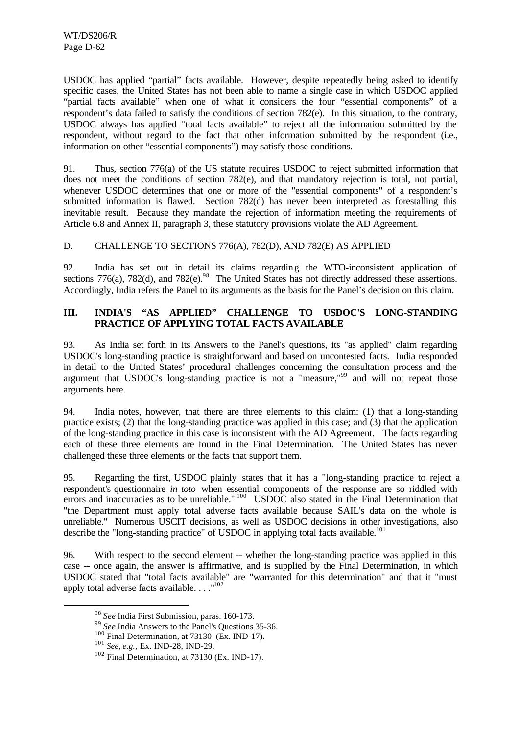USDOC has applied "partial" facts available. However, despite repeatedly being asked to identify specific cases, the United States has not been able to name a single case in which USDOC applied "partial facts available" when one of what it considers the four "essential components" of a respondent's data failed to satisfy the conditions of section 782(e). In this situation, to the contrary, USDOC always has applied "total facts available" to reject all the information submitted by the respondent, without regard to the fact that other information submitted by the respondent (i.e., information on other "essential components") may satisfy those conditions.

91. Thus, section 776(a) of the US statute requires USDOC to reject submitted information that does not meet the conditions of section 782(e), and that mandatory rejection is total, not partial, whenever USDOC determines that one or more of the "essential components" of a respondent's submitted information is flawed. Section 782(d) has never been interpreted as forestalling this inevitable result. Because they mandate the rejection of information meeting the requirements of Article 6.8 and Annex II, paragraph 3, these statutory provisions violate the AD Agreement.

### D. CHALLENGE TO SECTIONS 776(A), 782(D), AND 782(E) AS APPLIED

92. India has set out in detail its claims regarding the WTO-inconsistent application of sections 776(a), 782(d), and 782(e).[98] The United States has not directly addressed these assertions. Accordingly, India refers the Panel to its arguments as the basis for the Panel's decision on this claim.

## III. INDIA'S "AS APPLIED" CHALLENGE TO USDOC'S LONG-STANDING PRACTICE OF APPLYING TOTAL FACTS AVAILABLE

93. As India set forth in its Answers to the Panel's questions, its "as applied" claim regarding USDOC's long-standing practice is straightforward and based on uncontested facts. India responded in detail to the United States' procedural challenges concerning the consultation process and the argument that USDOC's long-standing practice is not a "measure,"[99] and will not repeat those arguments here.

94. India notes, however, that there are three elements to this claim: (1) that a long-standing practice exists; (2) that the long-standing practice was applied in this case; and (3) that the application of the long-standing practice in this case is inconsistent with the AD Agreement. The facts regarding each of these three elements are found in the Final Determination. The United States has never challenged these three elements or the facts that support them.

95. Regarding the first, USDOC plainly states that it has a "long-standing practice to reject a respondent's questionnaire *in toto* when essential components of the response are so riddled with errors and inaccuracies as to be unreliable."[100] USDOC also stated in the Final Determination that "the Department must apply total adverse facts available because SAIL's data on the whole is unreliable." Numerous USCIT decisions, as well as USDOC decisions in other investigations, also describe the "long-standing practice" of USDOC in applying total facts available.[101]

96. With respect to the second element -- whether the long-standing practice was applied in this case -- once again, the answer is affirmative, and is supplied by the Final Determination, in which USDOC stated that "total facts available" are "warranted for this determination" and that it "must apply total adverse facts available. . . ."[102]

---

[98] *See* India First Submission, paras. 160-173.

[99] *See* India Answers to the Panel's Questions 35-36.

[100] Final Determination, at 73130 (Ex. IND-17).

[101] *See, e.g.*, Ex. IND-28, IND-29.

[102] Final Determination, at 73130 (Ex. IND-17).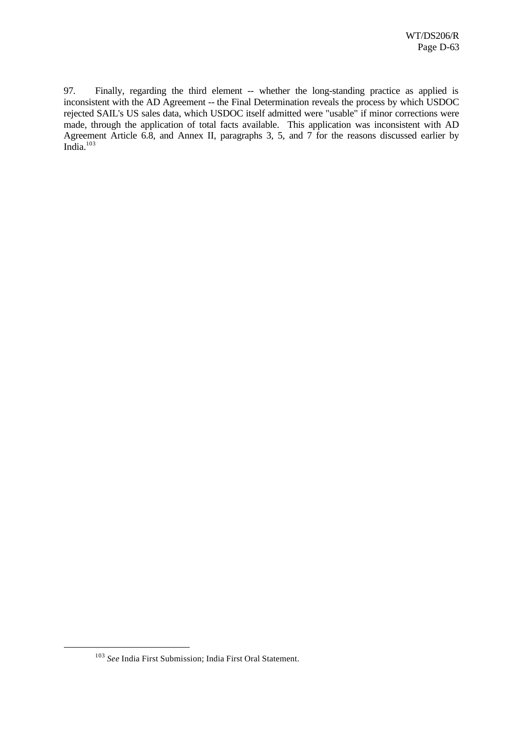97. Finally, regarding the third element -- whether the long-standing practice as applied is inconsistent with the AD Agreement -- the Final Determination reveals the process by which USDOC rejected SAIL's US sales data, which USDOC itself admitted were "usable" if minor corrections were made, through the application of total facts available. This application was inconsistent with AD Agreement Article 6.8, and Annex II, paragraphs 3, 5, and 7 for the reasons discussed earlier by India.[103]

[103] *See* India First Submission; India First Oral Statement.